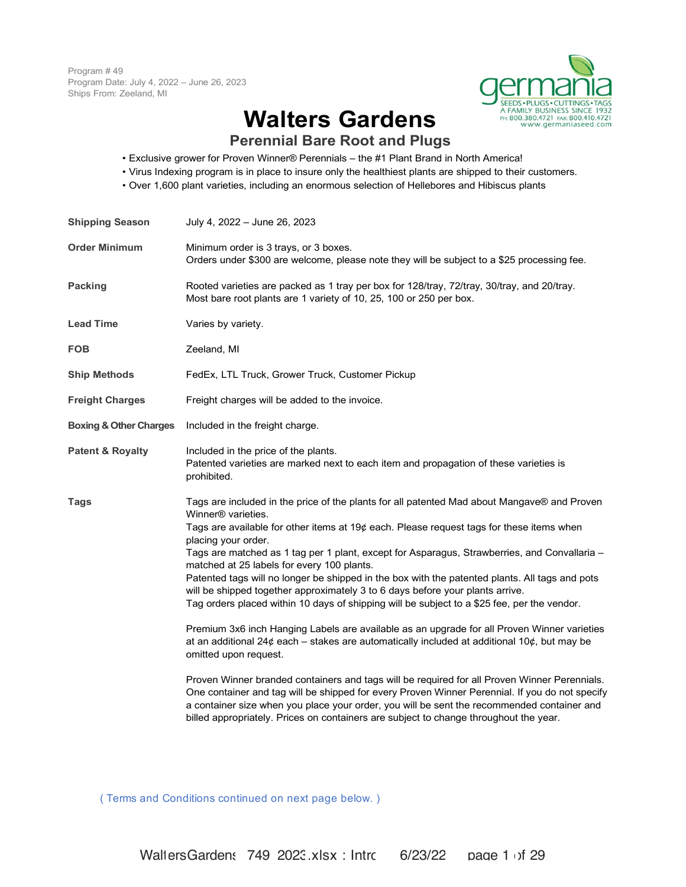Program # 49
Program Date: July 4, 2022 – June 26, 2023
Ships From: Zeeland, MI

germania
SEEDS • PLUGS • CUTTINGS • TAGS
A FAMILY BUSINESS SINCE 1932
PH: 800.380.4721 FAX: 800.410.4721
www.germaniaseed.com

# Walters Gardens

## Perennial Bare Root and Plugs

- Exclusive grower for Proven Winner® Perennials – the #1 Plant Brand in North America!
- Virus Indexing program is in place to insure only the healthiest plants are shipped to their customers.
- Over 1,600 plant varieties, including an enormous selection of Hellebores and Hibiscus plants

| | |
|---|---|
| **Shipping Season** | July 4, 2022 – June 26, 2023 |
| **Order Minimum** | Minimum order is 3 trays, or 3 boxes.<br>Orders under $300 are welcome, please note they will be subject to a $25 processing fee. |
| **Packing** | Rooted varieties are packed as 1 tray per box for 128/tray, 72/tray, 30/tray, and 20/tray.<br>Most bare root plants are 1 variety of 10, 25, 100 or 250 per box. |
| **Lead Time** | Varies by variety. |
| **FOB** | Zeeland, MI |
| **Ship Methods** | FedEx, LTL Truck, Grower Truck, Customer Pickup |
| **Freight Charges** | Freight charges will be added to the invoice. |
| **Boxing & Other Charges** | Included in the freight charge. |
| **Patent & Royalty** | Included in the price of the plants.<br>Patented varieties are marked next to each item and propagation of these varieties is prohibited. |
| **Tags** | Tags are included in the price of the plants for all patented Mad about Mangave® and Proven Winner® varieties.<br>Tags are available for other items at 19¢ each. Please request tags for these items when placing your order.<br>Tags are matched as 1 tag per 1 plant, except for Asparagus, Strawberries, and Convallaria – matched at 25 labels for every 100 plants.<br>Patented tags will no longer be shipped in the box with the patented plants. All tags and pots will be shipped together approximately 3 to 6 days before your plants arrive.<br>Tag orders placed within 10 days of shipping will be subject to a $25 fee, per the vendor.<br><br>Premium 3x6 inch Hanging Labels are available as an upgrade for all Proven Winner varieties at an additional 24¢ each – stakes are automatically included at additional 10¢, but may be omitted upon request.<br><br>Proven Winner branded containers and tags will be required for all Proven Winner Perennials. One container and tag will be shipped for every Proven Winner Perennial. If you do not specify a container size when you place your order, you will be sent the recommended container and billed appropriately. Prices on containers are subject to change throughout the year. |

( Terms and Conditions continued on next page below. )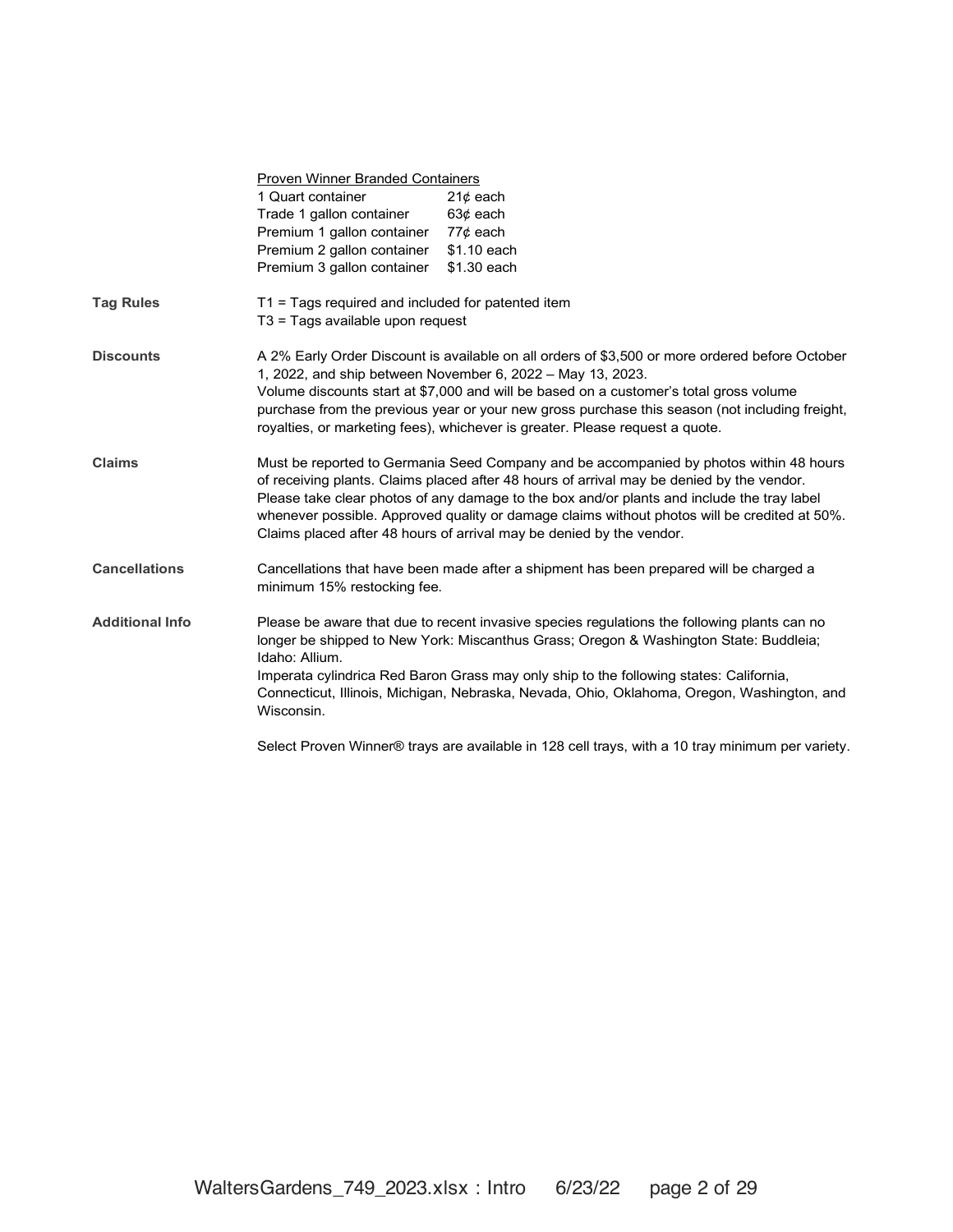**Proven Winner Branded Containers**

| | |
|---|---|
| 1 Quart container | 21¢ each |
| Trade 1 gallon container | 63¢ each |
| Premium 1 gallon container | 77¢ each |
| Premium 2 gallon container | $1.10 each |
| Premium 3 gallon container | $1.30 each |

**Tag Rules**

T1 = Tags required and included for patented item
T3 = Tags available upon request

**Discounts**

A 2% Early Order Discount is available on all orders of $3,500 or more ordered before October 1, 2022, and ship between November 6, 2022 – May 13, 2023.
Volume discounts start at $7,000 and will be based on a customer's total gross volume purchase from the previous year or your new gross purchase this season (not including freight, royalties, or marketing fees), whichever is greater. Please request a quote.

**Claims**

Must be reported to Germania Seed Company and be accompanied by photos within 48 hours of receiving plants. Claims placed after 48 hours of arrival may be denied by the vendor. Please take clear photos of any damage to the box and/or plants and include the tray label whenever possible. Approved quality or damage claims without photos will be credited at 50%. Claims placed after 48 hours of arrival may be denied by the vendor.

**Cancellations**

Cancellations that have been made after a shipment has been prepared will be charged a minimum 15% restocking fee.

**Additional Info**

Please be aware that due to recent invasive species regulations the following plants can no longer be shipped to New York: Miscanthus Grass; Oregon & Washington State: Buddleia; Idaho: Allium.
Imperata cylindrica Red Baron Grass may only ship to the following states: California, Connecticut, Illinois, Michigan, Nebraska, Nevada, Ohio, Oklahoma, Oregon, Washington, and Wisconsin.

Select Proven Winner® trays are available in 128 cell trays, with a 10 tray minimum per variety.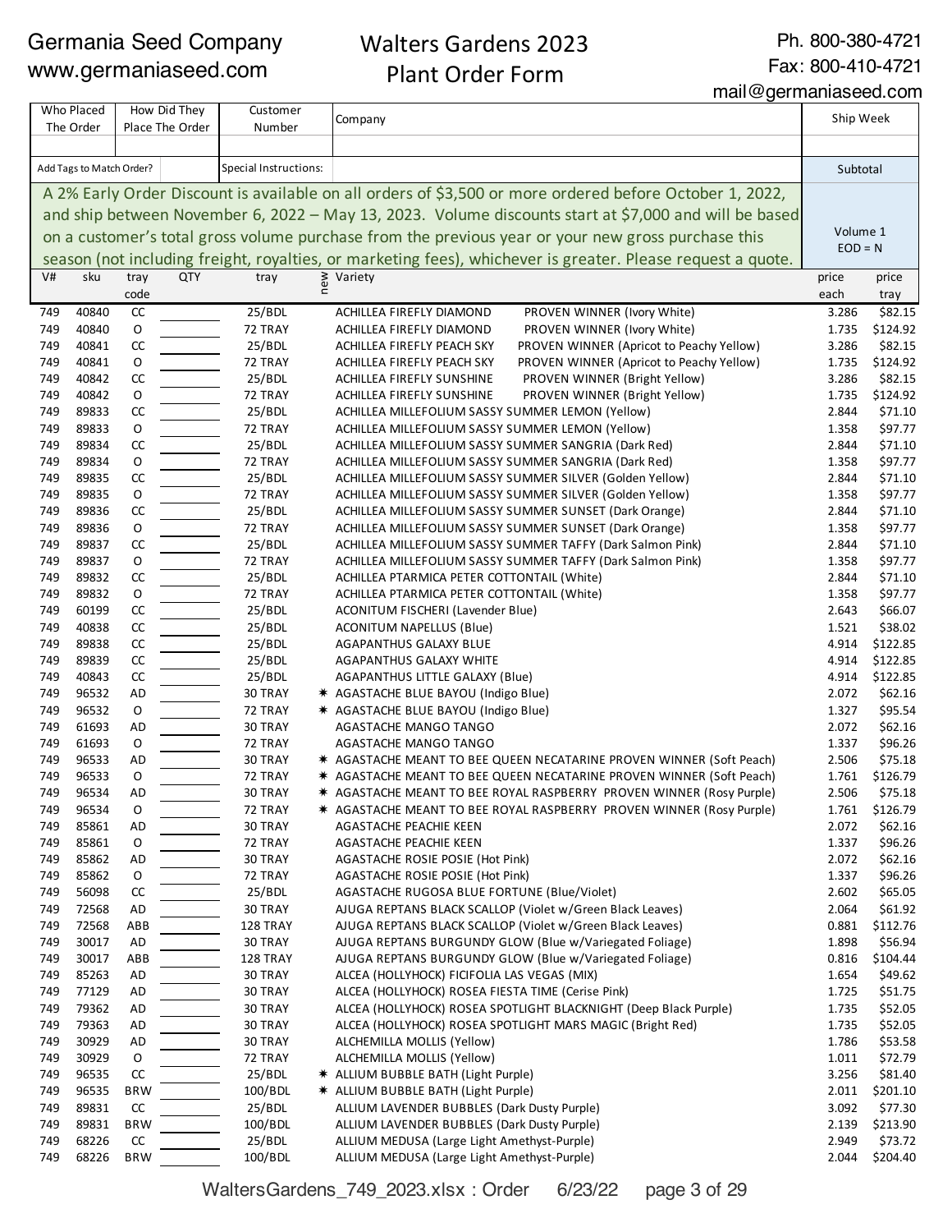# Germania Seed Company

www.germaniaseed.com

## Walters Gardens 2023 Plant Order Form

Ph. 800-380-4721
Fax: 800-410-4721
mail@germaniaseed.com

| Who Placed The Order | How Did They Place The Order | Customer Number | Company | Ship Week |
|---|---|---|---|---|
| | | | | |
| Add Tags to Match Order? | | Special Instructions: | | Subtotal |

A 2% Early Order Discount is available on all orders of $3,500 or more ordered before October 1, 2022, and ship between November 6, 2022 – May 13, 2023. Volume discounts start at $7,000 and will be based on a customer's total gross volume purchase from the previous year or your new gross purchase this season (not including freight, royalties, or marketing fees), whichever is greater. Please request a quote.

Volume 1
EOD = N

| V# | sku | tray code | QTY | tray | new | Variety | price each | price tray |
|---|---|---|---|---|---|---|---|---|
| 749 | 40840 | CC | | 25/BDL | | ACHILLEA FIREFLY DIAMOND PROVEN WINNER (Ivory White) | 3.286 | $82.15 |
| 749 | 40840 | O | | 72 TRAY | | ACHILLEA FIREFLY DIAMOND PROVEN WINNER (Ivory White) | 1.735 | $124.92 |
| 749 | 40841 | CC | | 25/BDL | | ACHILLEA FIREFLY PEACH SKY PROVEN WINNER (Apricot to Peachy Yellow) | 3.286 | $82.15 |
| 749 | 40841 | O | | 72 TRAY | | ACHILLEA FIREFLY PEACH SKY PROVEN WINNER (Apricot to Peachy Yellow) | 1.735 | $124.92 |
| 749 | 40842 | CC | | 25/BDL | | ACHILLEA FIREFLY SUNSHINE PROVEN WINNER (Bright Yellow) | 3.286 | $82.15 |
| 749 | 40842 | O | | 72 TRAY | | ACHILLEA FIREFLY SUNSHINE PROVEN WINNER (Bright Yellow) | 1.735 | $124.92 |
| 749 | 89833 | CC | | 25/BDL | | ACHILLEA MILLEFOLIUM SASSY SUMMER LEMON (Yellow) | 2.844 | $71.10 |
| 749 | 89833 | O | | 72 TRAY | | ACHILLEA MILLEFOLIUM SASSY SUMMER LEMON (Yellow) | 1.358 | $97.77 |
| 749 | 89834 | CC | | 25/BDL | | ACHILLEA MILLEFOLIUM SASSY SUMMER SANGRIA (Dark Red) | 2.844 | $71.10 |
| 749 | 89834 | O | | 72 TRAY | | ACHILLEA MILLEFOLIUM SASSY SUMMER SANGRIA (Dark Red) | 1.358 | $97.77 |
| 749 | 89835 | CC | | 25/BDL | | ACHILLEA MILLEFOLIUM SASSY SUMMER SILVER (Golden Yellow) | 2.844 | $71.10 |
| 749 | 89835 | O | | 72 TRAY | | ACHILLEA MILLEFOLIUM SASSY SUMMER SILVER (Golden Yellow) | 1.358 | $97.77 |
| 749 | 89836 | CC | | 25/BDL | | ACHILLEA MILLEFOLIUM SASSY SUMMER SUNSET (Dark Orange) | 2.844 | $71.10 |
| 749 | 89836 | O | | 72 TRAY | | ACHILLEA MILLEFOLIUM SASSY SUMMER SUNSET (Dark Orange) | 1.358 | $97.77 |
| 749 | 89837 | CC | | 25/BDL | | ACHILLEA MILLEFOLIUM SASSY SUMMER TAFFY (Dark Salmon Pink) | 2.844 | $71.10 |
| 749 | 89837 | O | | 72 TRAY | | ACHILLEA MILLEFOLIUM SASSY SUMMER TAFFY (Dark Salmon Pink) | 1.358 | $97.77 |
| 749 | 89832 | CC | | 25/BDL | | ACHILLEA PTARMICA PETER COTTONTAIL (White) | 2.844 | $71.10 |
| 749 | 89832 | O | | 72 TRAY | | ACHILLEA PTARMICA PETER COTTONTAIL (White) | 1.358 | $97.77 |
| 749 | 60199 | CC | | 25/BDL | | ACONITUM FISCHERI (Lavender Blue) | 2.643 | $66.07 |
| 749 | 40838 | CC | | 25/BDL | | ACONITUM NAPELLUS (Blue) | 1.521 | $38.02 |
| 749 | 89838 | CC | | 25/BDL | | AGAPANTHUS GALAXY BLUE | 4.914 | $122.85 |
| 749 | 89839 | CC | | 25/BDL | | AGAPANTHUS GALAXY WHITE | 4.914 | $122.85 |
| 749 | 40843 | CC | | 25/BDL | | AGAPANTHUS LITTLE GALAXY (Blue) | 4.914 | $122.85 |
| 749 | 96532 | AD | | 30 TRAY | * | AGASTACHE BLUE BAYOU (Indigo Blue) | 2.072 | $62.16 |
| 749 | 96532 | O | | 72 TRAY | * | AGASTACHE BLUE BAYOU (Indigo Blue) | 1.327 | $95.54 |
| 749 | 61693 | AD | | 30 TRAY | | AGASTACHE MANGO TANGO | 2.072 | $62.16 |
| 749 | 61693 | O | | 72 TRAY | | AGASTACHE MANGO TANGO | 1.337 | $96.26 |
| 749 | 96533 | AD | | 30 TRAY | * | AGASTACHE MEANT TO BEE QUEEN NECATARINE PROVEN WINNER (Soft Peach) | 2.506 | $75.18 |
| 749 | 96533 | O | | 72 TRAY | * | AGASTACHE MEANT TO BEE QUEEN NECATARINE PROVEN WINNER (Soft Peach) | 1.761 | $126.79 |
| 749 | 96534 | AD | | 30 TRAY | * | AGASTACHE MEANT TO BEE ROYAL RASPBERRY PROVEN WINNER (Rosy Purple) | 2.506 | $75.18 |
| 749 | 96534 | O | | 72 TRAY | * | AGASTACHE MEANT TO BEE ROYAL RASPBERRY PROVEN WINNER (Rosy Purple) | 1.761 | $126.79 |
| 749 | 85861 | AD | | 30 TRAY | | AGASTACHE PEACHIE KEEN | 2.072 | $62.16 |
| 749 | 85861 | O | | 72 TRAY | | AGASTACHE PEACHIE KEEN | 1.337 | $96.26 |
| 749 | 85862 | AD | | 30 TRAY | | AGASTACHE ROSIE POSIE (Hot Pink) | 2.072 | $62.16 |
| 749 | 85862 | O | | 72 TRAY | | AGASTACHE ROSIE POSIE (Hot Pink) | 1.337 | $96.26 |
| 749 | 56098 | CC | | 25/BDL | | AGASTACHE RUGOSA BLUE FORTUNE (Blue/Violet) | 2.602 | $65.05 |
| 749 | 72568 | AD | | 30 TRAY | | AJUGA REPTANS BLACK SCALLOP (Violet w/Green Black Leaves) | 2.064 | $61.92 |
| 749 | 72568 | ABB | | 128 TRAY | | AJUGA REPTANS BLACK SCALLOP (Violet w/Green Black Leaves) | 0.881 | $112.76 |
| 749 | 30017 | AD | | 30 TRAY | | AJUGA REPTANS BURGUNDY GLOW (Blue w/Variegated Foliage) | 1.898 | $56.94 |
| 749 | 30017 | ABB | | 128 TRAY | | AJUGA REPTANS BURGUNDY GLOW (Blue w/Variegated Foliage) | 0.816 | $104.44 |
| 749 | 85263 | AD | | 30 TRAY | | ALCEA (HOLLYHOCK) FICIFOLIA LAS VEGAS (MIX) | 1.654 | $49.62 |
| 749 | 77129 | AD | | 30 TRAY | | ALCEA (HOLLYHOCK) ROSEA FIESTA TIME (Cerise Pink) | 1.725 | $51.75 |
| 749 | 79362 | AD | | 30 TRAY | | ALCEA (HOLLYHOCK) ROSEA SPOTLIGHT BLACKNIGHT (Deep Black Purple) | 1.735 | $52.05 |
| 749 | 79363 | AD | | 30 TRAY | | ALCEA (HOLLYHOCK) ROSEA SPOTLIGHT MARS MAGIC (Bright Red) | 1.735 | $52.05 |
| 749 | 30929 | AD | | 30 TRAY | | ALCHEMILLA MOLLIS (Yellow) | 1.786 | $53.58 |
| 749 | 30929 | O | | 72 TRAY | | ALCHEMILLA MOLLIS (Yellow) | 1.011 | $72.79 |
| 749 | 96535 | CC | | 25/BDL | * | ALLIUM BUBBLE BATH (Light Purple) | 3.256 | $81.40 |
| 749 | 96535 | BRW | | 100/BDL | * | ALLIUM BUBBLE BATH (Light Purple) | 2.011 | $201.10 |
| 749 | 89831 | CC | | 25/BDL | | ALLIUM LAVENDER BUBBLES (Dark Dusty Purple) | 3.092 | $77.30 |
| 749 | 89831 | BRW | | 100/BDL | | ALLIUM LAVENDER BUBBLES (Dark Dusty Purple) | 2.139 | $213.90 |
| 749 | 68226 | CC | | 25/BDL | | ALLIUM MEDUSA (Large Light Amethyst-Purple) | 2.949 | $73.72 |
| 749 | 68226 | BRW | | 100/BDL | | ALLIUM MEDUSA (Large Light Amethyst-Purple) | 2.044 | $204.40 |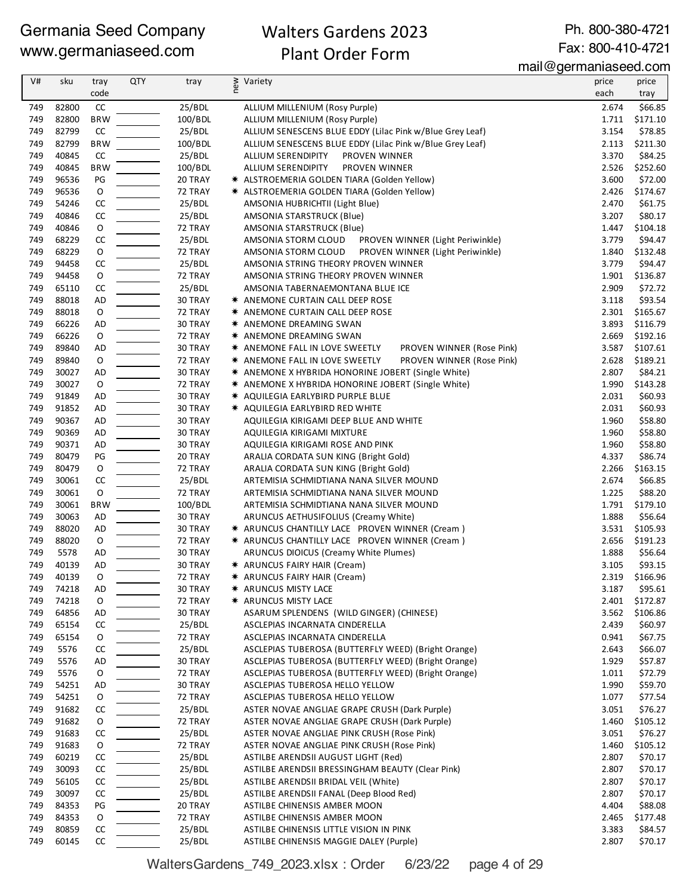Germania Seed Company
www.germaniaseed.com

# Walters Gardens 2023 Plant Order Form

Ph. 800-380-4721
Fax: 800-410-4721
mail@germaniaseed.com

| V# | sku | tray code | QTY | tray | new | Variety | price each | price tray |
|---|---|---|---|---|---|---|---|---|
| 749 | 82800 | CC | | 25/BDL | | ALLIUM MILLENIUM (Rosy Purple) | 2.674 | $66.85 |
| 749 | 82800 | BRW | | 100/BDL | | ALLIUM MILLENIUM (Rosy Purple) | 1.711 | $171.10 |
| 749 | 82799 | CC | | 25/BDL | | ALLIUM SENESCENS BLUE EDDY (Lilac Pink w/Blue Grey Leaf) | 3.154 | $78.85 |
| 749 | 82799 | BRW | | 100/BDL | | ALLIUM SENESCENS BLUE EDDY (Lilac Pink w/Blue Grey Leaf) | 2.113 | $211.30 |
| 749 | 40845 | CC | | 25/BDL | | ALLIUM SERENDIPITY PROVEN WINNER | 3.370 | $84.25 |
| 749 | 40845 | BRW | | 100/BDL | | ALLIUM SERENDIPITY PROVEN WINNER | 2.526 | $252.60 |
| 749 | 96536 | PG | | 20 TRAY | * | ALSTROEMERIA GOLDEN TIARA (Golden Yellow) | 3.600 | $72.00 |
| 749 | 96536 | O | | 72 TRAY | * | ALSTROEMERIA GOLDEN TIARA (Golden Yellow) | 2.426 | $174.67 |
| 749 | 54246 | CC | | 25/BDL | | AMSONIA HUBRICHTII (Light Blue) | 2.470 | $61.75 |
| 749 | 40846 | CC | | 25/BDL | | AMSONIA STARSTRUCK (Blue) | 3.207 | $80.17 |
| 749 | 40846 | O | | 72 TRAY | | AMSONIA STARSTRUCK (Blue) | 1.447 | $104.18 |
| 749 | 68229 | CC | | 25/BDL | | AMSONIA STORM CLOUD PROVEN WINNER (Light Periwinkle) | 3.779 | $94.47 |
| 749 | 68229 | O | | 72 TRAY | | AMSONIA STORM CLOUD PROVEN WINNER (Light Periwinkle) | 1.840 | $132.48 |
| 749 | 94458 | CC | | 25/BDL | | AMSONIA STRING THEORY PROVEN WINNER | 3.779 | $94.47 |
| 749 | 94458 | O | | 72 TRAY | | AMSONIA STRING THEORY PROVEN WINNER | 1.901 | $136.87 |
| 749 | 65110 | CC | | 25/BDL | | AMSONIA TABERNAEMONTANA BLUE ICE | 2.909 | $72.72 |
| 749 | 88018 | AD | | 30 TRAY | * | ANEMONE CURTAIN CALL DEEP ROSE | 3.118 | $93.54 |
| 749 | 88018 | O | | 72 TRAY | * | ANEMONE CURTAIN CALL DEEP ROSE | 2.301 | $165.67 |
| 749 | 66226 | AD | | 30 TRAY | * | ANEMONE DREAMING SWAN | 3.893 | $116.79 |
| 749 | 66226 | O | | 72 TRAY | * | ANEMONE DREAMING SWAN | 2.669 | $192.16 |
| 749 | 89840 | AD | | 30 TRAY | * | ANEMONE FALL IN LOVE SWEETLY PROVEN WINNER (Rose Pink) | 3.587 | $107.61 |
| 749 | 89840 | O | | 72 TRAY | * | ANEMONE FALL IN LOVE SWEETLY PROVEN WINNER (Rose Pink) | 2.628 | $189.21 |
| 749 | 30027 | AD | | 30 TRAY | * | ANEMONE X HYBRIDA HONORINE JOBERT (Single White) | 2.807 | $84.21 |
| 749 | 30027 | O | | 72 TRAY | * | ANEMONE X HYBRIDA HONORINE JOBERT (Single White) | 1.990 | $143.28 |
| 749 | 91849 | AD | | 30 TRAY | * | AQUILEGIA EARLYBIRD PURPLE BLUE | 2.031 | $60.93 |
| 749 | 91852 | AD | | 30 TRAY | * | AQUILEGIA EARLYBIRD RED WHITE | 2.031 | $60.93 |
| 749 | 90367 | AD | | 30 TRAY | | AQUILEGIA KIRIGAMI DEEP BLUE AND WHITE | 1.960 | $58.80 |
| 749 | 90369 | AD | | 30 TRAY | | AQUILEGIA KIRIGAMI MIXTURE | 1.960 | $58.80 |
| 749 | 90371 | AD | | 30 TRAY | | AQUILEGIA KIRIGAMI ROSE AND PINK | 1.960 | $58.80 |
| 749 | 80479 | PG | | 20 TRAY | | ARALIA CORDATA SUN KING (Bright Gold) | 4.337 | $86.74 |
| 749 | 80479 | O | | 72 TRAY | | ARALIA CORDATA SUN KING (Bright Gold) | 2.266 | $163.15 |
| 749 | 30061 | CC | | 25/BDL | | ARTEMISIA SCHMIDTIANA NANA SILVER MOUND | 2.674 | $66.85 |
| 749 | 30061 | O | | 72 TRAY | | ARTEMISIA SCHMIDTIANA NANA SILVER MOUND | 1.225 | $88.20 |
| 749 | 30061 | BRW | | 100/BDL | | ARTEMISIA SCHMIDTIANA NANA SILVER MOUND | 1.791 | $179.10 |
| 749 | 30063 | AD | | 30 TRAY | | ARUNCUS AETHUSIFOLIUS (Creamy White) | 1.888 | $56.64 |
| 749 | 88020 | AD | | 30 TRAY | * | ARUNCUS CHANTILLY LACE PROVEN WINNER (Cream ) | 3.531 | $105.93 |
| 749 | 88020 | O | | 72 TRAY | * | ARUNCUS CHANTILLY LACE PROVEN WINNER (Cream ) | 2.656 | $191.23 |
| 749 | 5578 | AD | | 30 TRAY | | ARUNCUS DIOICUS (Creamy White Plumes) | 1.888 | $56.64 |
| 749 | 40139 | AD | | 30 TRAY | * | ARUNCUS FAIRY HAIR (Cream) | 3.105 | $93.15 |
| 749 | 40139 | O | | 72 TRAY | * | ARUNCUS FAIRY HAIR (Cream) | 2.319 | $166.96 |
| 749 | 74218 | AD | | 30 TRAY | * | ARUNCUS MISTY LACE | 3.187 | $95.61 |
| 749 | 74218 | O | | 72 TRAY | * | ARUNCUS MISTY LACE | 2.401 | $172.87 |
| 749 | 64856 | AD | | 30 TRAY | | ASARUM SPLENDENS (WILD GINGER) (CHINESE) | 3.562 | $106.86 |
| 749 | 65154 | CC | | 25/BDL | | ASCLEPIAS INCARNATA CINDERELLA | 2.439 | $60.97 |
| 749 | 65154 | O | | 72 TRAY | | ASCLEPIAS INCARNATA CINDERELLA | 0.941 | $67.75 |
| 749 | 5576 | CC | | 25/BDL | | ASCLEPIAS TUBEROSA (BUTTERFLY WEED) (Bright Orange) | 2.643 | $66.07 |
| 749 | 5576 | AD | | 30 TRAY | | ASCLEPIAS TUBEROSA (BUTTERFLY WEED) (Bright Orange) | 1.929 | $57.87 |
| 749 | 5576 | O | | 72 TRAY | | ASCLEPIAS TUBEROSA (BUTTERFLY WEED) (Bright Orange) | 1.011 | $72.79 |
| 749 | 54251 | AD | | 30 TRAY | | ASCLEPIAS TUBEROSA HELLO YELLOW | 1.990 | $59.70 |
| 749 | 54251 | O | | 72 TRAY | | ASCLEPIAS TUBEROSA HELLO YELLOW | 1.077 | $77.54 |
| 749 | 91682 | CC | | 25/BDL | | ASTER NOVAE ANGLIAE GRAPE CRUSH (Dark Purple) | 3.051 | $76.27 |
| 749 | 91682 | O | | 72 TRAY | | ASTER NOVAE ANGLIAE GRAPE CRUSH (Dark Purple) | 1.460 | $105.12 |
| 749 | 91683 | CC | | 25/BDL | | ASTER NOVAE ANGLIAE PINK CRUSH (Rose Pink) | 3.051 | $76.27 |
| 749 | 91683 | O | | 72 TRAY | | ASTER NOVAE ANGLIAE PINK CRUSH (Rose Pink) | 1.460 | $105.12 |
| 749 | 60219 | CC | | 25/BDL | | ASTILBE ARENDSII AUGUST LIGHT (Red) | 2.807 | $70.17 |
| 749 | 30093 | CC | | 25/BDL | | ASTILBE ARENDSII BRESSINGHAM BEAUTY (Clear Pink) | 2.807 | $70.17 |
| 749 | 56105 | CC | | 25/BDL | | ASTILBE ARENDSII BRIDAL VEIL (White) | 2.807 | $70.17 |
| 749 | 30097 | CC | | 25/BDL | | ASTILBE ARENDSII FANAL (Deep Blood Red) | 2.807 | $70.17 |
| 749 | 84353 | PG | | 20 TRAY | | ASTILBE CHINENSIS AMBER MOON | 4.404 | $88.08 |
| 749 | 84353 | O | | 72 TRAY | | ASTILBE CHINENSIS AMBER MOON | 2.465 | $177.48 |
| 749 | 80859 | CC | | 25/BDL | | ASTILBE CHINENSIS LITTLE VISION IN PINK | 3.383 | $84.57 |
| 749 | 60145 | CC | | 25/BDL | | ASTILBE CHINENSIS MAGGIE DALEY (Purple) | 2.807 | $70.17 |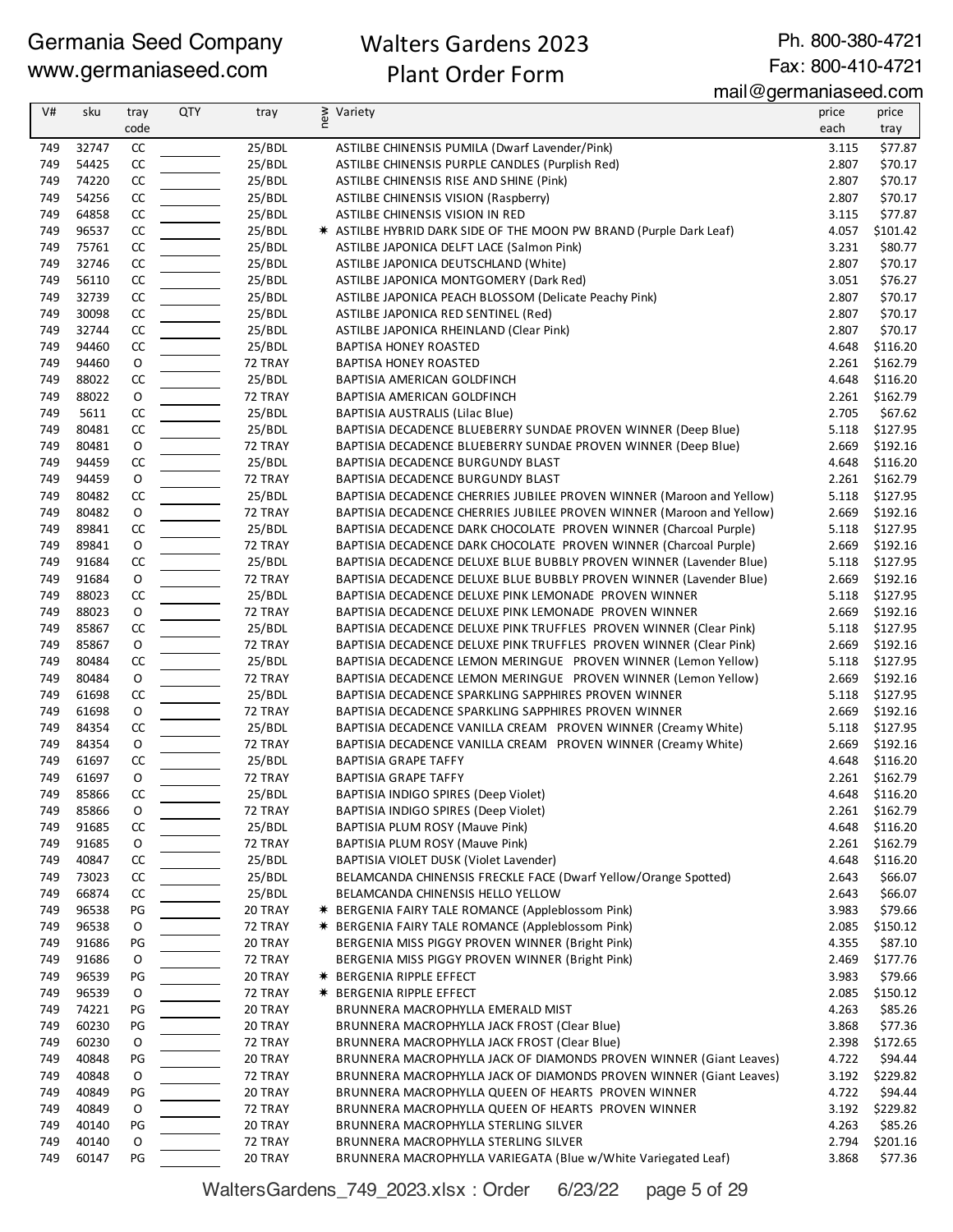# Germania Seed Company

www.germaniaseed.com

# Walters Gardens 2023 Plant Order Form

Ph. 800-380-4721
Fax: 800-410-4721
mail@germaniaseed.com

| V# | sku | tray code | QTY | tray | new | Variety | price each | price tray |
|---|---|---|---|---|---|---|---|---|
| 749 | 32747 | CC | | 25/BDL | | ASTILBE CHINENSIS PUMILA (Dwarf Lavender/Pink) | 3.115 | $77.87 |
| 749 | 54425 | CC | | 25/BDL | | ASTILBE CHINENSIS PURPLE CANDLES (Purplish Red) | 2.807 | $70.17 |
| 749 | 74220 | CC | | 25/BDL | | ASTILBE CHINENSIS RISE AND SHINE (Pink) | 2.807 | $70.17 |
| 749 | 54256 | CC | | 25/BDL | | ASTILBE CHINENSIS VISION (Raspberry) | 2.807 | $70.17 |
| 749 | 64858 | CC | | 25/BDL | | ASTILBE CHINENSIS VISION IN RED | 3.115 | $77.87 |
| 749 | 96537 | CC | | 25/BDL | ✷ | ASTILBE HYBRID DARK SIDE OF THE MOON PW BRAND (Purple Dark Leaf) | 4.057 | $101.42 |
| 749 | 75761 | CC | | 25/BDL | | ASTILBE JAPONICA DELFT LACE (Salmon Pink) | 3.231 | $80.77 |
| 749 | 32746 | CC | | 25/BDL | | ASTILBE JAPONICA DEUTSCHLAND (White) | 2.807 | $70.17 |
| 749 | 56110 | CC | | 25/BDL | | ASTILBE JAPONICA MONTGOMERY (Dark Red) | 3.051 | $76.27 |
| 749 | 32739 | CC | | 25/BDL | | ASTILBE JAPONICA PEACH BLOSSOM (Delicate Peachy Pink) | 2.807 | $70.17 |
| 749 | 30098 | CC | | 25/BDL | | ASTILBE JAPONICA RED SENTINEL (Red) | 2.807 | $70.17 |
| 749 | 32744 | CC | | 25/BDL | | ASTILBE JAPONICA RHEINLAND (Clear Pink) | 2.807 | $70.17 |
| 749 | 94460 | CC | | 25/BDL | | BAPTISA HONEY ROASTED | 4.648 | $116.20 |
| 749 | 94460 | O | | 72 TRAY | | BAPTISA HONEY ROASTED | 2.261 | $162.79 |
| 749 | 88022 | CC | | 25/BDL | | BAPTISIA AMERICAN GOLDFINCH | 4.648 | $116.20 |
| 749 | 88022 | O | | 72 TRAY | | BAPTISIA AMERICAN GOLDFINCH | 2.261 | $162.79 |
| 749 | 5611 | CC | | 25/BDL | | BAPTISIA AUSTRALIS (Lilac Blue) | 2.705 | $67.62 |
| 749 | 80481 | CC | | 25/BDL | | BAPTISIA DECADENCE BLUEBERRY SUNDAE PROVEN WINNER (Deep Blue) | 5.118 | $127.95 |
| 749 | 80481 | O | | 72 TRAY | | BAPTISIA DECADENCE BLUEBERRY SUNDAE PROVEN WINNER (Deep Blue) | 2.669 | $192.16 |
| 749 | 94459 | CC | | 25/BDL | | BAPTISIA DECADENCE BURGUNDY BLAST | 4.648 | $116.20 |
| 749 | 94459 | O | | 72 TRAY | | BAPTISIA DECADENCE BURGUNDY BLAST | 2.261 | $162.79 |
| 749 | 80482 | CC | | 25/BDL | | BAPTISIA DECADENCE CHERRIES JUBILEE PROVEN WINNER (Maroon and Yellow) | 5.118 | $127.95 |
| 749 | 80482 | O | | 72 TRAY | | BAPTISIA DECADENCE CHERRIES JUBILEE PROVEN WINNER (Maroon and Yellow) | 2.669 | $192.16 |
| 749 | 89841 | CC | | 25/BDL | | BAPTISIA DECADENCE DARK CHOCOLATE PROVEN WINNER (Charcoal Purple) | 5.118 | $127.95 |
| 749 | 89841 | O | | 72 TRAY | | BAPTISIA DECADENCE DARK CHOCOLATE PROVEN WINNER (Charcoal Purple) | 2.669 | $192.16 |
| 749 | 91684 | CC | | 25/BDL | | BAPTISIA DECADENCE DELUXE BLUE BUBBLY PROVEN WINNER (Lavender Blue) | 5.118 | $127.95 |
| 749 | 91684 | O | | 72 TRAY | | BAPTISIA DECADENCE DELUXE BLUE BUBBLY PROVEN WINNER (Lavender Blue) | 2.669 | $192.16 |
| 749 | 88023 | CC | | 25/BDL | | BAPTISIA DECADENCE DELUXE PINK LEMONADE PROVEN WINNER | 5.118 | $127.95 |
| 749 | 88023 | O | | 72 TRAY | | BAPTISIA DECADENCE DELUXE PINK LEMONADE PROVEN WINNER | 2.669 | $192.16 |
| 749 | 85867 | CC | | 25/BDL | | BAPTISIA DECADENCE DELUXE PINK TRUFFLES PROVEN WINNER (Clear Pink) | 5.118 | $127.95 |
| 749 | 85867 | O | | 72 TRAY | | BAPTISIA DECADENCE DELUXE PINK TRUFFLES PROVEN WINNER (Clear Pink) | 2.669 | $192.16 |
| 749 | 80484 | CC | | 25/BDL | | BAPTISIA DECADENCE LEMON MERINGUE PROVEN WINNER (Lemon Yellow) | 5.118 | $127.95 |
| 749 | 80484 | O | | 72 TRAY | | BAPTISIA DECADENCE LEMON MERINGUE PROVEN WINNER (Lemon Yellow) | 2.669 | $192.16 |
| 749 | 61698 | CC | | 25/BDL | | BAPTISIA DECADENCE SPARKLING SAPPHIRES PROVEN WINNER | 5.118 | $127.95 |
| 749 | 61698 | O | | 72 TRAY | | BAPTISIA DECADENCE SPARKLING SAPPHIRES PROVEN WINNER | 2.669 | $192.16 |
| 749 | 84354 | CC | | 25/BDL | | BAPTISIA DECADENCE VANILLA CREAM PROVEN WINNER (Creamy White) | 5.118 | $127.95 |
| 749 | 84354 | O | | 72 TRAY | | BAPTISIA DECADENCE VANILLA CREAM PROVEN WINNER (Creamy White) | 2.669 | $192.16 |
| 749 | 61697 | CC | | 25/BDL | | BAPTISIA GRAPE TAFFY | 4.648 | $116.20 |
| 749 | 61697 | O | | 72 TRAY | | BAPTISIA GRAPE TAFFY | 2.261 | $162.79 |
| 749 | 85866 | CC | | 25/BDL | | BAPTISIA INDIGO SPIRES (Deep Violet) | 4.648 | $116.20 |
| 749 | 85866 | O | | 72 TRAY | | BAPTISIA INDIGO SPIRES (Deep Violet) | 2.261 | $162.79 |
| 749 | 91685 | CC | | 25/BDL | | BAPTISIA PLUM ROSY (Mauve Pink) | 4.648 | $116.20 |
| 749 | 91685 | O | | 72 TRAY | | BAPTISIA PLUM ROSY (Mauve Pink) | 2.261 | $162.79 |
| 749 | 40847 | CC | | 25/BDL | | BAPTISIA VIOLET DUSK (Violet Lavender) | 4.648 | $116.20 |
| 749 | 73023 | CC | | 25/BDL | | BELAMCANDA CHINENSIS FRECKLE FACE (Dwarf Yellow/Orange Spotted) | 2.643 | $66.07 |
| 749 | 66874 | CC | | 25/BDL | | BELAMCANDA CHINENSIS HELLO YELLOW | 2.643 | $66.07 |
| 749 | 96538 | PG | | 20 TRAY | ✷ | BERGENIA FAIRY TALE ROMANCE (Appleblossom Pink) | 3.983 | $79.66 |
| 749 | 96538 | O | | 72 TRAY | ✷ | BERGENIA FAIRY TALE ROMANCE (Appleblossom Pink) | 2.085 | $150.12 |
| 749 | 91686 | PG | | 20 TRAY | | BERGENIA MISS PIGGY PROVEN WINNER (Bright Pink) | 4.355 | $87.10 |
| 749 | 91686 | O | | 72 TRAY | | BERGENIA MISS PIGGY PROVEN WINNER (Bright Pink) | 2.469 | $177.76 |
| 749 | 96539 | PG | | 20 TRAY | ✷ | BERGENIA RIPPLE EFFECT | 3.983 | $79.66 |
| 749 | 96539 | O | | 72 TRAY | ✷ | BERGENIA RIPPLE EFFECT | 2.085 | $150.12 |
| 749 | 74221 | PG | | 20 TRAY | | BRUNNERA MACROPHYLLA EMERALD MIST | 4.263 | $85.26 |
| 749 | 60230 | PG | | 20 TRAY | | BRUNNERA MACROPHYLLA JACK FROST (Clear Blue) | 3.868 | $77.36 |
| 749 | 60230 | O | | 72 TRAY | | BRUNNERA MACROPHYLLA JACK FROST (Clear Blue) | 2.398 | $172.65 |
| 749 | 40848 | PG | | 20 TRAY | | BRUNNERA MACROPHYLLA JACK OF DIAMONDS PROVEN WINNER (Giant Leaves) | 4.722 | $94.44 |
| 749 | 40848 | O | | 72 TRAY | | BRUNNERA MACROPHYLLA JACK OF DIAMONDS PROVEN WINNER (Giant Leaves) | 3.192 | $229.82 |
| 749 | 40849 | PG | | 20 TRAY | | BRUNNERA MACROPHYLLA QUEEN OF HEARTS PROVEN WINNER | 4.722 | $94.44 |
| 749 | 40849 | O | | 72 TRAY | | BRUNNERA MACROPHYLLA QUEEN OF HEARTS PROVEN WINNER | 3.192 | $229.82 |
| 749 | 40140 | PG | | 20 TRAY | | BRUNNERA MACROPHYLLA STERLING SILVER | 4.263 | $85.26 |
| 749 | 40140 | O | | 72 TRAY | | BRUNNERA MACROPHYLLA STERLING SILVER | 2.794 | $201.16 |
| 749 | 60147 | PG | | 20 TRAY | | BRUNNERA MACROPHYLLA VARIEGATA (Blue w/White Variegated Leaf) | 3.868 | $77.36 |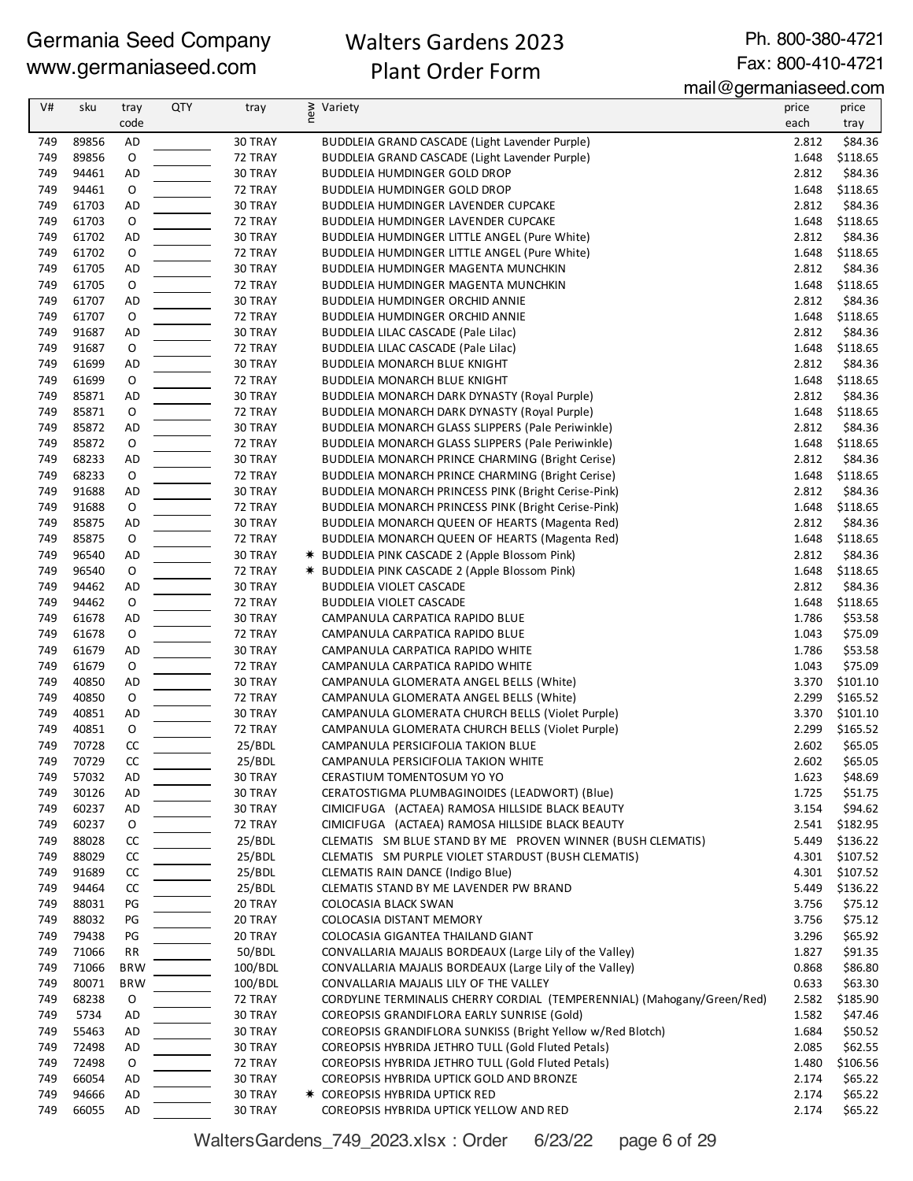Germania Seed Company
www.germaniaseed.com

# Walters Gardens 2023
# Plant Order Form

Ph. 800-380-4721
Fax: 800-410-4721
mail@germaniaseed.com

| V# | sku | tray code | QTY | tray | new | Variety | price each | price tray |
|---|---|---|---|---|---|---|---|---|
| 749 | 89856 | AD | | 30 TRAY | | BUDDLEIA GRAND CASCADE (Light Lavender Purple) | 2.812 | $84.36 |
| 749 | 89856 | O | | 72 TRAY | | BUDDLEIA GRAND CASCADE (Light Lavender Purple) | 1.648 | $118.65 |
| 749 | 94461 | AD | | 30 TRAY | | BUDDLEIA HUMDINGER GOLD DROP | 2.812 | $84.36 |
| 749 | 94461 | O | | 72 TRAY | | BUDDLEIA HUMDINGER GOLD DROP | 1.648 | $118.65 |
| 749 | 61703 | AD | | 30 TRAY | | BUDDLEIA HUMDINGER LAVENDER CUPCAKE | 2.812 | $84.36 |
| 749 | 61703 | O | | 72 TRAY | | BUDDLEIA HUMDINGER LAVENDER CUPCAKE | 1.648 | $118.65 |
| 749 | 61702 | AD | | 30 TRAY | | BUDDLEIA HUMDINGER LITTLE ANGEL (Pure White) | 2.812 | $84.36 |
| 749 | 61702 | O | | 72 TRAY | | BUDDLEIA HUMDINGER LITTLE ANGEL (Pure White) | 1.648 | $118.65 |
| 749 | 61705 | AD | | 30 TRAY | | BUDDLEIA HUMDINGER MAGENTA MUNCHKIN | 2.812 | $84.36 |
| 749 | 61705 | O | | 72 TRAY | | BUDDLEIA HUMDINGER MAGENTA MUNCHKIN | 1.648 | $118.65 |
| 749 | 61707 | AD | | 30 TRAY | | BUDDLEIA HUMDINGER ORCHID ANNIE | 2.812 | $84.36 |
| 749 | 61707 | O | | 72 TRAY | | BUDDLEIA HUMDINGER ORCHID ANNIE | 1.648 | $118.65 |
| 749 | 91687 | AD | | 30 TRAY | | BUDDLEIA LILAC CASCADE (Pale Lilac) | 2.812 | $84.36 |
| 749 | 91687 | O | | 72 TRAY | | BUDDLEIA LILAC CASCADE (Pale Lilac) | 1.648 | $118.65 |
| 749 | 61699 | AD | | 30 TRAY | | BUDDLEIA MONARCH BLUE KNIGHT | 2.812 | $84.36 |
| 749 | 61699 | O | | 72 TRAY | | BUDDLEIA MONARCH BLUE KNIGHT | 1.648 | $118.65 |
| 749 | 85871 | AD | | 30 TRAY | | BUDDLEIA MONARCH DARK DYNASTY (Royal Purple) | 2.812 | $84.36 |
| 749 | 85871 | O | | 72 TRAY | | BUDDLEIA MONARCH DARK DYNASTY (Royal Purple) | 1.648 | $118.65 |
| 749 | 85872 | AD | | 30 TRAY | | BUDDLEIA MONARCH GLASS SLIPPERS (Pale Periwinkle) | 2.812 | $84.36 |
| 749 | 85872 | O | | 72 TRAY | | BUDDLEIA MONARCH GLASS SLIPPERS (Pale Periwinkle) | 1.648 | $118.65 |
| 749 | 68233 | AD | | 30 TRAY | | BUDDLEIA MONARCH PRINCE CHARMING (Bright Cerise) | 2.812 | $84.36 |
| 749 | 68233 | O | | 72 TRAY | | BUDDLEIA MONARCH PRINCE CHARMING (Bright Cerise) | 1.648 | $118.65 |
| 749 | 91688 | AD | | 30 TRAY | | BUDDLEIA MONARCH PRINCESS PINK (Bright Cerise-Pink) | 2.812 | $84.36 |
| 749 | 91688 | O | | 72 TRAY | | BUDDLEIA MONARCH PRINCESS PINK (Bright Cerise-Pink) | 1.648 | $118.65 |
| 749 | 85875 | AD | | 30 TRAY | | BUDDLEIA MONARCH QUEEN OF HEARTS (Magenta Red) | 2.812 | $84.36 |
| 749 | 85875 | O | | 72 TRAY | | BUDDLEIA MONARCH QUEEN OF HEARTS (Magenta Red) | 1.648 | $118.65 |
| 749 | 96540 | AD | | 30 TRAY | * | BUDDLEIA PINK CASCADE 2 (Apple Blossom Pink) | 2.812 | $84.36 |
| 749 | 96540 | O | | 72 TRAY | * | BUDDLEIA PINK CASCADE 2 (Apple Blossom Pink) | 1.648 | $118.65 |
| 749 | 94462 | AD | | 30 TRAY | | BUDDLEIA VIOLET CASCADE | 2.812 | $84.36 |
| 749 | 94462 | O | | 72 TRAY | | BUDDLEIA VIOLET CASCADE | 1.648 | $118.65 |
| 749 | 61678 | AD | | 30 TRAY | | CAMPANULA CARPATICA RAPIDO BLUE | 1.786 | $53.58 |
| 749 | 61678 | O | | 72 TRAY | | CAMPANULA CARPATICA RAPIDO BLUE | 1.043 | $75.09 |
| 749 | 61679 | AD | | 30 TRAY | | CAMPANULA CARPATICA RAPIDO WHITE | 1.786 | $53.58 |
| 749 | 61679 | O | | 72 TRAY | | CAMPANULA CARPATICA RAPIDO WHITE | 1.043 | $75.09 |
| 749 | 40850 | AD | | 30 TRAY | | CAMPANULA GLOMERATA ANGEL BELLS (White) | 3.370 | $101.10 |
| 749 | 40850 | O | | 72 TRAY | | CAMPANULA GLOMERATA ANGEL BELLS (White) | 2.299 | $165.52 |
| 749 | 40851 | AD | | 30 TRAY | | CAMPANULA GLOMERATA CHURCH BELLS (Violet Purple) | 3.370 | $101.10 |
| 749 | 40851 | O | | 72 TRAY | | CAMPANULA GLOMERATA CHURCH BELLS (Violet Purple) | 2.299 | $165.52 |
| 749 | 70728 | CC | | 25/BDL | | CAMPANULA PERSICIFOLIA TAKION BLUE | 2.602 | $65.05 |
| 749 | 70729 | CC | | 25/BDL | | CAMPANULA PERSICIFOLIA TAKION WHITE | 2.602 | $65.05 |
| 749 | 57032 | AD | | 30 TRAY | | CERASTIUM TOMENTOSUM YO YO | 1.623 | $48.69 |
| 749 | 30126 | AD | | 30 TRAY | | CERATOSTIGMA PLUMBAGINOIDES (LEADWORT) (Blue) | 1.725 | $51.75 |
| 749 | 60237 | AD | | 30 TRAY | | CIMICIFUGA (ACTAEA) RAMOSA HILLSIDE BLACK BEAUTY | 3.154 | $94.62 |
| 749 | 60237 | O | | 72 TRAY | | CIMICIFUGA (ACTAEA) RAMOSA HILLSIDE BLACK BEAUTY | 2.541 | $182.95 |
| 749 | 88028 | CC | | 25/BDL | | CLEMATIS SM BLUE STAND BY ME PROVEN WINNER (BUSH CLEMATIS) | 5.449 | $136.22 |
| 749 | 88029 | CC | | 25/BDL | | CLEMATIS SM PURPLE VIOLET STARDUST (BUSH CLEMATIS) | 4.301 | $107.52 |
| 749 | 91689 | CC | | 25/BDL | | CLEMATIS RAIN DANCE (Indigo Blue) | 4.301 | $107.52 |
| 749 | 94464 | CC | | 25/BDL | | CLEMATIS STAND BY ME LAVENDER PW BRAND | 5.449 | $136.22 |
| 749 | 88031 | PG | | 20 TRAY | | COLOCASIA BLACK SWAN | 3.756 | $75.12 |
| 749 | 88032 | PG | | 20 TRAY | | COLOCASIA DISTANT MEMORY | 3.756 | $75.12 |
| 749 | 79438 | PG | | 20 TRAY | | COLOCASIA GIGANTEA THAILAND GIANT | 3.296 | $65.92 |
| 749 | 71066 | RR | | 50/BDL | | CONVALLARIA MAJALIS BORDEAUX (Large Lily of the Valley) | 1.827 | $91.35 |
| 749 | 71066 | BRW | | 100/BDL | | CONVALLARIA MAJALIS BORDEAUX (Large Lily of the Valley) | 0.868 | $86.80 |
| 749 | 80071 | BRW | | 100/BDL | | CONVALLARIA MAJALIS LILY OF THE VALLEY | 0.633 | $63.30 |
| 749 | 68238 | O | | 72 TRAY | | CORDYLINE TERMINALIS CHERRY CORDIAL (TEMPERENNIAL) (Mahogany/Green/Red) | 2.582 | $185.90 |
| 749 | 5734 | AD | | 30 TRAY | | COREOPSIS GRANDIFLORA EARLY SUNRISE (Gold) | 1.582 | $47.46 |
| 749 | 55463 | AD | | 30 TRAY | | COREOPSIS GRANDIFLORA SUNKISS (Bright Yellow w/Red Blotch) | 1.684 | $50.52 |
| 749 | 72498 | AD | | 30 TRAY | | COREOPSIS HYBRIDA JETHRO TULL (Gold Fluted Petals) | 2.085 | $62.55 |
| 749 | 72498 | O | | 72 TRAY | | COREOPSIS HYBRIDA JETHRO TULL (Gold Fluted Petals) | 1.480 | $106.56 |
| 749 | 66054 | AD | | 30 TRAY | | COREOPSIS HYBRIDA UPTICK GOLD AND BRONZE | 2.174 | $65.22 |
| 749 | 94666 | AD | | 30 TRAY | * | COREOPSIS HYBRIDA UPTICK RED | 2.174 | $65.22 |
| 749 | 66055 | AD | | 30 TRAY | | COREOPSIS HYBRIDA UPTICK YELLOW AND RED | 2.174 | $65.22 |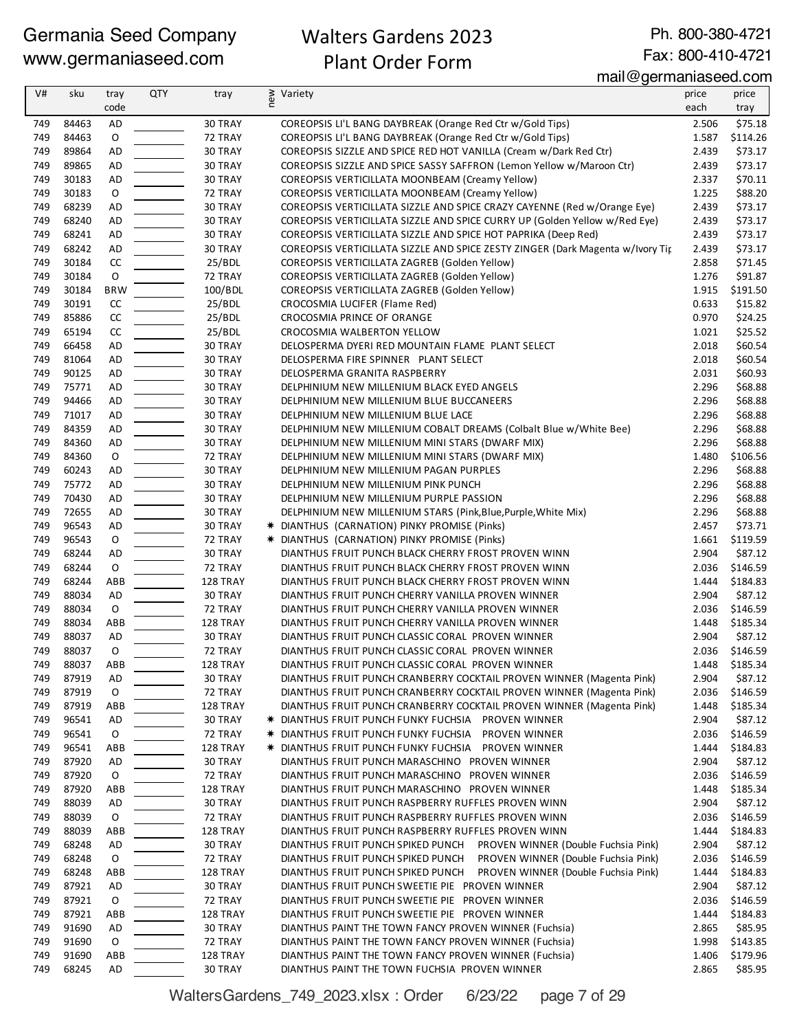Germania Seed Company
www.germaniaseed.com

# Walters Gardens 2023 Plant Order Form

Ph. 800-380-4721
Fax: 800-410-4721
mail@germaniaseed.com

| V# | sku | tray code | QTY | tray | new | Variety | price each | price tray |
|---|---|---|---|---|---|---|---|---|
| 749 | 84463 | AD | | 30 TRAY | | COREOPSIS LI'L BANG DAYBREAK (Orange Red Ctr w/Gold Tips) | 2.506 | $75.18 |
| 749 | 84463 | O | | 72 TRAY | | COREOPSIS LI'L BANG DAYBREAK (Orange Red Ctr w/Gold Tips) | 1.587 | $114.26 |
| 749 | 89864 | AD | | 30 TRAY | | COREOPSIS SIZZLE AND SPICE RED HOT VANILLA (Cream w/Dark Red Ctr) | 2.439 | $73.17 |
| 749 | 89865 | AD | | 30 TRAY | | COREOPSIS SIZZLE AND SPICE SASSY SAFFRON (Lemon Yellow w/Maroon Ctr) | 2.439 | $73.17 |
| 749 | 30183 | AD | | 30 TRAY | | COREOPSIS VERTICILLATA MOONBEAM (Creamy Yellow) | 2.337 | $70.11 |
| 749 | 30183 | O | | 72 TRAY | | COREOPSIS VERTICILLATA MOONBEAM (Creamy Yellow) | 1.225 | $88.20 |
| 749 | 68239 | AD | | 30 TRAY | | COREOPSIS VERTICILLATA SIZZLE AND SPICE CRAZY CAYENNE (Red w/Orange Eye) | 2.439 | $73.17 |
| 749 | 68240 | AD | | 30 TRAY | | COREOPSIS VERTICILLATA SIZZLE AND SPICE CURRY UP (Golden Yellow w/Red Eye) | 2.439 | $73.17 |
| 749 | 68241 | AD | | 30 TRAY | | COREOPSIS VERTICILLATA SIZZLE AND SPICE HOT PAPRIKA (Deep Red) | 2.439 | $73.17 |
| 749 | 68242 | AD | | 30 TRAY | | COREOPSIS VERTICILLATA SIZZLE AND SPICE ZESTY ZINGER (Dark Magenta w/Ivory Tip | 2.439 | $73.17 |
| 749 | 30184 | CC | | 25/BDL | | COREOPSIS VERTICILLATA ZAGREB (Golden Yellow) | 2.858 | $71.45 |
| 749 | 30184 | O | | 72 TRAY | | COREOPSIS VERTICILLATA ZAGREB (Golden Yellow) | 1.276 | $91.87 |
| 749 | 30184 | BRW | | 100/BDL | | COREOPSIS VERTICILLATA ZAGREB (Golden Yellow) | 1.915 | $191.50 |
| 749 | 30191 | CC | | 25/BDL | | CROCOSMIA LUCIFER (Flame Red) | 0.633 | $15.82 |
| 749 | 85886 | CC | | 25/BDL | | CROCOSMIA PRINCE OF ORANGE | 0.970 | $24.25 |
| 749 | 65194 | CC | | 25/BDL | | CROCOSMIA WALBERTON YELLOW | 1.021 | $25.52 |
| 749 | 66458 | AD | | 30 TRAY | | DELOSPERMA DYERI RED MOUNTAIN FLAME PLANT SELECT | 2.018 | $60.54 |
| 749 | 81064 | AD | | 30 TRAY | | DELOSPERMA FIRE SPINNER PLANT SELECT | 2.018 | $60.54 |
| 749 | 90125 | AD | | 30 TRAY | | DELOSPERMA GRANITA RASPBERRY | 2.031 | $60.93 |
| 749 | 75771 | AD | | 30 TRAY | | DELPHINIUM NEW MILLENIUM BLACK EYED ANGELS | 2.296 | $68.88 |
| 749 | 94466 | AD | | 30 TRAY | | DELPHINIUM NEW MILLENIUM BLUE BUCCANEERS | 2.296 | $68.88 |
| 749 | 71017 | AD | | 30 TRAY | | DELPHINIUM NEW MILLENIUM BLUE LACE | 2.296 | $68.88 |
| 749 | 84359 | AD | | 30 TRAY | | DELPHINIUM NEW MILLENIUM COBALT DREAMS (Colbalt Blue w/White Bee) | 2.296 | $68.88 |
| 749 | 84360 | AD | | 30 TRAY | | DELPHINIUM NEW MILLENIUM MINI STARS (DWARF MIX) | 2.296 | $68.88 |
| 749 | 84360 | O | | 72 TRAY | | DELPHINIUM NEW MILLENIUM MINI STARS (DWARF MIX) | 1.480 | $106.56 |
| 749 | 60243 | AD | | 30 TRAY | | DELPHINIUM NEW MILLENIUM PAGAN PURPLES | 2.296 | $68.88 |
| 749 | 75772 | AD | | 30 TRAY | | DELPHINIUM NEW MILLENIUM PINK PUNCH | 2.296 | $68.88 |
| 749 | 70430 | AD | | 30 TRAY | | DELPHINIUM NEW MILLENIUM PURPLE PASSION | 2.296 | $68.88 |
| 749 | 72655 | AD | | 30 TRAY | | DELPHINIUM NEW MILLENIUM STARS (Pink,Blue,Purple,White Mix) | 2.296 | $68.88 |
| 749 | 96543 | AD | | 30 TRAY | * | DIANTHUS (CARNATION) PINKY PROMISE (Pinks) | 2.457 | $73.71 |
| 749 | 96543 | O | | 72 TRAY | * | DIANTHUS (CARNATION) PINKY PROMISE (Pinks) | 1.661 | $119.59 |
| 749 | 68244 | AD | | 30 TRAY | | DIANTHUS FRUIT PUNCH BLACK CHERRY FROST PROVEN WINN | 2.904 | $87.12 |
| 749 | 68244 | O | | 72 TRAY | | DIANTHUS FRUIT PUNCH BLACK CHERRY FROST PROVEN WINN | 2.036 | $146.59 |
| 749 | 68244 | ABB | | 128 TRAY | | DIANTHUS FRUIT PUNCH BLACK CHERRY FROST PROVEN WINN | 1.444 | $184.83 |
| 749 | 88034 | AD | | 30 TRAY | | DIANTHUS FRUIT PUNCH CHERRY VANILLA PROVEN WINNER | 2.904 | $87.12 |
| 749 | 88034 | O | | 72 TRAY | | DIANTHUS FRUIT PUNCH CHERRY VANILLA PROVEN WINNER | 2.036 | $146.59 |
| 749 | 88034 | ABB | | 128 TRAY | | DIANTHUS FRUIT PUNCH CHERRY VANILLA PROVEN WINNER | 1.448 | $185.34 |
| 749 | 88037 | AD | | 30 TRAY | | DIANTHUS FRUIT PUNCH CLASSIC CORAL PROVEN WINNER | 2.904 | $87.12 |
| 749 | 88037 | O | | 72 TRAY | | DIANTHUS FRUIT PUNCH CLASSIC CORAL PROVEN WINNER | 2.036 | $146.59 |
| 749 | 88037 | ABB | | 128 TRAY | | DIANTHUS FRUIT PUNCH CLASSIC CORAL PROVEN WINNER | 1.448 | $185.34 |
| 749 | 87919 | AD | | 30 TRAY | | DIANTHUS FRUIT PUNCH CRANBERRY COCKTAIL PROVEN WINNER (Magenta Pink) | 2.904 | $87.12 |
| 749 | 87919 | O | | 72 TRAY | | DIANTHUS FRUIT PUNCH CRANBERRY COCKTAIL PROVEN WINNER (Magenta Pink) | 2.036 | $146.59 |
| 749 | 87919 | ABB | | 128 TRAY | | DIANTHUS FRUIT PUNCH CRANBERRY COCKTAIL PROVEN WINNER (Magenta Pink) | 1.448 | $185.34 |
| 749 | 96541 | AD | | 30 TRAY | * | DIANTHUS FRUIT PUNCH FUNKY FUCHSIA PROVEN WINNER | 2.904 | $87.12 |
| 749 | 96541 | O | | 72 TRAY | * | DIANTHUS FRUIT PUNCH FUNKY FUCHSIA PROVEN WINNER | 2.036 | $146.59 |
| 749 | 96541 | ABB | | 128 TRAY | * | DIANTHUS FRUIT PUNCH FUNKY FUCHSIA PROVEN WINNER | 1.444 | $184.83 |
| 749 | 87920 | AD | | 30 TRAY | | DIANTHUS FRUIT PUNCH MARASCHINO PROVEN WINNER | 2.904 | $87.12 |
| 749 | 87920 | O | | 72 TRAY | | DIANTHUS FRUIT PUNCH MARASCHINO PROVEN WINNER | 2.036 | $146.59 |
| 749 | 87920 | ABB | | 128 TRAY | | DIANTHUS FRUIT PUNCH MARASCHINO PROVEN WINNER | 1.448 | $185.34 |
| 749 | 88039 | AD | | 30 TRAY | | DIANTHUS FRUIT PUNCH RASPBERRY RUFFLES PROVEN WINN | 2.904 | $87.12 |
| 749 | 88039 | O | | 72 TRAY | | DIANTHUS FRUIT PUNCH RASPBERRY RUFFLES PROVEN WINN | 2.036 | $146.59 |
| 749 | 88039 | ABB | | 128 TRAY | | DIANTHUS FRUIT PUNCH RASPBERRY RUFFLES PROVEN WINN | 1.444 | $184.83 |
| 749 | 68248 | AD | | 30 TRAY | | DIANTHUS FRUIT PUNCH SPIKED PUNCH PROVEN WINNER (Double Fuchsia Pink) | 2.904 | $87.12 |
| 749 | 68248 | O | | 72 TRAY | | DIANTHUS FRUIT PUNCH SPIKED PUNCH PROVEN WINNER (Double Fuchsia Pink) | 2.036 | $146.59 |
| 749 | 68248 | ABB | | 128 TRAY | | DIANTHUS FRUIT PUNCH SPIKED PUNCH PROVEN WINNER (Double Fuchsia Pink) | 1.444 | $184.83 |
| 749 | 87921 | AD | | 30 TRAY | | DIANTHUS FRUIT PUNCH SWEETIE PIE PROVEN WINNER | 2.904 | $87.12 |
| 749 | 87921 | O | | 72 TRAY | | DIANTHUS FRUIT PUNCH SWEETIE PIE PROVEN WINNER | 2.036 | $146.59 |
| 749 | 87921 | ABB | | 128 TRAY | | DIANTHUS FRUIT PUNCH SWEETIE PIE PROVEN WINNER | 1.444 | $184.83 |
| 749 | 91690 | AD | | 30 TRAY | | DIANTHUS PAINT THE TOWN FANCY PROVEN WINNER (Fuchsia) | 2.865 | $85.95 |
| 749 | 91690 | O | | 72 TRAY | | DIANTHUS PAINT THE TOWN FANCY PROVEN WINNER (Fuchsia) | 1.998 | $143.85 |
| 749 | 91690 | ABB | | 128 TRAY | | DIANTHUS PAINT THE TOWN FANCY PROVEN WINNER (Fuchsia) | 1.406 | $179.96 |
| 749 | 68245 | AD | | 30 TRAY | | DIANTHUS PAINT THE TOWN FUCHSIA PROVEN WINNER | 2.865 | $85.95 |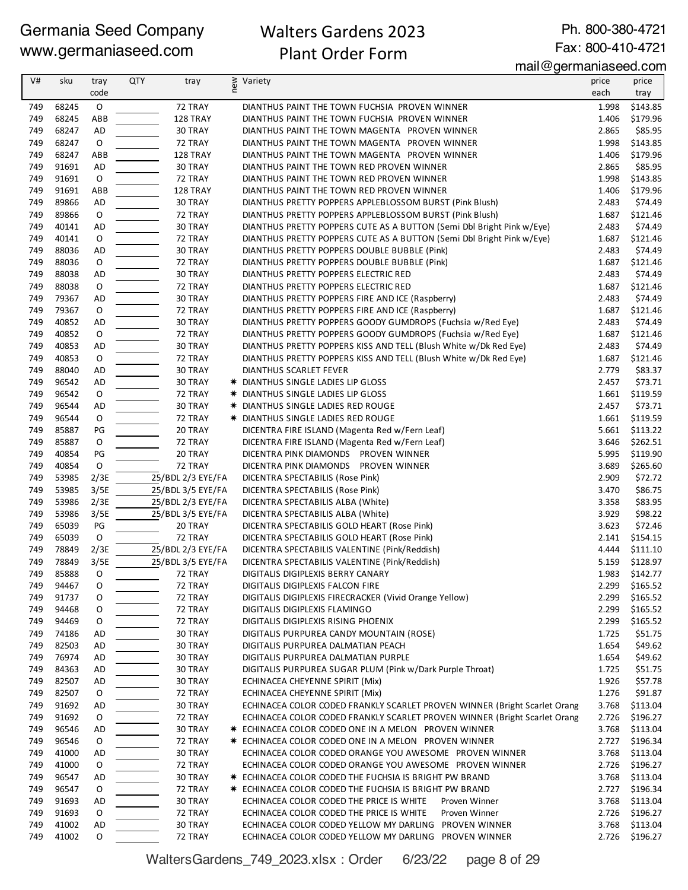Germania Seed Company
www.germaniaseed.com

# Walters Gardens 2023
# Plant Order Form

Ph. 800-380-4721
Fax: 800-410-4721
mail@germaniaseed.com

| V# | sku | tray code | QTY | tray | new | Variety | price each | price tray |
|---|---|---|---|---|---|---|---|---|
| 749 | 68245 | O | | 72 TRAY | | DIANTHUS PAINT THE TOWN FUCHSIA PROVEN WINNER | 1.998 | $143.85 |
| 749 | 68245 | ABB | | 128 TRAY | | DIANTHUS PAINT THE TOWN FUCHSIA PROVEN WINNER | 1.406 | $179.96 |
| 749 | 68247 | AD | | 30 TRAY | | DIANTHUS PAINT THE TOWN MAGENTA PROVEN WINNER | 2.865 | $85.95 |
| 749 | 68247 | O | | 72 TRAY | | DIANTHUS PAINT THE TOWN MAGENTA PROVEN WINNER | 1.998 | $143.85 |
| 749 | 68247 | ABB | | 128 TRAY | | DIANTHUS PAINT THE TOWN MAGENTA PROVEN WINNER | 1.406 | $179.96 |
| 749 | 91691 | AD | | 30 TRAY | | DIANTHUS PAINT THE TOWN RED PROVEN WINNER | 2.865 | $85.95 |
| 749 | 91691 | O | | 72 TRAY | | DIANTHUS PAINT THE TOWN RED PROVEN WINNER | 1.998 | $143.85 |
| 749 | 91691 | ABB | | 128 TRAY | | DIANTHUS PAINT THE TOWN RED PROVEN WINNER | 1.406 | $179.96 |
| 749 | 89866 | AD | | 30 TRAY | | DIANTHUS PRETTY POPPERS APPLEBLOSSOM BURST (Pink Blush) | 2.483 | $74.49 |
| 749 | 89866 | O | | 72 TRAY | | DIANTHUS PRETTY POPPERS APPLEBLOSSOM BURST (Pink Blush) | 1.687 | $121.46 |
| 749 | 40141 | AD | | 30 TRAY | | DIANTHUS PRETTY POPPERS CUTE AS A BUTTON (Semi Dbl Bright Pink w/Eye) | 2.483 | $74.49 |
| 749 | 40141 | O | | 72 TRAY | | DIANTHUS PRETTY POPPERS CUTE AS A BUTTON (Semi Dbl Bright Pink w/Eye) | 1.687 | $121.46 |
| 749 | 88036 | AD | | 30 TRAY | | DIANTHUS PRETTY POPPERS DOUBLE BUBBLE (Pink) | 2.483 | $74.49 |
| 749 | 88036 | O | | 72 TRAY | | DIANTHUS PRETTY POPPERS DOUBLE BUBBLE (Pink) | 1.687 | $121.46 |
| 749 | 88038 | AD | | 30 TRAY | | DIANTHUS PRETTY POPPERS ELECTRIC RED | 2.483 | $74.49 |
| 749 | 88038 | O | | 72 TRAY | | DIANTHUS PRETTY POPPERS ELECTRIC RED | 1.687 | $121.46 |
| 749 | 79367 | AD | | 30 TRAY | | DIANTHUS PRETTY POPPERS FIRE AND ICE (Raspberry) | 2.483 | $74.49 |
| 749 | 79367 | O | | 72 TRAY | | DIANTHUS PRETTY POPPERS FIRE AND ICE (Raspberry) | 1.687 | $121.46 |
| 749 | 40852 | AD | | 30 TRAY | | DIANTHUS PRETTY POPPERS GOODY GUMDROPS (Fuchsia w/Red Eye) | 2.483 | $74.49 |
| 749 | 40852 | O | | 72 TRAY | | DIANTHUS PRETTY POPPERS GOODY GUMDROPS (Fuchsia w/Red Eye) | 1.687 | $121.46 |
| 749 | 40853 | AD | | 30 TRAY | | DIANTHUS PRETTY POPPERS KISS AND TELL (Blush White w/Dk Red Eye) | 2.483 | $74.49 |
| 749 | 40853 | O | | 72 TRAY | | DIANTHUS PRETTY POPPERS KISS AND TELL (Blush White w/Dk Red Eye) | 1.687 | $121.46 |
| 749 | 88040 | AD | | 30 TRAY | | DIANTHUS SCARLET FEVER | 2.779 | $83.37 |
| 749 | 96542 | AD | | 30 TRAY | ✷ | DIANTHUS SINGLE LADIES LIP GLOSS | 2.457 | $73.71 |
| 749 | 96542 | O | | 72 TRAY | ✷ | DIANTHUS SINGLE LADIES LIP GLOSS | 1.661 | $119.59 |
| 749 | 96544 | AD | | 30 TRAY | ✷ | DIANTHUS SINGLE LADIES RED ROUGE | 2.457 | $73.71 |
| 749 | 96544 | O | | 72 TRAY | ✷ | DIANTHUS SINGLE LADIES RED ROUGE | 1.661 | $119.59 |
| 749 | 85887 | PG | | 20 TRAY | | DICENTRA FIRE ISLAND (Magenta Red w/Fern Leaf) | 5.661 | $113.22 |
| 749 | 85887 | O | | 72 TRAY | | DICENTRA FIRE ISLAND (Magenta Red w/Fern Leaf) | 3.646 | $262.51 |
| 749 | 40854 | PG | | 20 TRAY | | DICENTRA PINK DIAMONDS PROVEN WINNER | 5.995 | $119.90 |
| 749 | 40854 | O | | 72 TRAY | | DICENTRA PINK DIAMONDS PROVEN WINNER | 3.689 | $265.60 |
| 749 | 53985 | 2/3E | | 25/BDL 2/3 EYE/FA | | DICENTRA SPECTABILIS (Rose Pink) | 2.909 | $72.72 |
| 749 | 53985 | 3/5E | | 25/BDL 3/5 EYE/FA | | DICENTRA SPECTABILIS (Rose Pink) | 3.470 | $86.75 |
| 749 | 53986 | 2/3E | | 25/BDL 2/3 EYE/FA | | DICENTRA SPECTABILIS ALBA (White) | 3.358 | $83.95 |
| 749 | 53986 | 3/5E | | 25/BDL 3/5 EYE/FA | | DICENTRA SPECTABILIS ALBA (White) | 3.929 | $98.22 |
| 749 | 65039 | PG | | 20 TRAY | | DICENTRA SPECTABILIS GOLD HEART (Rose Pink) | 3.623 | $72.46 |
| 749 | 65039 | O | | 72 TRAY | | DICENTRA SPECTABILIS GOLD HEART (Rose Pink) | 2.141 | $154.15 |
| 749 | 78849 | 2/3E | | 25/BDL 2/3 EYE/FA | | DICENTRA SPECTABILIS VALENTINE (Pink/Reddish) | 4.444 | $111.10 |
| 749 | 78849 | 3/5E | | 25/BDL 3/5 EYE/FA | | DICENTRA SPECTABILIS VALENTINE (Pink/Reddish) | 5.159 | $128.97 |
| 749 | 85888 | O | | 72 TRAY | | DIGITALIS DIGIPLEXIS BERRY CANARY | 1.983 | $142.77 |
| 749 | 94467 | O | | 72 TRAY | | DIGITALIS DIGIPLEXIS FALCON FIRE | 2.299 | $165.52 |
| 749 | 91737 | O | | 72 TRAY | | DIGITALIS DIGIPLEXIS FIRECRACKER (Vivid Orange Yellow) | 2.299 | $165.52 |
| 749 | 94468 | O | | 72 TRAY | | DIGITALIS DIGIPLEXIS FLAMINGO | 2.299 | $165.52 |
| 749 | 94469 | O | | 72 TRAY | | DIGITALIS DIGIPLEXIS RISING PHOENIX | 2.299 | $165.52 |
| 749 | 74186 | AD | | 30 TRAY | | DIGITALIS PURPUREA CANDY MOUNTAIN (ROSE) | 1.725 | $51.75 |
| 749 | 82503 | AD | | 30 TRAY | | DIGITALIS PURPUREA DALMATIAN PEACH | 1.654 | $49.62 |
| 749 | 76974 | AD | | 30 TRAY | | DIGITALIS PURPUREA DALMATIAN PURPLE | 1.654 | $49.62 |
| 749 | 84363 | AD | | 30 TRAY | | DIGITALIS PURPUREA SUGAR PLUM (Pink w/Dark Purple Throat) | 1.725 | $51.75 |
| 749 | 82507 | AD | | 30 TRAY | | ECHINACEA CHEYENNE SPIRIT (Mix) | 1.926 | $57.78 |
| 749 | 82507 | O | | 72 TRAY | | ECHINACEA CHEYENNE SPIRIT (Mix) | 1.276 | $91.87 |
| 749 | 91692 | AD | | 30 TRAY | | ECHINACEA COLOR CODED FRANKLY SCARLET PROVEN WINNER (Bright Scarlet Orang | 3.768 | $113.04 |
| 749 | 91692 | O | | 72 TRAY | | ECHINACEA COLOR CODED FRANKLY SCARLET PROVEN WINNER (Bright Scarlet Orang | 2.726 | $196.27 |
| 749 | 96546 | AD | | 30 TRAY | ✷ | ECHINACEA COLOR CODED ONE IN A MELON PROVEN WINNER | 3.768 | $113.04 |
| 749 | 96546 | O | | 72 TRAY | ✷ | ECHINACEA COLOR CODED ONE IN A MELON PROVEN WINNER | 2.727 | $196.34 |
| 749 | 41000 | AD | | 30 TRAY | | ECHINACEA COLOR CODED ORANGE YOU AWESOME PROVEN WINNER | 3.768 | $113.04 |
| 749 | 41000 | O | | 72 TRAY | | ECHINACEA COLOR CODED ORANGE YOU AWESOME PROVEN WINNER | 2.726 | $196.27 |
| 749 | 96547 | AD | | 30 TRAY | ✷ | ECHINACEA COLOR CODED THE FUCHSIA IS BRIGHT PW BRAND | 3.768 | $113.04 |
| 749 | 96547 | O | | 72 TRAY | ✷ | ECHINACEA COLOR CODED THE FUCHSIA IS BRIGHT PW BRAND | 2.727 | $196.34 |
| 749 | 91693 | AD | | 30 TRAY | | ECHINACEA COLOR CODED THE PRICE IS WHITE Proven Winner | 3.768 | $113.04 |
| 749 | 91693 | O | | 72 TRAY | | ECHINACEA COLOR CODED THE PRICE IS WHITE Proven Winner | 2.726 | $196.27 |
| 749 | 41002 | AD | | 30 TRAY | | ECHINACEA COLOR CODED YELLOW MY DARLING PROVEN WINNER | 3.768 | $113.04 |
| 749 | 41002 | O | | 72 TRAY | | ECHINACEA COLOR CODED YELLOW MY DARLING PROVEN WINNER | 2.726 | $196.27 |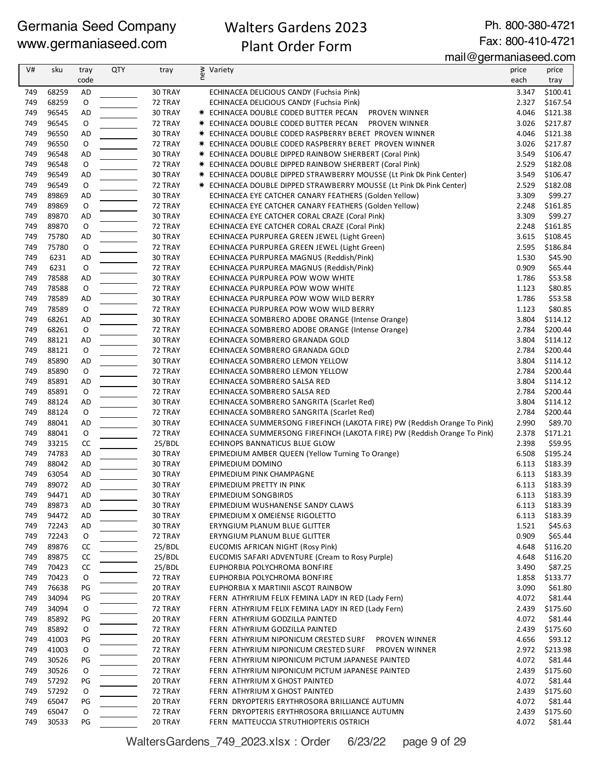Germania Seed Company
www.germaniaseed.com

Walters Gardens 2023
Plant Order Form

Ph. 800-380-4721
Fax: 800-410-4721
mail@germaniaseed.com

| V# | sku | tray code | QTY | tray | new | Variety | price each | price tray |
|---|---|---|---|---|---|---|---|---|
| 749 | 68259 | AD | | 30 TRAY | | ECHINACEA DELICIOUS CANDY (Fuchsia Pink) | 3.347 | $100.41 |
| 749 | 68259 | O | | 72 TRAY | | ECHINACEA DELICIOUS CANDY (Fuchsia Pink) | 2.327 | $167.54 |
| 749 | 96545 | AD | | 30 TRAY | * | ECHINACEA DOUBLE CODED BUTTER PECAN PROVEN WINNER | 4.046 | $121.38 |
| 749 | 96545 | O | | 72 TRAY | * | ECHINACEA DOUBLE CODED BUTTER PECAN PROVEN WINNER | 3.026 | $217.87 |
| 749 | 96550 | AD | | 30 TRAY | * | ECHINACEA DOUBLE CODED RASPBERRY BERET PROVEN WINNER | 4.046 | $121.38 |
| 749 | 96550 | O | | 72 TRAY | * | ECHINACEA DOUBLE CODED RASPBERRY BERET PROVEN WINNER | 3.026 | $217.87 |
| 749 | 96548 | AD | | 30 TRAY | * | ECHINACEA DOUBLE DIPPED RAINBOW SHERBERT (Coral Pink) | 3.549 | $106.47 |
| 749 | 96548 | O | | 72 TRAY | * | ECHINACEA DOUBLE DIPPED RAINBOW SHERBERT (Coral Pink) | 2.529 | $182.08 |
| 749 | 96549 | AD | | 30 TRAY | * | ECHINACEA DOUBLE DIPPED STRAWBERRY MOUSSE (Lt Pink Dk Pink Center) | 3.549 | $106.47 |
| 749 | 96549 | O | | 72 TRAY | * | ECHINACEA DOUBLE DIPPED STRAWBERRY MOUSSE (Lt Pink Dk Pink Center) | 2.529 | $182.08 |
| 749 | 89869 | AD | | 30 TRAY | | ECHINACEA EYE CATCHER CANARY FEATHERS (Golden Yellow) | 3.309 | $99.27 |
| 749 | 89869 | O | | 72 TRAY | | ECHINACEA EYE CATCHER CANARY FEATHERS (Golden Yellow) | 2.248 | $161.85 |
| 749 | 89870 | AD | | 30 TRAY | | ECHINACEA EYE CATCHER CORAL CRAZE (Coral Pink) | 3.309 | $99.27 |
| 749 | 89870 | O | | 72 TRAY | | ECHINACEA EYE CATCHER CORAL CRAZE (Coral Pink) | 2.248 | $161.85 |
| 749 | 75780 | AD | | 30 TRAY | | ECHINACEA PURPUREA GREEN JEWEL (Light Green) | 3.615 | $108.45 |
| 749 | 75780 | O | | 72 TRAY | | ECHINACEA PURPUREA GREEN JEWEL (Light Green) | 2.595 | $186.84 |
| 749 | 6231 | AD | | 30 TRAY | | ECHINACEA PURPUREA MAGNUS (Reddish/Pink) | 1.530 | $45.90 |
| 749 | 6231 | O | | 72 TRAY | | ECHINACEA PURPUREA MAGNUS (Reddish/Pink) | 0.909 | $65.44 |
| 749 | 78588 | AD | | 30 TRAY | | ECHINACEA PURPUREA POW WOW WHITE | 1.786 | $53.58 |
| 749 | 78588 | O | | 72 TRAY | | ECHINACEA PURPUREA POW WOW WHITE | 1.123 | $80.85 |
| 749 | 78589 | AD | | 30 TRAY | | ECHINACEA PURPUREA POW WOW WILD BERRY | 1.786 | $53.58 |
| 749 | 78589 | O | | 72 TRAY | | ECHINACEA PURPUREA POW WOW WILD BERRY | 1.123 | $80.85 |
| 749 | 68261 | AD | | 30 TRAY | | ECHINACEA SOMBRERO ADOBE ORANGE (Intense Orange) | 3.804 | $114.12 |
| 749 | 68261 | O | | 72 TRAY | | ECHINACEA SOMBRERO ADOBE ORANGE (Intense Orange) | 2.784 | $200.44 |
| 749 | 88121 | AD | | 30 TRAY | | ECHINACEA SOMBRERO GRANADA GOLD | 3.804 | $114.12 |
| 749 | 88121 | O | | 72 TRAY | | ECHINACEA SOMBRERO GRANADA GOLD | 2.784 | $200.44 |
| 749 | 85890 | AD | | 30 TRAY | | ECHINACEA SOMBRERO LEMON YELLOW | 3.804 | $114.12 |
| 749 | 85890 | O | | 72 TRAY | | ECHINACEA SOMBRERO LEMON YELLOW | 2.784 | $200.44 |
| 749 | 85891 | AD | | 30 TRAY | | ECHINACEA SOMBRERO SALSA RED | 3.804 | $114.12 |
| 749 | 85891 | O | | 72 TRAY | | ECHINACEA SOMBRERO SALSA RED | 2.784 | $200.44 |
| 749 | 88124 | AD | | 30 TRAY | | ECHINACEA SOMBRERO SANGRITA (Scarlet Red) | 3.804 | $114.12 |
| 749 | 88124 | O | | 72 TRAY | | ECHINACEA SOMBRERO SANGRITA (Scarlet Red) | 2.784 | $200.44 |
| 749 | 88041 | AD | | 30 TRAY | | ECHINACEA SUMMERSONG FIREFINCH (LAKOTA FIRE) PW (Reddish Orange To Pink) | 2.990 | $89.70 |
| 749 | 88041 | O | | 72 TRAY | | ECHINACEA SUMMERSONG FIREFINCH (LAKOTA FIRE) PW (Reddish Orange To Pink) | 2.378 | $171.21 |
| 749 | 33215 | CC | | 25/BDL | | ECHINOPS BANNATICUS BLUE GLOW | 2.398 | $59.95 |
| 749 | 74783 | AD | | 30 TRAY | | EPIMEDIUM AMBER QUEEN (Yellow Turning To Orange) | 6.508 | $195.24 |
| 749 | 88042 | AD | | 30 TRAY | | EPIMEDIUM DOMINO | 6.113 | $183.39 |
| 749 | 63054 | AD | | 30 TRAY | | EPIMEDIUM PINK CHAMPAGNE | 6.113 | $183.39 |
| 749 | 89072 | AD | | 30 TRAY | | EPIMEDIUM PRETTY IN PINK | 6.113 | $183.39 |
| 749 | 94471 | AD | | 30 TRAY | | EPIMEDIUM SONGBIRDS | 6.113 | $183.39 |
| 749 | 89873 | AD | | 30 TRAY | | EPIMEDIUM WUSHANENSE SANDY CLAWS | 6.113 | $183.39 |
| 749 | 94472 | AD | | 30 TRAY | | EPIMEDIUM X OMEIENSE RIGOLETTO | 6.113 | $183.39 |
| 749 | 72243 | AD | | 30 TRAY | | ERYNGIUM PLANUM BLUE GLITTER | 1.521 | $45.63 |
| 749 | 72243 | O | | 72 TRAY | | ERYNGIUM PLANUM BLUE GLITTER | 0.909 | $65.44 |
| 749 | 89876 | CC | | 25/BDL | | EUCOMIS AFRICAN NIGHT (Rosy Pink) | 4.648 | $116.20 |
| 749 | 89875 | CC | | 25/BDL | | EUCOMIS SAFARI ADVENTURE (Cream to Rosy Purple) | 4.648 | $116.20 |
| 749 | 70423 | CC | | 25/BDL | | EUPHORBIA POLYCHROMA BONFIRE | 3.490 | $87.25 |
| 749 | 70423 | O | | 72 TRAY | | EUPHORBIA POLYCHROMA BONFIRE | 1.858 | $133.77 |
| 749 | 76638 | PG | | 20 TRAY | | EUPHORBIA X MARTINII ASCOT RAINBOW | 3.090 | $61.80 |
| 749 | 34094 | PG | | 20 TRAY | | FERN ATHYRIUM FELIX FEMINA LADY IN RED (Lady Fern) | 4.072 | $81.44 |
| 749 | 34094 | O | | 72 TRAY | | FERN ATHYRIUM FELIX FEMINA LADY IN RED (Lady Fern) | 2.439 | $175.60 |
| 749 | 85892 | PG | | 20 TRAY | | FERN ATHYRIUM GODZILLA PAINTED | 4.072 | $81.44 |
| 749 | 85892 | O | | 72 TRAY | | FERN ATHYRIUM GODZILLA PAINTED | 2.439 | $175.60 |
| 749 | 41003 | PG | | 20 TRAY | | FERN ATHYRIUM NIPONICUM CRESTED SURF PROVEN WINNER | 4.656 | $93.12 |
| 749 | 41003 | O | | 72 TRAY | | FERN ATHYRIUM NIPONICUM CRESTED SURF PROVEN WINNER | 2.972 | $213.98 |
| 749 | 30526 | PG | | 20 TRAY | | FERN ATHYRIUM NIPONICUM PICTUM JAPANESE PAINTED | 4.072 | $81.44 |
| 749 | 30526 | O | | 72 TRAY | | FERN ATHYRIUM NIPONICUM PICTUM JAPANESE PAINTED | 2.439 | $175.60 |
| 749 | 57292 | PG | | 20 TRAY | | FERN ATHYRIUM X GHOST PAINTED | 4.072 | $81.44 |
| 749 | 57292 | O | | 72 TRAY | | FERN ATHYRIUM X GHOST PAINTED | 2.439 | $175.60 |
| 749 | 65047 | PG | | 20 TRAY | | FERN DRYOPTERIS ERYTHROSORA BRILLIANCE AUTUMN | 4.072 | $81.44 |
| 749 | 65047 | O | | 72 TRAY | | FERN DRYOPTERIS ERYTHROSORA BRILLIANCE AUTUMN | 2.439 | $175.60 |
| 749 | 30533 | PG | | 20 TRAY | | FERN MATTEUCCIA STRUTHIOPTERIS OSTRICH | 4.072 | $81.44 |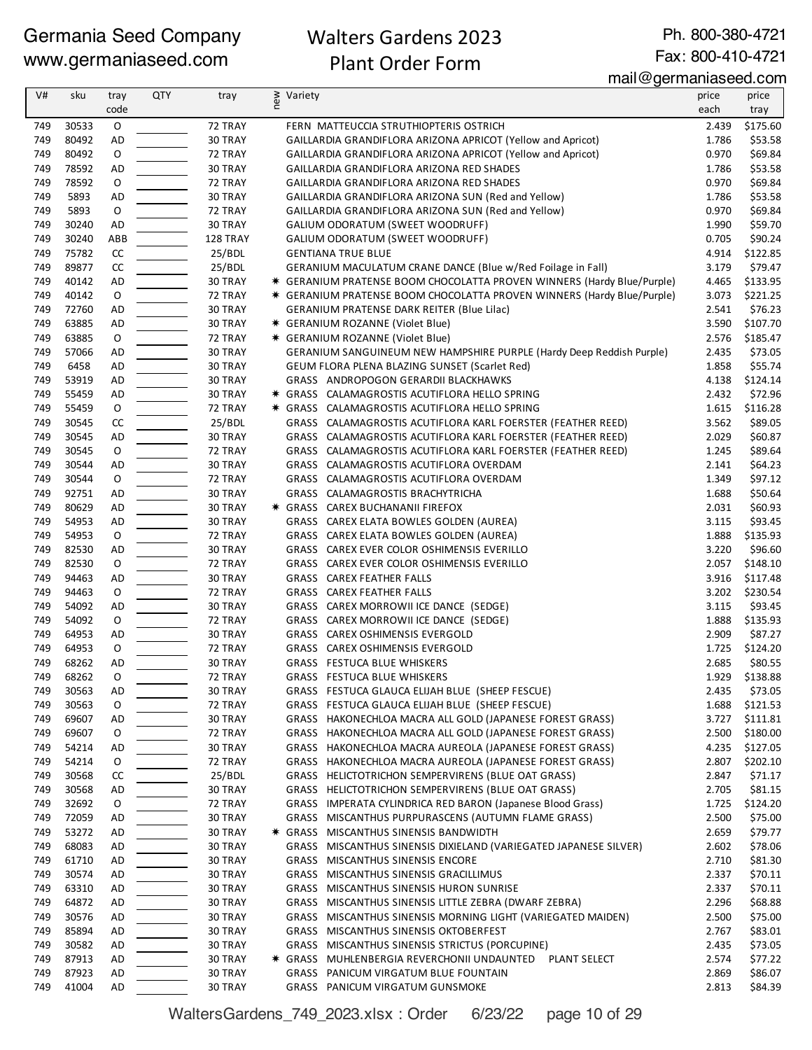Germania Seed Company
www.germaniaseed.com

# Walters Gardens 2023 Plant Order Form

Ph. 800-380-4721
Fax: 800-410-4721
mail@germaniaseed.com

| V# | sku | tray code | QTY | tray | new | Variety | price each | price tray |
|---|---|---|---|---|---|---|---|---|
| 749 | 30533 | O | | 72 TRAY | | FERN MATTEUCCIA STRUTHIOPTERIS OSTRICH | 2.439 | $175.60 |
| 749 | 80492 | AD | | 30 TRAY | | GAILLARDIA GRANDIFLORA ARIZONA APRICOT (Yellow and Apricot) | 1.786 | $53.58 |
| 749 | 80492 | O | | 72 TRAY | | GAILLARDIA GRANDIFLORA ARIZONA APRICOT (Yellow and Apricot) | 0.970 | $69.84 |
| 749 | 78592 | AD | | 30 TRAY | | GAILLARDIA GRANDIFLORA ARIZONA RED SHADES | 1.786 | $53.58 |
| 749 | 78592 | O | | 72 TRAY | | GAILLARDIA GRANDIFLORA ARIZONA RED SHADES | 0.970 | $69.84 |
| 749 | 5893 | AD | | 30 TRAY | | GAILLARDIA GRANDIFLORA ARIZONA SUN (Red and Yellow) | 1.786 | $53.58 |
| 749 | 5893 | O | | 72 TRAY | | GAILLARDIA GRANDIFLORA ARIZONA SUN (Red and Yellow) | 0.970 | $69.84 |
| 749 | 30240 | AD | | 30 TRAY | | GALIUM ODORATUM (SWEET WOODRUFF) | 1.990 | $59.70 |
| 749 | 30240 | ABB | | 128 TRAY | | GALIUM ODORATUM (SWEET WOODRUFF) | 0.705 | $90.24 |
| 749 | 75782 | CC | | 25/BDL | | GENTIANA TRUE BLUE | 4.914 | $122.85 |
| 749 | 89877 | CC | | 25/BDL | | GERANIUM MACULATUM CRANE DANCE (Blue w/Red Foilage in Fall) | 3.179 | $79.47 |
| 749 | 40142 | AD | | 30 TRAY | ✱ | GERANIUM PRATENSE BOOM CHOCOLATTA PROVEN WINNERS (Hardy Blue/Purple) | 4.465 | $133.95 |
| 749 | 40142 | O | | 72 TRAY | ✱ | GERANIUM PRATENSE BOOM CHOCOLATTA PROVEN WINNERS (Hardy Blue/Purple) | 3.073 | $221.25 |
| 749 | 72760 | AD | | 30 TRAY | | GERANIUM PRATENSE DARK REITER (Blue Lilac) | 2.541 | $76.23 |
| 749 | 63885 | AD | | 30 TRAY | ✱ | GERANIUM ROZANNE (Violet Blue) | 3.590 | $107.70 |
| 749 | 63885 | O | | 72 TRAY | ✱ | GERANIUM ROZANNE (Violet Blue) | 2.576 | $185.47 |
| 749 | 57066 | AD | | 30 TRAY | | GERANIUM SANGUINEUM NEW HAMPSHIRE PURPLE (Hardy Deep Reddish Purple) | 2.435 | $73.05 |
| 749 | 6458 | AD | | 30 TRAY | | GEUM FLORA PLENA BLAZING SUNSET (Scarlet Red) | 1.858 | $55.74 |
| 749 | 53919 | AD | | 30 TRAY | | GRASS ANDROPOGON GERARDII BLACKHAWKS | 4.138 | $124.14 |
| 749 | 55459 | AD | | 30 TRAY | ✱ | GRASS CALAMAGROSTIS ACUTIFLORA HELLO SPRING | 2.432 | $72.96 |
| 749 | 55459 | O | | 72 TRAY | ✱ | GRASS CALAMAGROSTIS ACUTIFLORA HELLO SPRING | 1.615 | $116.28 |
| 749 | 30545 | CC | | 25/BDL | | GRASS CALAMAGROSTIS ACUTIFLORA KARL FOERSTER (FEATHER REED) | 3.562 | $89.05 |
| 749 | 30545 | AD | | 30 TRAY | | GRASS CALAMAGROSTIS ACUTIFLORA KARL FOERSTER (FEATHER REED) | 2.029 | $60.87 |
| 749 | 30545 | O | | 72 TRAY | | GRASS CALAMAGROSTIS ACUTIFLORA KARL FOERSTER (FEATHER REED) | 1.245 | $89.64 |
| 749 | 30544 | AD | | 30 TRAY | | GRASS CALAMAGROSTIS ACUTIFLORA OVERDAM | 2.141 | $64.23 |
| 749 | 30544 | O | | 72 TRAY | | GRASS CALAMAGROSTIS ACUTIFLORA OVERDAM | 1.349 | $97.12 |
| 749 | 92751 | AD | | 30 TRAY | | GRASS CALAMAGROSTIS BRACHYTRICHA | 1.688 | $50.64 |
| 749 | 80629 | AD | | 30 TRAY | ✱ | GRASS CAREX BUCHANANII FIREFOX | 2.031 | $60.93 |
| 749 | 54953 | AD | | 30 TRAY | | GRASS CAREX ELATA BOWLES GOLDEN (AUREA) | 3.115 | $93.45 |
| 749 | 54953 | O | | 72 TRAY | | GRASS CAREX ELATA BOWLES GOLDEN (AUREA) | 1.888 | $135.93 |
| 749 | 82530 | AD | | 30 TRAY | | GRASS CAREX EVER COLOR OSHIMENSIS EVERILLO | 3.220 | $96.60 |
| 749 | 82530 | O | | 72 TRAY | | GRASS CAREX EVER COLOR OSHIMENSIS EVERILLO | 2.057 | $148.10 |
| 749 | 94463 | AD | | 30 TRAY | | GRASS CAREX FEATHER FALLS | 3.916 | $117.48 |
| 749 | 94463 | O | | 72 TRAY | | GRASS CAREX FEATHER FALLS | 3.202 | $230.54 |
| 749 | 54092 | AD | | 30 TRAY | | GRASS CAREX MORROWII ICE DANCE (SEDGE) | 3.115 | $93.45 |
| 749 | 54092 | O | | 72 TRAY | | GRASS CAREX MORROWII ICE DANCE (SEDGE) | 1.888 | $135.93 |
| 749 | 64953 | AD | | 30 TRAY | | GRASS CAREX OSHIMENSIS EVERGOLD | 2.909 | $87.27 |
| 749 | 64953 | O | | 72 TRAY | | GRASS CAREX OSHIMENSIS EVERGOLD | 1.725 | $124.20 |
| 749 | 68262 | AD | | 30 TRAY | | GRASS FESTUCA BLUE WHISKERS | 2.685 | $80.55 |
| 749 | 68262 | O | | 72 TRAY | | GRASS FESTUCA BLUE WHISKERS | 1.929 | $138.88 |
| 749 | 30563 | AD | | 30 TRAY | | GRASS FESTUCA GLAUCA ELIJAH BLUE (SHEEP FESCUE) | 2.435 | $73.05 |
| 749 | 30563 | O | | 72 TRAY | | GRASS FESTUCA GLAUCA ELIJAH BLUE (SHEEP FESCUE) | 1.688 | $121.53 |
| 749 | 69607 | AD | | 30 TRAY | | GRASS HAKONECHLOA MACRA ALL GOLD (JAPANESE FOREST GRASS) | 3.727 | $111.81 |
| 749 | 69607 | O | | 72 TRAY | | GRASS HAKONECHLOA MACRA ALL GOLD (JAPANESE FOREST GRASS) | 2.500 | $180.00 |
| 749 | 54214 | AD | | 30 TRAY | | GRASS HAKONECHLOA MACRA AUREOLA (JAPANESE FOREST GRASS) | 4.235 | $127.05 |
| 749 | 54214 | O | | 72 TRAY | | GRASS HAKONECHLOA MACRA AUREOLA (JAPANESE FOREST GRASS) | 2.807 | $202.10 |
| 749 | 30568 | CC | | 25/BDL | | GRASS HELICTOTRICHON SEMPERVIRENS (BLUE OAT GRASS) | 2.847 | $71.17 |
| 749 | 30568 | AD | | 30 TRAY | | GRASS HELICTOTRICHON SEMPERVIRENS (BLUE OAT GRASS) | 2.705 | $81.15 |
| 749 | 32692 | O | | 72 TRAY | | GRASS IMPERATA CYLINDRICA RED BARON (Japanese Blood Grass) | 1.725 | $124.20 |
| 749 | 72059 | AD | | 30 TRAY | | GRASS MISCANTHUS PURPURASCENS (AUTUMN FLAME GRASS) | 2.500 | $75.00 |
| 749 | 53272 | AD | | 30 TRAY | ✱ | GRASS MISCANTHUS SINENSIS BANDWIDTH | 2.659 | $79.77 |
| 749 | 68083 | AD | | 30 TRAY | | GRASS MISCANTHUS SINENSIS DIXIELAND (VARIEGATED JAPANESE SILVER) | 2.602 | $78.06 |
| 749 | 61710 | AD | | 30 TRAY | | GRASS MISCANTHUS SINENSIS ENCORE | 2.710 | $81.30 |
| 749 | 30574 | AD | | 30 TRAY | | GRASS MISCANTHUS SINENSIS GRACILLIMUS | 2.337 | $70.11 |
| 749 | 63310 | AD | | 30 TRAY | | GRASS MISCANTHUS SINENSIS HURON SUNRISE | 2.337 | $70.11 |
| 749 | 64872 | AD | | 30 TRAY | | GRASS MISCANTHUS SINENSIS LITTLE ZEBRA (DWARF ZEBRA) | 2.296 | $68.88 |
| 749 | 30576 | AD | | 30 TRAY | | GRASS MISCANTHUS SINENSIS MORNING LIGHT (VARIEGATED MAIDEN) | 2.500 | $75.00 |
| 749 | 85894 | AD | | 30 TRAY | | GRASS MISCANTHUS SINENSIS OKTOBERFEST | 2.767 | $83.01 |
| 749 | 30582 | AD | | 30 TRAY | | GRASS MISCANTHUS SINENSIS STRICTUS (PORCUPINE) | 2.435 | $73.05 |
| 749 | 87913 | AD | | 30 TRAY | ✱ | GRASS MUHLENBERGIA REVERCHONII UNDAUNTED PLANT SELECT | 2.574 | $77.22 |
| 749 | 87923 | AD | | 30 TRAY | | GRASS PANICUM VIRGATUM BLUE FOUNTAIN | 2.869 | $86.07 |
| 749 | 41004 | AD | | 30 TRAY | | GRASS PANICUM VIRGATUM GUNSMOKE | 2.813 | $84.39 |

WaltersGardens_749_2023.xlsx : Order 6/23/22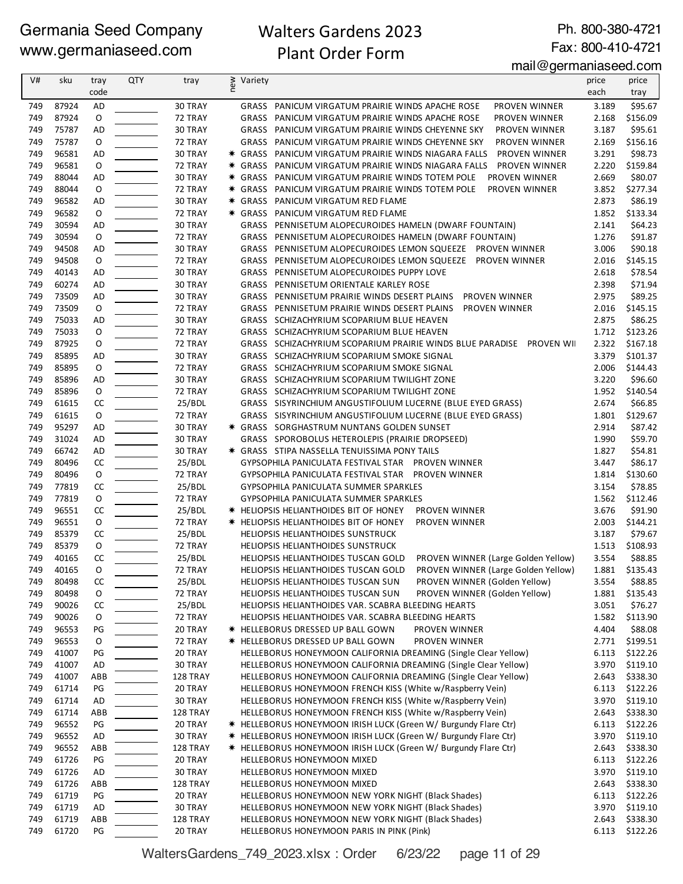Germania Seed Company
www.germaniaseed.com

# Walters Gardens 2023 Plant Order Form

Ph. 800-380-4721
Fax: 800-410-4721
mail@germaniaseed.com

| V# | sku | tray code | QTY | tray | new | Variety | price each | price tray |
|---|---|---|---|---|---|---|---|---|
| 749 | 87924 | AD | | 30 TRAY | | GRASS PANICUM VIRGATUM PRAIRIE WINDS APACHE ROSE PROVEN WINNER | 3.189 | $95.67 |
| 749 | 87924 | O | | 72 TRAY | | GRASS PANICUM VIRGATUM PRAIRIE WINDS APACHE ROSE PROVEN WINNER | 2.168 | $156.09 |
| 749 | 75787 | AD | | 30 TRAY | | GRASS PANICUM VIRGATUM PRAIRIE WINDS CHEYENNE SKY PROVEN WINNER | 3.187 | $95.61 |
| 749 | 75787 | O | | 72 TRAY | | GRASS PANICUM VIRGATUM PRAIRIE WINDS CHEYENNE SKY PROVEN WINNER | 2.169 | $156.16 |
| 749 | 96581 | AD | | 30 TRAY | * | GRASS PANICUM VIRGATUM PRAIRIE WINDS NIAGARA FALLS PROVEN WINNER | 3.291 | $98.73 |
| 749 | 96581 | O | | 72 TRAY | * | GRASS PANICUM VIRGATUM PRAIRIE WINDS NIAGARA FALLS PROVEN WINNER | 2.220 | $159.84 |
| 749 | 88044 | AD | | 30 TRAY | * | GRASS PANICUM VIRGATUM PRAIRIE WINDS TOTEM POLE PROVEN WINNER | 2.669 | $80.07 |
| 749 | 88044 | O | | 72 TRAY | * | GRASS PANICUM VIRGATUM PRAIRIE WINDS TOTEM POLE PROVEN WINNER | 3.852 | $277.34 |
| 749 | 96582 | AD | | 30 TRAY | * | GRASS PANICUM VIRGATUM RED FLAME | 2.873 | $86.19 |
| 749 | 96582 | O | | 72 TRAY | * | GRASS PANICUM VIRGATUM RED FLAME | 1.852 | $133.34 |
| 749 | 30594 | AD | | 30 TRAY | | GRASS PENNISETUM ALOPECUROIDES HAMELN (DWARF FOUNTAIN) | 2.141 | $64.23 |
| 749 | 30594 | O | | 72 TRAY | | GRASS PENNISETUM ALOPECUROIDES HAMELN (DWARF FOUNTAIN) | 1.276 | $91.87 |
| 749 | 94508 | AD | | 30 TRAY | | GRASS PENNISETUM ALOPECUROIDES LEMON SQUEEZE PROVEN WINNER | 3.006 | $90.18 |
| 749 | 94508 | O | | 72 TRAY | | GRASS PENNISETUM ALOPECUROIDES LEMON SQUEEZE PROVEN WINNER | 2.016 | $145.15 |
| 749 | 40143 | AD | | 30 TRAY | | GRASS PENNISETUM ALOPECUROIDES PUPPY LOVE | 2.618 | $78.54 |
| 749 | 60274 | AD | | 30 TRAY | | GRASS PENNISETUM ORIENTALE KARLEY ROSE | 2.398 | $71.94 |
| 749 | 73509 | AD | | 30 TRAY | | GRASS PENNISETUM PRAIRIE WINDS DESERT PLAINS PROVEN WINNER | 2.975 | $89.25 |
| 749 | 73509 | O | | 72 TRAY | | GRASS PENNISETUM PRAIRIE WINDS DESERT PLAINS PROVEN WINNER | 2.016 | $145.15 |
| 749 | 75033 | AD | | 30 TRAY | | GRASS SCHIZACHYRIUM SCOPARIUM BLUE HEAVEN | 2.875 | $86.25 |
| 749 | 75033 | O | | 72 TRAY | | GRASS SCHIZACHYRIUM SCOPARIUM BLUE HEAVEN | 1.712 | $123.26 |
| 749 | 87925 | O | | 72 TRAY | | GRASS SCHIZACHYRIUM SCOPARIUM PRAIRIE WINDS BLUE PARADISE PROVEN WI | 2.322 | $167.18 |
| 749 | 85895 | AD | | 30 TRAY | | GRASS SCHIZACHYRIUM SCOPARIUM SMOKE SIGNAL | 3.379 | $101.37 |
| 749 | 85895 | O | | 72 TRAY | | GRASS SCHIZACHYRIUM SCOPARIUM SMOKE SIGNAL | 2.006 | $144.43 |
| 749 | 85896 | AD | | 30 TRAY | | GRASS SCHIZACHYRIUM SCOPARIUM TWILIGHT ZONE | 3.220 | $96.60 |
| 749 | 85896 | O | | 72 TRAY | | GRASS SCHIZACHYRIUM SCOPARIUM TWILIGHT ZONE | 1.952 | $140.54 |
| 749 | 61615 | CC | | 25/BDL | | GRASS SISYRINCHIUM ANGUSTIFOLIUM LUCERNE (BLUE EYED GRASS) | 2.674 | $66.85 |
| 749 | 61615 | O | | 72 TRAY | | GRASS SISYRINCHIUM ANGUSTIFOLIUM LUCERNE (BLUE EYED GRASS) | 1.801 | $129.67 |
| 749 | 95297 | AD | | 30 TRAY | * | GRASS SORGHASTRUM NUNTANS GOLDEN SUNSET | 2.914 | $87.42 |
| 749 | 31024 | AD | | 30 TRAY | | GRASS SPOROBOLUS HETEROLEPIS (PRAIRIE DROPSEED) | 1.990 | $59.70 |
| 749 | 66742 | AD | | 30 TRAY | * | GRASS STIPA NASSELLA TENUISSIMA PONY TAILS | 1.827 | $54.81 |
| 749 | 80496 | CC | | 25/BDL | | GYPSOPHILA PANICULATA FESTIVAL STAR PROVEN WINNER | 3.447 | $86.17 |
| 749 | 80496 | O | | 72 TRAY | | GYPSOPHILA PANICULATA FESTIVAL STAR PROVEN WINNER | 1.814 | $130.60 |
| 749 | 77819 | CC | | 25/BDL | | GYPSOPHILA PANICULATA SUMMER SPARKLES | 3.154 | $78.85 |
| 749 | 77819 | O | | 72 TRAY | | GYPSOPHILA PANICULATA SUMMER SPARKLES | 1.562 | $112.46 |
| 749 | 96551 | CC | | 25/BDL | * | HELIOPSIS HELIANTHOIDES BIT OF HONEY PROVEN WINNER | 3.676 | $91.90 |
| 749 | 96551 | O | | 72 TRAY | * | HELIOPSIS HELIANTHOIDES BIT OF HONEY PROVEN WINNER | 2.003 | $144.21 |
| 749 | 85379 | CC | | 25/BDL | | HELIOPSIS HELIANTHOIDES SUNSTRUCK | 3.187 | $79.67 |
| 749 | 85379 | O | | 72 TRAY | | HELIOPSIS HELIANTHOIDES SUNSTRUCK | 1.513 | $108.93 |
| 749 | 40165 | CC | | 25/BDL | | HELIOPSIS HELIANTHOIDES TUSCAN GOLD PROVEN WINNER (Large Golden Yellow) | 3.554 | $88.85 |
| 749 | 40165 | O | | 72 TRAY | | HELIOPSIS HELIANTHOIDES TUSCAN GOLD PROVEN WINNER (Large Golden Yellow) | 1.881 | $135.43 |
| 749 | 80498 | CC | | 25/BDL | | HELIOPSIS HELIANTHOIDES TUSCAN SUN PROVEN WINNER (Golden Yellow) | 3.554 | $88.85 |
| 749 | 80498 | O | | 72 TRAY | | HELIOPSIS HELIANTHOIDES TUSCAN SUN PROVEN WINNER (Golden Yellow) | 1.881 | $135.43 |
| 749 | 90026 | CC | | 25/BDL | | HELIOPSIS HELIANTHOIDES VAR. SCABRA BLEEDING HEARTS | 3.051 | $76.27 |
| 749 | 90026 | O | | 72 TRAY | | HELIOPSIS HELIANTHOIDES VAR. SCABRA BLEEDING HEARTS | 1.582 | $113.90 |
| 749 | 96553 | PG | | 20 TRAY | * | HELLEBORUS DRESSED UP BALL GOWN PROVEN WINNER | 4.404 | $88.08 |
| 749 | 96553 | O | | 72 TRAY | * | HELLEBORUS DRESSED UP BALL GOWN PROVEN WINNER | 2.771 | $199.51 |
| 749 | 41007 | PG | | 20 TRAY | | HELLEBORUS HONEYMOON CALIFORNIA DREAMING (Single Clear Yellow) | 6.113 | $122.26 |
| 749 | 41007 | AD | | 30 TRAY | | HELLEBORUS HONEYMOON CALIFORNIA DREAMING (Single Clear Yellow) | 3.970 | $119.10 |
| 749 | 41007 | ABB | | 128 TRAY | | HELLEBORUS HONEYMOON CALIFORNIA DREAMING (Single Clear Yellow) | 2.643 | $338.30 |
| 749 | 61714 | PG | | 20 TRAY | | HELLEBORUS HONEYMOON FRENCH KISS (White w/Raspberry Vein) | 6.113 | $122.26 |
| 749 | 61714 | AD | | 30 TRAY | | HELLEBORUS HONEYMOON FRENCH KISS (White w/Raspberry Vein) | 3.970 | $119.10 |
| 749 | 61714 | ABB | | 128 TRAY | | HELLEBORUS HONEYMOON FRENCH KISS (White w/Raspberry Vein) | 2.643 | $338.30 |
| 749 | 96552 | PG | | 20 TRAY | * | HELLEBORUS HONEYMOON IRISH LUCK (Green W/ Burgundy Flare Ctr) | 6.113 | $122.26 |
| 749 | 96552 | AD | | 30 TRAY | * | HELLEBORUS HONEYMOON IRISH LUCK (Green W/ Burgundy Flare Ctr) | 3.970 | $119.10 |
| 749 | 96552 | ABB | | 128 TRAY | * | HELLEBORUS HONEYMOON IRISH LUCK (Green W/ Burgundy Flare Ctr) | 2.643 | $338.30 |
| 749 | 61726 | PG | | 20 TRAY | | HELLEBORUS HONEYMOON MIXED | 6.113 | $122.26 |
| 749 | 61726 | AD | | 30 TRAY | | HELLEBORUS HONEYMOON MIXED | 3.970 | $119.10 |
| 749 | 61726 | ABB | | 128 TRAY | | HELLEBORUS HONEYMOON MIXED | 2.643 | $338.30 |
| 749 | 61719 | PG | | 20 TRAY | | HELLEBORUS HONEYMOON NEW YORK NIGHT (Black Shades) | 6.113 | $122.26 |
| 749 | 61719 | AD | | 30 TRAY | | HELLEBORUS HONEYMOON NEW YORK NIGHT (Black Shades) | 3.970 | $119.10 |
| 749 | 61719 | ABB | | 128 TRAY | | HELLEBORUS HONEYMOON NEW YORK NIGHT (Black Shades) | 2.643 | $338.30 |
| 749 | 61720 | PG | | 20 TRAY | | HELLEBORUS HONEYMOON PARIS IN PINK (Pink) | 6.113 | $122.26 |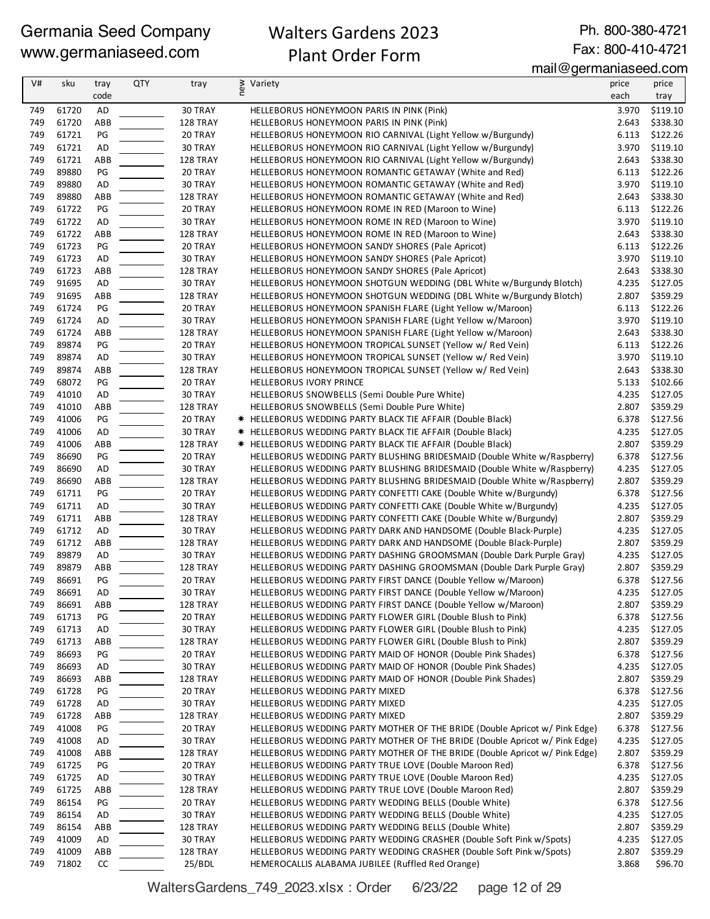| V# | sku | tray code | QTY | tray | new | Variety | price each | price tray |
|---|---|---|---|---|---|---|---|---|
| 749 | 61720 | AD | | 30 TRAY | | HELLEBORUS HONEYMOON PARIS IN PINK (Pink) | 3.970 | $119.10 |
| 749 | 61720 | ABB | | 128 TRAY | | HELLEBORUS HONEYMOON PARIS IN PINK (Pink) | 2.643 | $338.30 |
| 749 | 61721 | PG | | 20 TRAY | | HELLEBORUS HONEYMOON RIO CARNIVAL (Light Yellow w/Burgundy) | 6.113 | $122.26 |
| 749 | 61721 | AD | | 30 TRAY | | HELLEBORUS HONEYMOON RIO CARNIVAL (Light Yellow w/Burgundy) | 3.970 | $119.10 |
| 749 | 61721 | ABB | | 128 TRAY | | HELLEBORUS HONEYMOON RIO CARNIVAL (Light Yellow w/Burgundy) | 2.643 | $338.30 |
| 749 | 89880 | PG | | 20 TRAY | | HELLEBORUS HONEYMOON ROMANTIC GETAWAY (White and Red) | 6.113 | $122.26 |
| 749 | 89880 | AD | | 30 TRAY | | HELLEBORUS HONEYMOON ROMANTIC GETAWAY (White and Red) | 3.970 | $119.10 |
| 749 | 89880 | ABB | | 128 TRAY | | HELLEBORUS HONEYMOON ROMANTIC GETAWAY (White and Red) | 2.643 | $338.30 |
| 749 | 61722 | PG | | 20 TRAY | | HELLEBORUS HONEYMOON ROME IN RED (Maroon to Wine) | 6.113 | $122.26 |
| 749 | 61722 | AD | | 30 TRAY | | HELLEBORUS HONEYMOON ROME IN RED (Maroon to Wine) | 3.970 | $119.10 |
| 749 | 61722 | ABB | | 128 TRAY | | HELLEBORUS HONEYMOON ROME IN RED (Maroon to Wine) | 2.643 | $338.30 |
| 749 | 61723 | PG | | 20 TRAY | | HELLEBORUS HONEYMOON SANDY SHORES (Pale Apricot) | 6.113 | $122.26 |
| 749 | 61723 | AD | | 30 TRAY | | HELLEBORUS HONEYMOON SANDY SHORES (Pale Apricot) | 3.970 | $119.10 |
| 749 | 61723 | ABB | | 128 TRAY | | HELLEBORUS HONEYMOON SANDY SHORES (Pale Apricot) | 2.643 | $338.30 |
| 749 | 91695 | AD | | 30 TRAY | | HELLEBORUS HONEYMOON SHOTGUN WEDDING (DBL White w/Burgundy Blotch) | 4.235 | $127.05 |
| 749 | 91695 | ABB | | 128 TRAY | | HELLEBORUS HONEYMOON SHOTGUN WEDDING (DBL White w/Burgundy Blotch) | 2.807 | $359.29 |
| 749 | 61724 | PG | | 20 TRAY | | HELLEBORUS HONEYMOON SPANISH FLARE (Light Yellow w/Maroon) | 6.113 | $122.26 |
| 749 | 61724 | AD | | 30 TRAY | | HELLEBORUS HONEYMOON SPANISH FLARE (Light Yellow w/Maroon) | 3.970 | $119.10 |
| 749 | 61724 | ABB | | 128 TRAY | | HELLEBORUS HONEYMOON SPANISH FLARE (Light Yellow w/Maroon) | 2.643 | $338.30 |
| 749 | 89874 | PG | | 20 TRAY | | HELLEBORUS HONEYMOON TROPICAL SUNSET (Yellow w/ Red Vein) | 6.113 | $122.26 |
| 749 | 89874 | AD | | 30 TRAY | | HELLEBORUS HONEYMOON TROPICAL SUNSET (Yellow w/ Red Vein) | 3.970 | $119.10 |
| 749 | 89874 | ABB | | 128 TRAY | | HELLEBORUS HONEYMOON TROPICAL SUNSET (Yellow w/ Red Vein) | 2.643 | $338.30 |
| 749 | 68072 | PG | | 20 TRAY | | HELLEBORUS IVORY PRINCE | 5.133 | $102.66 |
| 749 | 41010 | AD | | 30 TRAY | | HELLEBORUS SNOWBELLS (Semi Double Pure White) | 4.235 | $127.05 |
| 749 | 41010 | ABB | | 128 TRAY | | HELLEBORUS SNOWBELLS (Semi Double Pure White) | 2.807 | $359.29 |
| 749 | 41006 | PG | | 20 TRAY | * | HELLEBORUS WEDDING PARTY BLACK TIE AFFAIR (Double Black) | 6.378 | $127.56 |
| 749 | 41006 | AD | | 30 TRAY | * | HELLEBORUS WEDDING PARTY BLACK TIE AFFAIR (Double Black) | 4.235 | $127.05 |
| 749 | 41006 | ABB | | 128 TRAY | * | HELLEBORUS WEDDING PARTY BLACK TIE AFFAIR (Double Black) | 2.807 | $359.29 |
| 749 | 86690 | PG | | 20 TRAY | | HELLEBORUS WEDDING PARTY BLUSHING BRIDESMAID (Double White w/Raspberry) | 6.378 | $127.56 |
| 749 | 86690 | AD | | 30 TRAY | | HELLEBORUS WEDDING PARTY BLUSHING BRIDESMAID (Double White w/Raspberry) | 4.235 | $127.05 |
| 749 | 86690 | ABB | | 128 TRAY | | HELLEBORUS WEDDING PARTY BLUSHING BRIDESMAID (Double White w/Raspberry) | 2.807 | $359.29 |
| 749 | 61711 | PG | | 20 TRAY | | HELLEBORUS WEDDING PARTY CONFETTI CAKE (Double White w/Burgundy) | 6.378 | $127.56 |
| 749 | 61711 | AD | | 30 TRAY | | HELLEBORUS WEDDING PARTY CONFETTI CAKE (Double White w/Burgundy) | 4.235 | $127.05 |
| 749 | 61711 | ABB | | 128 TRAY | | HELLEBORUS WEDDING PARTY CONFETTI CAKE (Double White w/Burgundy) | 2.807 | $359.29 |
| 749 | 61712 | AD | | 30 TRAY | | HELLEBORUS WEDDING PARTY DARK AND HANDSOME (Double Black-Purple) | 4.235 | $127.05 |
| 749 | 61712 | ABB | | 128 TRAY | | HELLEBORUS WEDDING PARTY DARK AND HANDSOME (Double Black-Purple) | 2.807 | $359.29 |
| 749 | 89879 | AD | | 30 TRAY | | HELLEBORUS WEDDING PARTY DASHING GROOMSMAN (Double Dark Purple Gray) | 4.235 | $127.05 |
| 749 | 89879 | ABB | | 128 TRAY | | HELLEBORUS WEDDING PARTY DASHING GROOMSMAN (Double Dark Purple Gray) | 2.807 | $359.29 |
| 749 | 86691 | PG | | 20 TRAY | | HELLEBORUS WEDDING PARTY FIRST DANCE (Double Yellow w/Maroon) | 6.378 | $127.56 |
| 749 | 86691 | AD | | 30 TRAY | | HELLEBORUS WEDDING PARTY FIRST DANCE (Double Yellow w/Maroon) | 4.235 | $127.05 |
| 749 | 86691 | ABB | | 128 TRAY | | HELLEBORUS WEDDING PARTY FIRST DANCE (Double Yellow w/Maroon) | 2.807 | $359.29 |
| 749 | 61713 | PG | | 20 TRAY | | HELLEBORUS WEDDING PARTY FLOWER GIRL (Double Blush to Pink) | 6.378 | $127.56 |
| 749 | 61713 | AD | | 30 TRAY | | HELLEBORUS WEDDING PARTY FLOWER GIRL (Double Blush to Pink) | 4.235 | $127.05 |
| 749 | 61713 | ABB | | 128 TRAY | | HELLEBORUS WEDDING PARTY FLOWER GIRL (Double Blush to Pink) | 2.807 | $359.29 |
| 749 | 86693 | PG | | 20 TRAY | | HELLEBORUS WEDDING PARTY MAID OF HONOR (Double Pink Shades) | 6.378 | $127.56 |
| 749 | 86693 | AD | | 30 TRAY | | HELLEBORUS WEDDING PARTY MAID OF HONOR (Double Pink Shades) | 4.235 | $127.05 |
| 749 | 86693 | ABB | | 128 TRAY | | HELLEBORUS WEDDING PARTY MAID OF HONOR (Double Pink Shades) | 2.807 | $359.29 |
| 749 | 61728 | PG | | 20 TRAY | | HELLEBORUS WEDDING PARTY MIXED | 6.378 | $127.56 |
| 749 | 61728 | AD | | 30 TRAY | | HELLEBORUS WEDDING PARTY MIXED | 4.235 | $127.05 |
| 749 | 61728 | ABB | | 128 TRAY | | HELLEBORUS WEDDING PARTY MIXED | 2.807 | $359.29 |
| 749 | 41008 | PG | | 20 TRAY | | HELLEBORUS WEDDING PARTY MOTHER OF THE BRIDE (Double Apricot w/ Pink Edge) | 6.378 | $127.56 |
| 749 | 41008 | AD | | 30 TRAY | | HELLEBORUS WEDDING PARTY MOTHER OF THE BRIDE (Double Apricot w/ Pink Edge) | 4.235 | $127.05 |
| 749 | 41008 | ABB | | 128 TRAY | | HELLEBORUS WEDDING PARTY MOTHER OF THE BRIDE (Double Apricot w/ Pink Edge) | 2.807 | $359.29 |
| 749 | 61725 | PG | | 20 TRAY | | HELLEBORUS WEDDING PARTY TRUE LOVE (Double Maroon Red) | 6.378 | $127.56 |
| 749 | 61725 | AD | | 30 TRAY | | HELLEBORUS WEDDING PARTY TRUE LOVE (Double Maroon Red) | 4.235 | $127.05 |
| 749 | 61725 | ABB | | 128 TRAY | | HELLEBORUS WEDDING PARTY TRUE LOVE (Double Maroon Red) | 2.807 | $359.29 |
| 749 | 86154 | PG | | 20 TRAY | | HELLEBORUS WEDDING PARTY WEDDING BELLS (Double White) | 6.378 | $127.56 |
| 749 | 86154 | AD | | 30 TRAY | | HELLEBORUS WEDDING PARTY WEDDING BELLS (Double White) | 4.235 | $127.05 |
| 749 | 86154 | ABB | | 128 TRAY | | HELLEBORUS WEDDING PARTY WEDDING BELLS (Double White) | 2.807 | $359.29 |
| 749 | 41009 | AD | | 30 TRAY | | HELLEBORUS WEDDING PARTY WEDDING CRASHER (Double Soft Pink w/Spots) | 4.235 | $127.05 |
| 749 | 41009 | ABB | | 128 TRAY | | HELLEBORUS WEDDING PARTY WEDDING CRASHER (Double Soft Pink w/Spots) | 2.807 | $359.29 |
| 749 | 71802 | CC | | 25/BDL | | HEMEROCALLIS ALABAMA JUBILEE (Ruffled Red Orange) | 3.868 | $96.70 |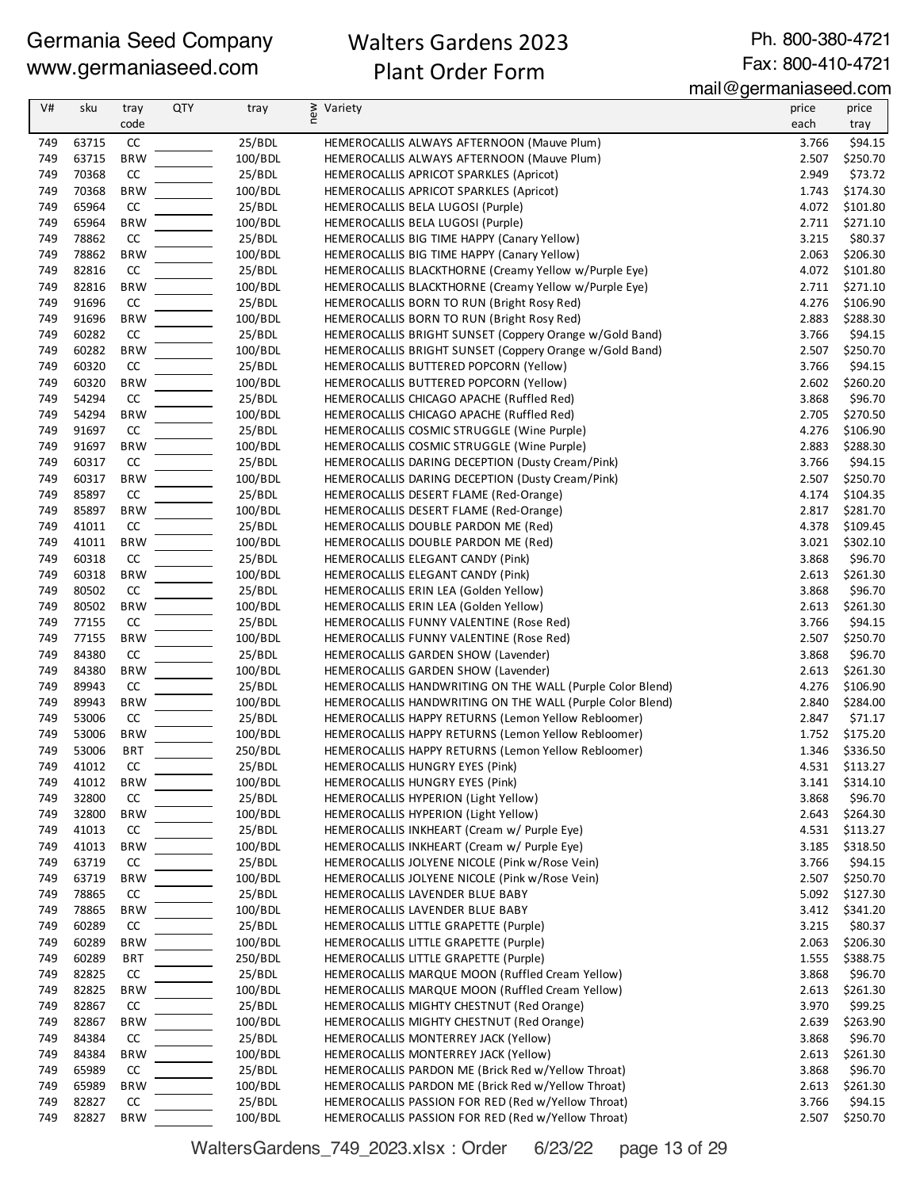Germania Seed Company
www.germaniaseed.com

# Walters Gardens 2023 Plant Order Form

Ph. 800-380-4721
Fax: 800-410-4721
mail@germaniaseed.com

| V# | sku | tray code | QTY | tray | new | Variety | price each | price tray |
|---|---|---|---|---|---|---|---|---|
| 749 | 63715 | CC | | 25/BDL | | HEMEROCALLIS ALWAYS AFTERNOON (Mauve Plum) | 3.766 | $94.15 |
| 749 | 63715 | BRW | | 100/BDL | | HEMEROCALLIS ALWAYS AFTERNOON (Mauve Plum) | 2.507 | $250.70 |
| 749 | 70368 | CC | | 25/BDL | | HEMEROCALLIS APRICOT SPARKLES (Apricot) | 2.949 | $73.72 |
| 749 | 70368 | BRW | | 100/BDL | | HEMEROCALLIS APRICOT SPARKLES (Apricot) | 1.743 | $174.30 |
| 749 | 65964 | CC | | 25/BDL | | HEMEROCALLIS BELA LUGOSI (Purple) | 4.072 | $101.80 |
| 749 | 65964 | BRW | | 100/BDL | | HEMEROCALLIS BELA LUGOSI (Purple) | 2.711 | $271.10 |
| 749 | 78862 | CC | | 25/BDL | | HEMEROCALLIS BIG TIME HAPPY (Canary Yellow) | 3.215 | $80.37 |
| 749 | 78862 | BRW | | 100/BDL | | HEMEROCALLIS BIG TIME HAPPY (Canary Yellow) | 2.063 | $206.30 |
| 749 | 82816 | CC | | 25/BDL | | HEMEROCALLIS BLACKTHORNE (Creamy Yellow w/Purple Eye) | 4.072 | $101.80 |
| 749 | 82816 | BRW | | 100/BDL | | HEMEROCALLIS BLACKTHORNE (Creamy Yellow w/Purple Eye) | 2.711 | $271.10 |
| 749 | 91696 | CC | | 25/BDL | | HEMEROCALLIS BORN TO RUN (Bright Rosy Red) | 4.276 | $106.90 |
| 749 | 91696 | BRW | | 100/BDL | | HEMEROCALLIS BORN TO RUN (Bright Rosy Red) | 2.883 | $288.30 |
| 749 | 60282 | CC | | 25/BDL | | HEMEROCALLIS BRIGHT SUNSET (Coppery Orange w/Gold Band) | 3.766 | $94.15 |
| 749 | 60282 | BRW | | 100/BDL | | HEMEROCALLIS BRIGHT SUNSET (Coppery Orange w/Gold Band) | 2.507 | $250.70 |
| 749 | 60320 | CC | | 25/BDL | | HEMEROCALLIS BUTTERED POPCORN (Yellow) | 3.766 | $94.15 |
| 749 | 60320 | BRW | | 100/BDL | | HEMEROCALLIS BUTTERED POPCORN (Yellow) | 2.602 | $260.20 |
| 749 | 54294 | CC | | 25/BDL | | HEMEROCALLIS CHICAGO APACHE (Ruffled Red) | 3.868 | $96.70 |
| 749 | 54294 | BRW | | 100/BDL | | HEMEROCALLIS CHICAGO APACHE (Ruffled Red) | 2.705 | $270.50 |
| 749 | 91697 | CC | | 25/BDL | | HEMEROCALLIS COSMIC STRUGGLE (Wine Purple) | 4.276 | $106.90 |
| 749 | 91697 | BRW | | 100/BDL | | HEMEROCALLIS COSMIC STRUGGLE (Wine Purple) | 2.883 | $288.30 |
| 749 | 60317 | CC | | 25/BDL | | HEMEROCALLIS DARING DECEPTION (Dusty Cream/Pink) | 3.766 | $94.15 |
| 749 | 60317 | BRW | | 100/BDL | | HEMEROCALLIS DARING DECEPTION (Dusty Cream/Pink) | 2.507 | $250.70 |
| 749 | 85897 | CC | | 25/BDL | | HEMEROCALLIS DESERT FLAME (Red-Orange) | 4.174 | $104.35 |
| 749 | 85897 | BRW | | 100/BDL | | HEMEROCALLIS DESERT FLAME (Red-Orange) | 2.817 | $281.70 |
| 749 | 41011 | CC | | 25/BDL | | HEMEROCALLIS DOUBLE PARDON ME (Red) | 4.378 | $109.45 |
| 749 | 41011 | BRW | | 100/BDL | | HEMEROCALLIS DOUBLE PARDON ME (Red) | 3.021 | $302.10 |
| 749 | 60318 | CC | | 25/BDL | | HEMEROCALLIS ELEGANT CANDY (Pink) | 3.868 | $96.70 |
| 749 | 60318 | BRW | | 100/BDL | | HEMEROCALLIS ELEGANT CANDY (Pink) | 2.613 | $261.30 |
| 749 | 80502 | CC | | 25/BDL | | HEMEROCALLIS ERIN LEA (Golden Yellow) | 3.868 | $96.70 |
| 749 | 80502 | BRW | | 100/BDL | | HEMEROCALLIS ERIN LEA (Golden Yellow) | 2.613 | $261.30 |
| 749 | 77155 | CC | | 25/BDL | | HEMEROCALLIS FUNNY VALENTINE (Rose Red) | 3.766 | $94.15 |
| 749 | 77155 | BRW | | 100/BDL | | HEMEROCALLIS FUNNY VALENTINE (Rose Red) | 2.507 | $250.70 |
| 749 | 84380 | CC | | 25/BDL | | HEMEROCALLIS GARDEN SHOW (Lavender) | 3.868 | $96.70 |
| 749 | 84380 | BRW | | 100/BDL | | HEMEROCALLIS GARDEN SHOW (Lavender) | 2.613 | $261.30 |
| 749 | 89943 | CC | | 25/BDL | | HEMEROCALLIS HANDWRITING ON THE WALL (Purple Color Blend) | 4.276 | $106.90 |
| 749 | 89943 | BRW | | 100/BDL | | HEMEROCALLIS HANDWRITING ON THE WALL (Purple Color Blend) | 2.840 | $284.00 |
| 749 | 53006 | CC | | 25/BDL | | HEMEROCALLIS HAPPY RETURNS (Lemon Yellow Rebloomer) | 2.847 | $71.17 |
| 749 | 53006 | BRW | | 100/BDL | | HEMEROCALLIS HAPPY RETURNS (Lemon Yellow Rebloomer) | 1.752 | $175.20 |
| 749 | 53006 | BRT | | 250/BDL | | HEMEROCALLIS HAPPY RETURNS (Lemon Yellow Rebloomer) | 1.346 | $336.50 |
| 749 | 41012 | CC | | 25/BDL | | HEMEROCALLIS HUNGRY EYES (Pink) | 4.531 | $113.27 |
| 749 | 41012 | BRW | | 100/BDL | | HEMEROCALLIS HUNGRY EYES (Pink) | 3.141 | $314.10 |
| 749 | 32800 | CC | | 25/BDL | | HEMEROCALLIS HYPERION (Light Yellow) | 3.868 | $96.70 |
| 749 | 32800 | BRW | | 100/BDL | | HEMEROCALLIS HYPERION (Light Yellow) | 2.643 | $264.30 |
| 749 | 41013 | CC | | 25/BDL | | HEMEROCALLIS INKHEART (Cream w/ Purple Eye) | 4.531 | $113.27 |
| 749 | 41013 | BRW | | 100/BDL | | HEMEROCALLIS INKHEART (Cream w/ Purple Eye) | 3.185 | $318.50 |
| 749 | 63719 | CC | | 25/BDL | | HEMEROCALLIS JOLYENE NICOLE (Pink w/Rose Vein) | 3.766 | $94.15 |
| 749 | 63719 | BRW | | 100/BDL | | HEMEROCALLIS JOLYENE NICOLE (Pink w/Rose Vein) | 2.507 | $250.70 |
| 749 | 78865 | CC | | 25/BDL | | HEMEROCALLIS LAVENDER BLUE BABY | 5.092 | $127.30 |
| 749 | 78865 | BRW | | 100/BDL | | HEMEROCALLIS LAVENDER BLUE BABY | 3.412 | $341.20 |
| 749 | 60289 | CC | | 25/BDL | | HEMEROCALLIS LITTLE GRAPETTE (Purple) | 3.215 | $80.37 |
| 749 | 60289 | BRW | | 100/BDL | | HEMEROCALLIS LITTLE GRAPETTE (Purple) | 2.063 | $206.30 |
| 749 | 60289 | BRT | | 250/BDL | | HEMEROCALLIS LITTLE GRAPETTE (Purple) | 1.555 | $388.75 |
| 749 | 82825 | CC | | 25/BDL | | HEMEROCALLIS MARQUE MOON (Ruffled Cream Yellow) | 3.868 | $96.70 |
| 749 | 82825 | BRW | | 100/BDL | | HEMEROCALLIS MARQUE MOON (Ruffled Cream Yellow) | 2.613 | $261.30 |
| 749 | 82867 | CC | | 25/BDL | | HEMEROCALLIS MIGHTY CHESTNUT (Red Orange) | 3.970 | $99.25 |
| 749 | 82867 | BRW | | 100/BDL | | HEMEROCALLIS MIGHTY CHESTNUT (Red Orange) | 2.639 | $263.90 |
| 749 | 84384 | CC | | 25/BDL | | HEMEROCALLIS MONTERREY JACK (Yellow) | 3.868 | $96.70 |
| 749 | 84384 | BRW | | 100/BDL | | HEMEROCALLIS MONTERREY JACK (Yellow) | 2.613 | $261.30 |
| 749 | 65989 | CC | | 25/BDL | | HEMEROCALLIS PARDON ME (Brick Red w/Yellow Throat) | 3.868 | $96.70 |
| 749 | 65989 | BRW | | 100/BDL | | HEMEROCALLIS PARDON ME (Brick Red w/Yellow Throat) | 2.613 | $261.30 |
| 749 | 82827 | CC | | 25/BDL | | HEMEROCALLIS PASSION FOR RED (Red w/Yellow Throat) | 3.766 | $94.15 |
| 749 | 82827 | BRW | | 100/BDL | | HEMEROCALLIS PASSION FOR RED (Red w/Yellow Throat) | 2.507 | $250.70 |

WaltersGardens_749_2023.xlsx : Order 6/23/22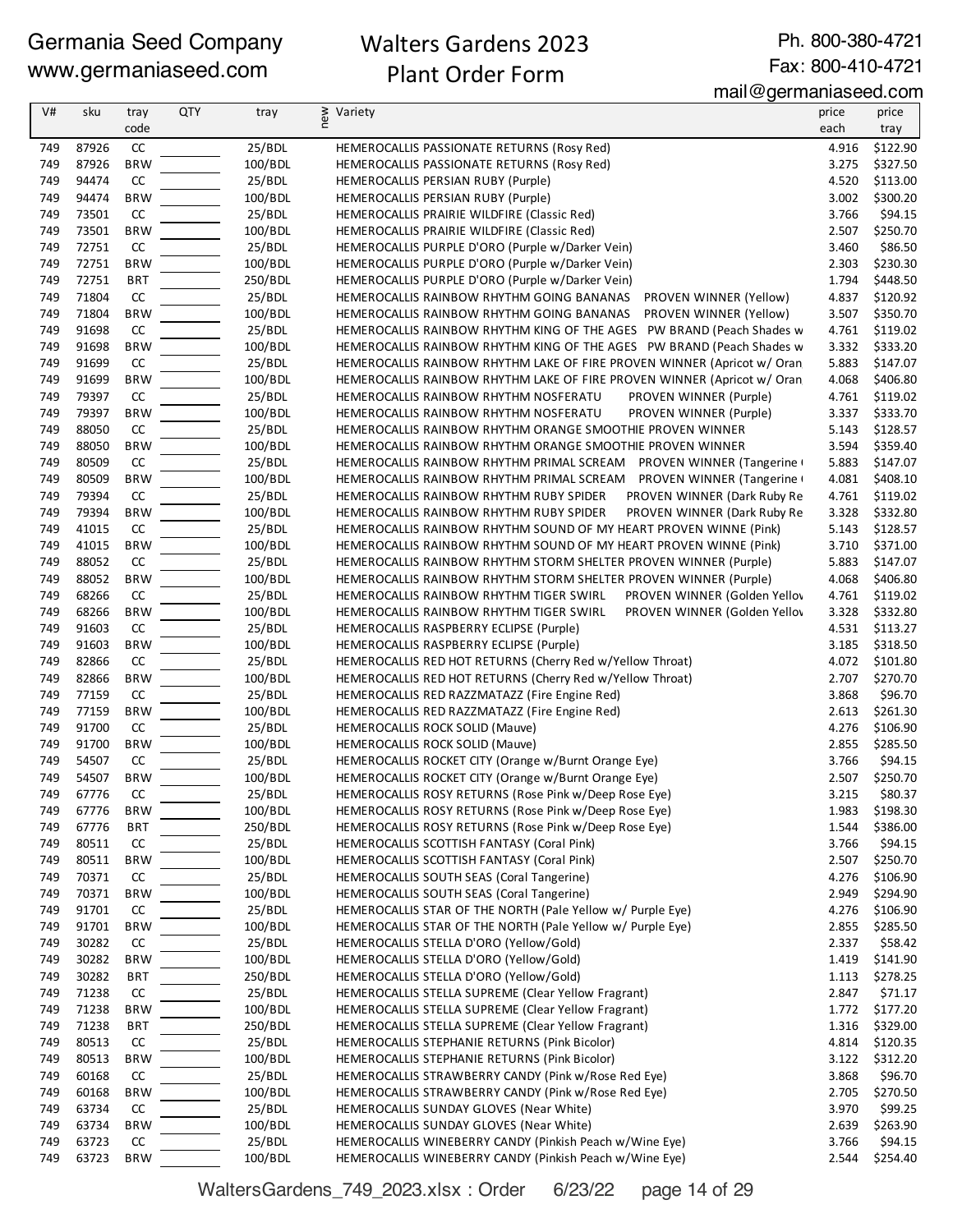Germania Seed Company
www.germaniaseed.com

# Walters Gardens 2023 Plant Order Form

Ph. 800-380-4721
Fax: 800-410-4721
mail@germaniaseed.com

| V# | sku | tray code | QTY | tray | new | Variety | price each | price tray |
|---|---|---|---|---|---|---|---|---|
| 749 | 87926 | CC | | 25/BDL | | HEMEROCALLIS PASSIONATE RETURNS (Rosy Red) | 4.916 | $122.90 |
| 749 | 87926 | BRW | | 100/BDL | | HEMEROCALLIS PASSIONATE RETURNS (Rosy Red) | 3.275 | $327.50 |
| 749 | 94474 | CC | | 25/BDL | | HEMEROCALLIS PERSIAN RUBY (Purple) | 4.520 | $113.00 |
| 749 | 94474 | BRW | | 100/BDL | | HEMEROCALLIS PERSIAN RUBY (Purple) | 3.002 | $300.20 |
| 749 | 73501 | CC | | 25/BDL | | HEMEROCALLIS PRAIRIE WILDFIRE (Classic Red) | 3.766 | $94.15 |
| 749 | 73501 | BRW | | 100/BDL | | HEMEROCALLIS PRAIRIE WILDFIRE (Classic Red) | 2.507 | $250.70 |
| 749 | 72751 | CC | | 25/BDL | | HEMEROCALLIS PURPLE D'ORO (Purple w/Darker Vein) | 3.460 | $86.50 |
| 749 | 72751 | BRW | | 100/BDL | | HEMEROCALLIS PURPLE D'ORO (Purple w/Darker Vein) | 2.303 | $230.30 |
| 749 | 72751 | BRT | | 250/BDL | | HEMEROCALLIS PURPLE D'ORO (Purple w/Darker Vein) | 1.794 | $448.50 |
| 749 | 71804 | CC | | 25/BDL | | HEMEROCALLIS RAINBOW RHYTHM GOING BANANAS PROVEN WINNER (Yellow) | 4.837 | $120.92 |
| 749 | 71804 | BRW | | 100/BDL | | HEMEROCALLIS RAINBOW RHYTHM GOING BANANAS PROVEN WINNER (Yellow) | 3.507 | $350.70 |
| 749 | 91698 | CC | | 25/BDL | | HEMEROCALLIS RAINBOW RHYTHM KING OF THE AGES PW BRAND (Peach Shades w | 4.761 | $119.02 |
| 749 | 91698 | BRW | | 100/BDL | | HEMEROCALLIS RAINBOW RHYTHM KING OF THE AGES PW BRAND (Peach Shades w | 3.332 | $333.20 |
| 749 | 91699 | CC | | 25/BDL | | HEMEROCALLIS RAINBOW RHYTHM LAKE OF FIRE PROVEN WINNER (Apricot w/ Oran | 5.883 | $147.07 |
| 749 | 91699 | BRW | | 100/BDL | | HEMEROCALLIS RAINBOW RHYTHM LAKE OF FIRE PROVEN WINNER (Apricot w/ Oran | 4.068 | $406.80 |
| 749 | 79397 | CC | | 25/BDL | | HEMEROCALLIS RAINBOW RHYTHM NOSFERATU PROVEN WINNER (Purple) | 4.761 | $119.02 |
| 749 | 79397 | BRW | | 100/BDL | | HEMEROCALLIS RAINBOW RHYTHM NOSFERATU PROVEN WINNER (Purple) | 3.337 | $333.70 |
| 749 | 88050 | CC | | 25/BDL | | HEMEROCALLIS RAINBOW RHYTHM ORANGE SMOOTHIE PROVEN WINNER | 5.143 | $128.57 |
| 749 | 88050 | BRW | | 100/BDL | | HEMEROCALLIS RAINBOW RHYTHM ORANGE SMOOTHIE PROVEN WINNER | 3.594 | $359.40 |
| 749 | 80509 | CC | | 25/BDL | | HEMEROCALLIS RAINBOW RHYTHM PRIMAL SCREAM PROVEN WINNER (Tangerine ( | 5.883 | $147.07 |
| 749 | 80509 | BRW | | 100/BDL | | HEMEROCALLIS RAINBOW RHYTHM PRIMAL SCREAM PROVEN WINNER (Tangerine ( | 4.081 | $408.10 |
| 749 | 79394 | CC | | 25/BDL | | HEMEROCALLIS RAINBOW RHYTHM RUBY SPIDER PROVEN WINNER (Dark Ruby Re | 4.761 | $119.02 |
| 749 | 79394 | BRW | | 100/BDL | | HEMEROCALLIS RAINBOW RHYTHM RUBY SPIDER PROVEN WINNER (Dark Ruby Re | 3.328 | $332.80 |
| 749 | 41015 | CC | | 25/BDL | | HEMEROCALLIS RAINBOW RHYTHM SOUND OF MY HEART PROVEN WINNE (Pink) | 5.143 | $128.57 |
| 749 | 41015 | BRW | | 100/BDL | | HEMEROCALLIS RAINBOW RHYTHM SOUND OF MY HEART PROVEN WINNE (Pink) | 3.710 | $371.00 |
| 749 | 88052 | CC | | 25/BDL | | HEMEROCALLIS RAINBOW RHYTHM STORM SHELTER PROVEN WINNER (Purple) | 5.883 | $147.07 |
| 749 | 88052 | BRW | | 100/BDL | | HEMEROCALLIS RAINBOW RHYTHM STORM SHELTER PROVEN WINNER (Purple) | 4.068 | $406.80 |
| 749 | 68266 | CC | | 25/BDL | | HEMEROCALLIS RAINBOW RHYTHM TIGER SWIRL PROVEN WINNER (Golden Yellov | 4.761 | $119.02 |
| 749 | 68266 | BRW | | 100/BDL | | HEMEROCALLIS RAINBOW RHYTHM TIGER SWIRL PROVEN WINNER (Golden Yellov | 3.328 | $332.80 |
| 749 | 91603 | CC | | 25/BDL | | HEMEROCALLIS RASPBERRY ECLIPSE (Purple) | 4.531 | $113.27 |
| 749 | 91603 | BRW | | 100/BDL | | HEMEROCALLIS RASPBERRY ECLIPSE (Purple) | 3.185 | $318.50 |
| 749 | 82866 | CC | | 25/BDL | | HEMEROCALLIS RED HOT RETURNS (Cherry Red w/Yellow Throat) | 4.072 | $101.80 |
| 749 | 82866 | BRW | | 100/BDL | | HEMEROCALLIS RED HOT RETURNS (Cherry Red w/Yellow Throat) | 2.707 | $270.70 |
| 749 | 77159 | CC | | 25/BDL | | HEMEROCALLIS RED RAZZMATAZZ (Fire Engine Red) | 3.868 | $96.70 |
| 749 | 77159 | BRW | | 100/BDL | | HEMEROCALLIS RED RAZZMATAZZ (Fire Engine Red) | 2.613 | $261.30 |
| 749 | 91700 | CC | | 25/BDL | | HEMEROCALLIS ROCK SOLID (Mauve) | 4.276 | $106.90 |
| 749 | 91700 | BRW | | 100/BDL | | HEMEROCALLIS ROCK SOLID (Mauve) | 2.855 | $285.50 |
| 749 | 54507 | CC | | 25/BDL | | HEMEROCALLIS ROCKET CITY (Orange w/Burnt Orange Eye) | 3.766 | $94.15 |
| 749 | 54507 | BRW | | 100/BDL | | HEMEROCALLIS ROCKET CITY (Orange w/Burnt Orange Eye) | 2.507 | $250.70 |
| 749 | 67776 | CC | | 25/BDL | | HEMEROCALLIS ROSY RETURNS (Rose Pink w/Deep Rose Eye) | 3.215 | $80.37 |
| 749 | 67776 | BRW | | 100/BDL | | HEMEROCALLIS ROSY RETURNS (Rose Pink w/Deep Rose Eye) | 1.983 | $198.30 |
| 749 | 67776 | BRT | | 250/BDL | | HEMEROCALLIS ROSY RETURNS (Rose Pink w/Deep Rose Eye) | 1.544 | $386.00 |
| 749 | 80511 | CC | | 25/BDL | | HEMEROCALLIS SCOTTISH FANTASY (Coral Pink) | 3.766 | $94.15 |
| 749 | 80511 | BRW | | 100/BDL | | HEMEROCALLIS SCOTTISH FANTASY (Coral Pink) | 2.507 | $250.70 |
| 749 | 70371 | CC | | 25/BDL | | HEMEROCALLIS SOUTH SEAS (Coral Tangerine) | 4.276 | $106.90 |
| 749 | 70371 | BRW | | 100/BDL | | HEMEROCALLIS SOUTH SEAS (Coral Tangerine) | 2.949 | $294.90 |
| 749 | 91701 | CC | | 25/BDL | | HEMEROCALLIS STAR OF THE NORTH (Pale Yellow w/ Purple Eye) | 4.276 | $106.90 |
| 749 | 91701 | BRW | | 100/BDL | | HEMEROCALLIS STAR OF THE NORTH (Pale Yellow w/ Purple Eye) | 2.855 | $285.50 |
| 749 | 30282 | CC | | 25/BDL | | HEMEROCALLIS STELLA D'ORO (Yellow/Gold) | 2.337 | $58.42 |
| 749 | 30282 | BRW | | 100/BDL | | HEMEROCALLIS STELLA D'ORO (Yellow/Gold) | 1.419 | $141.90 |
| 749 | 30282 | BRT | | 250/BDL | | HEMEROCALLIS STELLA D'ORO (Yellow/Gold) | 1.113 | $278.25 |
| 749 | 71238 | CC | | 25/BDL | | HEMEROCALLIS STELLA SUPREME (Clear Yellow Fragrant) | 2.847 | $71.17 |
| 749 | 71238 | BRW | | 100/BDL | | HEMEROCALLIS STELLA SUPREME (Clear Yellow Fragrant) | 1.772 | $177.20 |
| 749 | 71238 | BRT | | 250/BDL | | HEMEROCALLIS STELLA SUPREME (Clear Yellow Fragrant) | 1.316 | $329.00 |
| 749 | 80513 | CC | | 25/BDL | | HEMEROCALLIS STEPHANIE RETURNS (Pink Bicolor) | 4.814 | $120.35 |
| 749 | 80513 | BRW | | 100/BDL | | HEMEROCALLIS STEPHANIE RETURNS (Pink Bicolor) | 3.122 | $312.20 |
| 749 | 60168 | CC | | 25/BDL | | HEMEROCALLIS STRAWBERRY CANDY (Pink w/Rose Red Eye) | 3.868 | $96.70 |
| 749 | 60168 | BRW | | 100/BDL | | HEMEROCALLIS STRAWBERRY CANDY (Pink w/Rose Red Eye) | 2.705 | $270.50 |
| 749 | 63734 | CC | | 25/BDL | | HEMEROCALLIS SUNDAY GLOVES (Near White) | 3.970 | $99.25 |
| 749 | 63734 | BRW | | 100/BDL | | HEMEROCALLIS SUNDAY GLOVES (Near White) | 2.639 | $263.90 |
| 749 | 63723 | CC | | 25/BDL | | HEMEROCALLIS WINEBERRY CANDY (Pinkish Peach w/Wine Eye) | 3.766 | $94.15 |
| 749 | 63723 | BRW | | 100/BDL | | HEMEROCALLIS WINEBERRY CANDY (Pinkish Peach w/Wine Eye) | 2.544 | $254.40 |

WaltersGardens_749_2023.xlsx : Order 6/23/22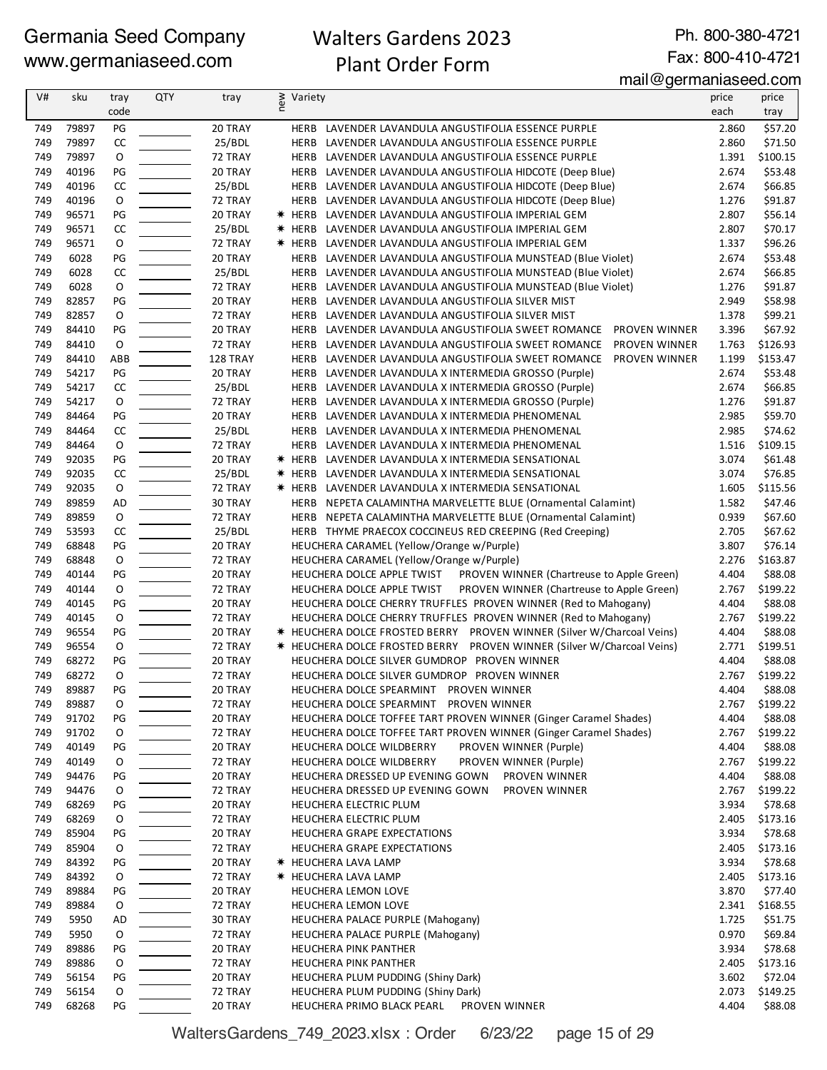Germania Seed Company
www.germaniaseed.com

# Walters Gardens 2023 Plant Order Form

Ph. 800-380-4721
Fax: 800-410-4721
mail@germaniaseed.com

| V# | sku | tray code | QTY | tray | new | Variety | price each | price tray |
|---|---|---|---|---|---|---|---|---|
| 749 | 79897 | PG | | 20 TRAY | | HERB LAVENDER LAVANDULA ANGUSTIFOLIA ESSENCE PURPLE | 2.860 | $57.20 |
| 749 | 79897 | CC | | 25/BDL | | HERB LAVENDER LAVANDULA ANGUSTIFOLIA ESSENCE PURPLE | 2.860 | $71.50 |
| 749 | 79897 | O | | 72 TRAY | | HERB LAVENDER LAVANDULA ANGUSTIFOLIA ESSENCE PURPLE | 1.391 | $100.15 |
| 749 | 40196 | PG | | 20 TRAY | | HERB LAVENDER LAVANDULA ANGUSTIFOLIA HIDCOTE (Deep Blue) | 2.674 | $53.48 |
| 749 | 40196 | CC | | 25/BDL | | HERB LAVENDER LAVANDULA ANGUSTIFOLIA HIDCOTE (Deep Blue) | 2.674 | $66.85 |
| 749 | 40196 | O | | 72 TRAY | | HERB LAVENDER LAVANDULA ANGUSTIFOLIA HIDCOTE (Deep Blue) | 1.276 | $91.87 |
| 749 | 96571 | PG | | 20 TRAY | * | HERB LAVENDER LAVANDULA ANGUSTIFOLIA IMPERIAL GEM | 2.807 | $56.14 |
| 749 | 96571 | CC | | 25/BDL | * | HERB LAVENDER LAVANDULA ANGUSTIFOLIA IMPERIAL GEM | 2.807 | $70.17 |
| 749 | 96571 | O | | 72 TRAY | * | HERB LAVENDER LAVANDULA ANGUSTIFOLIA IMPERIAL GEM | 1.337 | $96.26 |
| 749 | 6028 | PG | | 20 TRAY | | HERB LAVENDER LAVANDULA ANGUSTIFOLIA MUNSTEAD (Blue Violet) | 2.674 | $53.48 |
| 749 | 6028 | CC | | 25/BDL | | HERB LAVENDER LAVANDULA ANGUSTIFOLIA MUNSTEAD (Blue Violet) | 2.674 | $66.85 |
| 749 | 6028 | O | | 72 TRAY | | HERB LAVENDER LAVANDULA ANGUSTIFOLIA MUNSTEAD (Blue Violet) | 1.276 | $91.87 |
| 749 | 82857 | PG | | 20 TRAY | | HERB LAVENDER LAVANDULA ANGUSTIFOLIA SILVER MIST | 2.949 | $58.98 |
| 749 | 82857 | O | | 72 TRAY | | HERB LAVENDER LAVANDULA ANGUSTIFOLIA SILVER MIST | 1.378 | $99.21 |
| 749 | 84410 | PG | | 20 TRAY | | HERB LAVENDER LAVANDULA ANGUSTIFOLIA SWEET ROMANCE PROVEN WINNER | 3.396 | $67.92 |
| 749 | 84410 | O | | 72 TRAY | | HERB LAVENDER LAVANDULA ANGUSTIFOLIA SWEET ROMANCE PROVEN WINNER | 1.763 | $126.93 |
| 749 | 84410 | ABB | | 128 TRAY | | HERB LAVENDER LAVANDULA ANGUSTIFOLIA SWEET ROMANCE PROVEN WINNER | 1.199 | $153.47 |
| 749 | 54217 | PG | | 20 TRAY | | HERB LAVENDER LAVANDULA X INTERMEDIA GROSSO (Purple) | 2.674 | $53.48 |
| 749 | 54217 | CC | | 25/BDL | | HERB LAVENDER LAVANDULA X INTERMEDIA GROSSO (Purple) | 2.674 | $66.85 |
| 749 | 54217 | O | | 72 TRAY | | HERB LAVENDER LAVANDULA X INTERMEDIA GROSSO (Purple) | 1.276 | $91.87 |
| 749 | 84464 | PG | | 20 TRAY | | HERB LAVENDER LAVANDULA X INTERMEDIA PHENOMENAL | 2.985 | $59.70 |
| 749 | 84464 | CC | | 25/BDL | | HERB LAVENDER LAVANDULA X INTERMEDIA PHENOMENAL | 2.985 | $74.62 |
| 749 | 84464 | O | | 72 TRAY | | HERB LAVENDER LAVANDULA X INTERMEDIA PHENOMENAL | 1.516 | $109.15 |
| 749 | 92035 | PG | | 20 TRAY | * | HERB LAVENDER LAVANDULA X INTERMEDIA SENSATIONAL | 3.074 | $61.48 |
| 749 | 92035 | CC | | 25/BDL | * | HERB LAVENDER LAVANDULA X INTERMEDIA SENSATIONAL | 3.074 | $76.85 |
| 749 | 92035 | O | | 72 TRAY | * | HERB LAVENDER LAVANDULA X INTERMEDIA SENSATIONAL | 1.605 | $115.56 |
| 749 | 89859 | AD | | 30 TRAY | | HERB NEPETA CALAMINTHA MARVELETTE BLUE (Ornamental Calamint) | 1.582 | $47.46 |
| 749 | 89859 | O | | 72 TRAY | | HERB NEPETA CALAMINTHA MARVELETTE BLUE (Ornamental Calamint) | 0.939 | $67.60 |
| 749 | 53593 | CC | | 25/BDL | | HERB THYME PRAECOX COCCINEUS RED CREEPING (Red Creeping) | 2.705 | $67.62 |
| 749 | 68848 | PG | | 20 TRAY | | HEUCHERA CARAMEL (Yellow/Orange w/Purple) | 3.807 | $76.14 |
| 749 | 68848 | O | | 72 TRAY | | HEUCHERA CARAMEL (Yellow/Orange w/Purple) | 2.276 | $163.87 |
| 749 | 40144 | PG | | 20 TRAY | | HEUCHERA DOLCE APPLE TWIST PROVEN WINNER (Chartreuse to Apple Green) | 4.404 | $88.08 |
| 749 | 40144 | O | | 72 TRAY | | HEUCHERA DOLCE APPLE TWIST PROVEN WINNER (Chartreuse to Apple Green) | 2.767 | $199.22 |
| 749 | 40145 | PG | | 20 TRAY | | HEUCHERA DOLCE CHERRY TRUFFLES PROVEN WINNER (Red to Mahogany) | 4.404 | $88.08 |
| 749 | 40145 | O | | 72 TRAY | | HEUCHERA DOLCE CHERRY TRUFFLES PROVEN WINNER (Red to Mahogany) | 2.767 | $199.22 |
| 749 | 96554 | PG | | 20 TRAY | * | HEUCHERA DOLCE FROSTED BERRY PROVEN WINNER (Silver W/Charcoal Veins) | 4.404 | $88.08 |
| 749 | 96554 | O | | 72 TRAY | * | HEUCHERA DOLCE FROSTED BERRY PROVEN WINNER (Silver W/Charcoal Veins) | 2.771 | $199.51 |
| 749 | 68272 | PG | | 20 TRAY | | HEUCHERA DOLCE SILVER GUMDROP PROVEN WINNER | 4.404 | $88.08 |
| 749 | 68272 | O | | 72 TRAY | | HEUCHERA DOLCE SILVER GUMDROP PROVEN WINNER | 2.767 | $199.22 |
| 749 | 89887 | PG | | 20 TRAY | | HEUCHERA DOLCE SPEARMINT PROVEN WINNER | 4.404 | $88.08 |
| 749 | 89887 | O | | 72 TRAY | | HEUCHERA DOLCE SPEARMINT PROVEN WINNER | 2.767 | $199.22 |
| 749 | 91702 | PG | | 20 TRAY | | HEUCHERA DOLCE TOFFEE TART PROVEN WINNER (Ginger Caramel Shades) | 4.404 | $88.08 |
| 749 | 91702 | O | | 72 TRAY | | HEUCHERA DOLCE TOFFEE TART PROVEN WINNER (Ginger Caramel Shades) | 2.767 | $199.22 |
| 749 | 40149 | PG | | 20 TRAY | | HEUCHERA DOLCE WILDBERRY PROVEN WINNER (Purple) | 4.404 | $88.08 |
| 749 | 40149 | O | | 72 TRAY | | HEUCHERA DOLCE WILDBERRY PROVEN WINNER (Purple) | 2.767 | $199.22 |
| 749 | 94476 | PG | | 20 TRAY | | HEUCHERA DRESSED UP EVENING GOWN PROVEN WINNER | 4.404 | $88.08 |
| 749 | 94476 | O | | 72 TRAY | | HEUCHERA DRESSED UP EVENING GOWN PROVEN WINNER | 2.767 | $199.22 |
| 749 | 68269 | PG | | 20 TRAY | | HEUCHERA ELECTRIC PLUM | 3.934 | $78.68 |
| 749 | 68269 | O | | 72 TRAY | | HEUCHERA ELECTRIC PLUM | 2.405 | $173.16 |
| 749 | 85904 | PG | | 20 TRAY | | HEUCHERA GRAPE EXPECTATIONS | 3.934 | $78.68 |
| 749 | 85904 | O | | 72 TRAY | | HEUCHERA GRAPE EXPECTATIONS | 2.405 | $173.16 |
| 749 | 84392 | PG | | 20 TRAY | * | HEUCHERA LAVA LAMP | 3.934 | $78.68 |
| 749 | 84392 | O | | 72 TRAY | * | HEUCHERA LAVA LAMP | 2.405 | $173.16 |
| 749 | 89884 | PG | | 20 TRAY | | HEUCHERA LEMON LOVE | 3.870 | $77.40 |
| 749 | 89884 | O | | 72 TRAY | | HEUCHERA LEMON LOVE | 2.341 | $168.55 |
| 749 | 5950 | AD | | 30 TRAY | | HEUCHERA PALACE PURPLE (Mahogany) | 1.725 | $51.75 |
| 749 | 5950 | O | | 72 TRAY | | HEUCHERA PALACE PURPLE (Mahogany) | 0.970 | $69.84 |
| 749 | 89886 | PG | | 20 TRAY | | HEUCHERA PINK PANTHER | 3.934 | $78.68 |
| 749 | 89886 | O | | 72 TRAY | | HEUCHERA PINK PANTHER | 2.405 | $173.16 |
| 749 | 56154 | PG | | 20 TRAY | | HEUCHERA PLUM PUDDING (Shiny Dark) | 3.602 | $72.04 |
| 749 | 56154 | O | | 72 TRAY | | HEUCHERA PLUM PUDDING (Shiny Dark) | 2.073 | $149.25 |
| 749 | 68268 | PG | | 20 TRAY | | HEUCHERA PRIMO BLACK PEARL PROVEN WINNER | 4.404 | $88.08 |

WaltersGardens_749_2023.xlsx : Order 6/23/22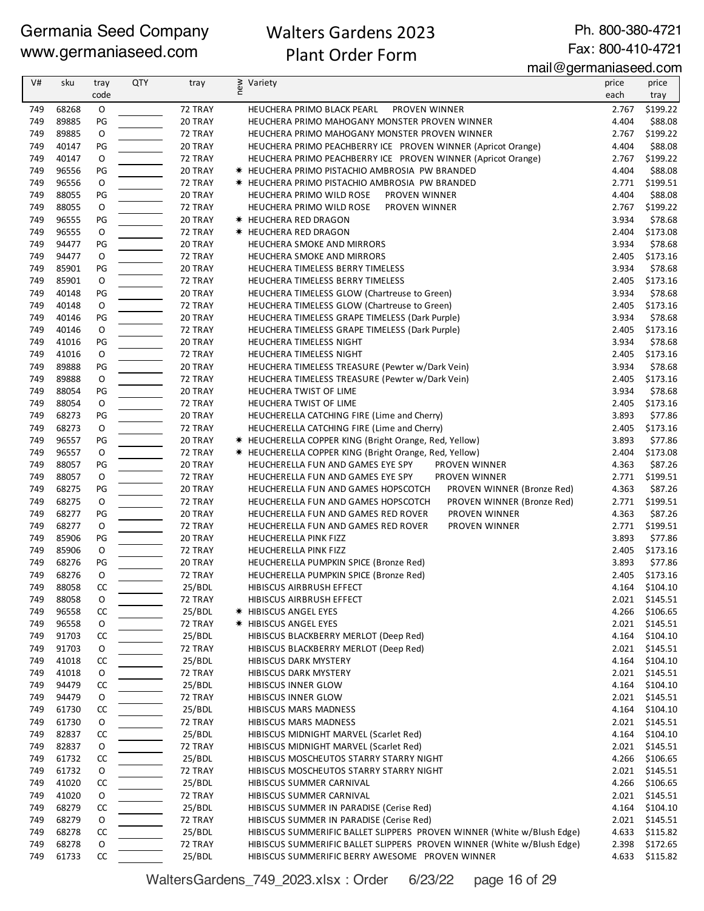Germania Seed Company
www.germaniaseed.com

# Walters Gardens 2023 Plant Order Form

Ph. 800-380-4721
Fax: 800-410-4721
mail@germaniaseed.com

| V# | sku | tray code | QTY | tray | new | Variety | price each | price tray |
|---|---|---|---|---|---|---|---|---|
| 749 | 68268 | O | | 72 TRAY | | HEUCHERA PRIMO BLACK PEARL PROVEN WINNER | 2.767 | $199.22 |
| 749 | 89885 | PG | | 20 TRAY | | HEUCHERA PRIMO MAHOGANY MONSTER PROVEN WINNER | 4.404 | $88.08 |
| 749 | 89885 | O | | 72 TRAY | | HEUCHERA PRIMO MAHOGANY MONSTER PROVEN WINNER | 2.767 | $199.22 |
| 749 | 40147 | PG | | 20 TRAY | | HEUCHERA PRIMO PEACHBERRY ICE PROVEN WINNER (Apricot Orange) | 4.404 | $88.08 |
| 749 | 40147 | O | | 72 TRAY | | HEUCHERA PRIMO PEACHBERRY ICE PROVEN WINNER (Apricot Orange) | 2.767 | $199.22 |
| 749 | 96556 | PG | | 20 TRAY | ✷ | HEUCHERA PRIMO PISTACHIO AMBROSIA PW BRANDED | 4.404 | $88.08 |
| 749 | 96556 | O | | 72 TRAY | ✷ | HEUCHERA PRIMO PISTACHIO AMBROSIA PW BRANDED | 2.771 | $199.51 |
| 749 | 88055 | PG | | 20 TRAY | | HEUCHERA PRIMO WILD ROSE PROVEN WINNER | 4.404 | $88.08 |
| 749 | 88055 | O | | 72 TRAY | | HEUCHERA PRIMO WILD ROSE PROVEN WINNER | 2.767 | $199.22 |
| 749 | 96555 | PG | | 20 TRAY | ✷ | HEUCHERA RED DRAGON | 3.934 | $78.68 |
| 749 | 96555 | O | | 72 TRAY | ✷ | HEUCHERA RED DRAGON | 2.404 | $173.08 |
| 749 | 94477 | PG | | 20 TRAY | | HEUCHERA SMOKE AND MIRRORS | 3.934 | $78.68 |
| 749 | 94477 | O | | 72 TRAY | | HEUCHERA SMOKE AND MIRRORS | 2.405 | $173.16 |
| 749 | 85901 | PG | | 20 TRAY | | HEUCHERA TIMELESS BERRY TIMELESS | 3.934 | $78.68 |
| 749 | 85901 | O | | 72 TRAY | | HEUCHERA TIMELESS BERRY TIMELESS | 2.405 | $173.16 |
| 749 | 40148 | PG | | 20 TRAY | | HEUCHERA TIMELESS GLOW (Chartreuse to Green) | 3.934 | $78.68 |
| 749 | 40148 | O | | 72 TRAY | | HEUCHERA TIMELESS GLOW (Chartreuse to Green) | 2.405 | $173.16 |
| 749 | 40146 | PG | | 20 TRAY | | HEUCHERA TIMELESS GRAPE TIMELESS (Dark Purple) | 3.934 | $78.68 |
| 749 | 40146 | O | | 72 TRAY | | HEUCHERA TIMELESS GRAPE TIMELESS (Dark Purple) | 2.405 | $173.16 |
| 749 | 41016 | PG | | 20 TRAY | | HEUCHERA TIMELESS NIGHT | 3.934 | $78.68 |
| 749 | 41016 | O | | 72 TRAY | | HEUCHERA TIMELESS NIGHT | 2.405 | $173.16 |
| 749 | 89888 | PG | | 20 TRAY | | HEUCHERA TIMELESS TREASURE (Pewter w/Dark Vein) | 3.934 | $78.68 |
| 749 | 89888 | O | | 72 TRAY | | HEUCHERA TIMELESS TREASURE (Pewter w/Dark Vein) | 2.405 | $173.16 |
| 749 | 88054 | PG | | 20 TRAY | | HEUCHERA TWIST OF LIME | 3.934 | $78.68 |
| 749 | 88054 | O | | 72 TRAY | | HEUCHERA TWIST OF LIME | 2.405 | $173.16 |
| 749 | 68273 | PG | | 20 TRAY | | HEUCHERELLA CATCHING FIRE (Lime and Cherry) | 3.893 | $77.86 |
| 749 | 68273 | O | | 72 TRAY | | HEUCHERELLA CATCHING FIRE (Lime and Cherry) | 2.405 | $173.16 |
| 749 | 96557 | PG | | 20 TRAY | ✷ | HEUCHERELLA COPPER KING (Bright Orange, Red, Yellow) | 3.893 | $77.86 |
| 749 | 96557 | O | | 72 TRAY | ✷ | HEUCHERELLA COPPER KING (Bright Orange, Red, Yellow) | 2.404 | $173.08 |
| 749 | 88057 | PG | | 20 TRAY | | HEUCHERELLA FUN AND GAMES EYE SPY PROVEN WINNER | 4.363 | $87.26 |
| 749 | 88057 | O | | 72 TRAY | | HEUCHERELLA FUN AND GAMES EYE SPY PROVEN WINNER | 2.771 | $199.51 |
| 749 | 68275 | PG | | 20 TRAY | | HEUCHERELLA FUN AND GAMES HOPSCOTCH PROVEN WINNER (Bronze Red) | 4.363 | $87.26 |
| 749 | 68275 | O | | 72 TRAY | | HEUCHERELLA FUN AND GAMES HOPSCOTCH PROVEN WINNER (Bronze Red) | 2.771 | $199.51 |
| 749 | 68277 | PG | | 20 TRAY | | HEUCHERELLA FUN AND GAMES RED ROVER PROVEN WINNER | 4.363 | $87.26 |
| 749 | 68277 | O | | 72 TRAY | | HEUCHERELLA FUN AND GAMES RED ROVER PROVEN WINNER | 2.771 | $199.51 |
| 749 | 85906 | PG | | 20 TRAY | | HEUCHERELLA PINK FIZZ | 3.893 | $77.86 |
| 749 | 85906 | O | | 72 TRAY | | HEUCHERELLA PINK FIZZ | 2.405 | $173.16 |
| 749 | 68276 | PG | | 20 TRAY | | HEUCHERELLA PUMPKIN SPICE (Bronze Red) | 3.893 | $77.86 |
| 749 | 68276 | O | | 72 TRAY | | HEUCHERELLA PUMPKIN SPICE (Bronze Red) | 2.405 | $173.16 |
| 749 | 88058 | CC | | 25/BDL | | HIBISCUS AIRBRUSH EFFECT | 4.164 | $104.10 |
| 749 | 88058 | O | | 72 TRAY | | HIBISCUS AIRBRUSH EFFECT | 2.021 | $145.51 |
| 749 | 96558 | CC | | 25/BDL | ✷ | HIBISCUS ANGEL EYES | 4.266 | $106.65 |
| 749 | 96558 | O | | 72 TRAY | ✷ | HIBISCUS ANGEL EYES | 2.021 | $145.51 |
| 749 | 91703 | CC | | 25/BDL | | HIBISCUS BLACKBERRY MERLOT (Deep Red) | 4.164 | $104.10 |
| 749 | 91703 | O | | 72 TRAY | | HIBISCUS BLACKBERRY MERLOT (Deep Red) | 2.021 | $145.51 |
| 749 | 41018 | CC | | 25/BDL | | HIBISCUS DARK MYSTERY | 4.164 | $104.10 |
| 749 | 41018 | O | | 72 TRAY | | HIBISCUS DARK MYSTERY | 2.021 | $145.51 |
| 749 | 94479 | CC | | 25/BDL | | HIBISCUS INNER GLOW | 4.164 | $104.10 |
| 749 | 94479 | O | | 72 TRAY | | HIBISCUS INNER GLOW | 2.021 | $145.51 |
| 749 | 61730 | CC | | 25/BDL | | HIBISCUS MARS MADNESS | 4.164 | $104.10 |
| 749 | 61730 | O | | 72 TRAY | | HIBISCUS MARS MADNESS | 2.021 | $145.51 |
| 749 | 82837 | CC | | 25/BDL | | HIBISCUS MIDNIGHT MARVEL (Scarlet Red) | 4.164 | $104.10 |
| 749 | 82837 | O | | 72 TRAY | | HIBISCUS MIDNIGHT MARVEL (Scarlet Red) | 2.021 | $145.51 |
| 749 | 61732 | CC | | 25/BDL | | HIBISCUS MOSCHEUTOS STARRY STARRY NIGHT | 4.266 | $106.65 |
| 749 | 61732 | O | | 72 TRAY | | HIBISCUS MOSCHEUTOS STARRY STARRY NIGHT | 2.021 | $145.51 |
| 749 | 41020 | CC | | 25/BDL | | HIBISCUS SUMMER CARNIVAL | 4.266 | $106.65 |
| 749 | 41020 | O | | 72 TRAY | | HIBISCUS SUMMER CARNIVAL | 2.021 | $145.51 |
| 749 | 68279 | CC | | 25/BDL | | HIBISCUS SUMMER IN PARADISE (Cerise Red) | 4.164 | $104.10 |
| 749 | 68279 | O | | 72 TRAY | | HIBISCUS SUMMER IN PARADISE (Cerise Red) | 2.021 | $145.51 |
| 749 | 68278 | CC | | 25/BDL | | HIBISCUS SUMMERIFIC BALLET SLIPPERS PROVEN WINNER (White w/Blush Edge) | 4.633 | $115.82 |
| 749 | 68278 | O | | 72 TRAY | | HIBISCUS SUMMERIFIC BALLET SLIPPERS PROVEN WINNER (White w/Blush Edge) | 2.398 | $172.65 |
| 749 | 61733 | CC | | 25/BDL | | HIBISCUS SUMMERIFIC BERRY AWESOME PROVEN WINNER | 4.633 | $115.82 |

WaltersGardens_749_2023.xlsx : Order 6/23/22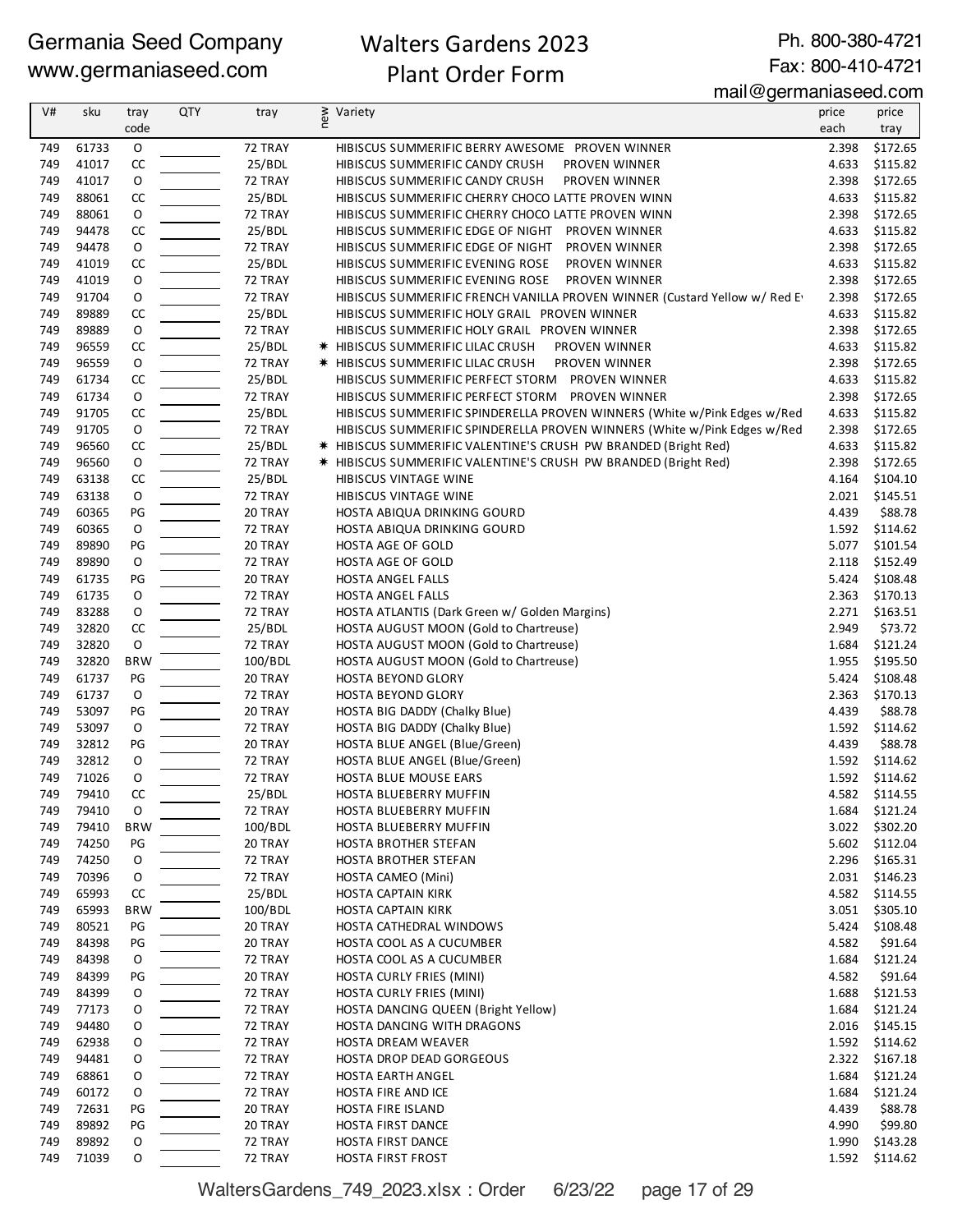Germania Seed Company
www.germaniaseed.com

# Walters Gardens 2023 Plant Order Form

Ph. 800-380-4721
Fax: 800-410-4721
mail@germaniaseed.com

| V# | sku | tray code | QTY | tray | new | Variety | price each | price tray |
|---|---|---|---|---|---|---|---|---|
| 749 | 61733 | O | | 72 TRAY | | HIBISCUS SUMMERIFIC BERRY AWESOME PROVEN WINNER | 2.398 | $172.65 |
| 749 | 41017 | CC | | 25/BDL | | HIBISCUS SUMMERIFIC CANDY CRUSH PROVEN WINNER | 4.633 | $115.82 |
| 749 | 41017 | O | | 72 TRAY | | HIBISCUS SUMMERIFIC CANDY CRUSH PROVEN WINNER | 2.398 | $172.65 |
| 749 | 88061 | CC | | 25/BDL | | HIBISCUS SUMMERIFIC CHERRY CHOCO LATTE PROVEN WINN | 4.633 | $115.82 |
| 749 | 88061 | O | | 72 TRAY | | HIBISCUS SUMMERIFIC CHERRY CHOCO LATTE PROVEN WINN | 2.398 | $172.65 |
| 749 | 94478 | CC | | 25/BDL | | HIBISCUS SUMMERIFIC EDGE OF NIGHT PROVEN WINNER | 4.633 | $115.82 |
| 749 | 94478 | O | | 72 TRAY | | HIBISCUS SUMMERIFIC EDGE OF NIGHT PROVEN WINNER | 2.398 | $172.65 |
| 749 | 41019 | CC | | 25/BDL | | HIBISCUS SUMMERIFIC EVENING ROSE PROVEN WINNER | 4.633 | $115.82 |
| 749 | 41019 | O | | 72 TRAY | | HIBISCUS SUMMERIFIC EVENING ROSE PROVEN WINNER | 2.398 | $172.65 |
| 749 | 91704 | O | | 72 TRAY | | HIBISCUS SUMMERIFIC FRENCH VANILLA PROVEN WINNER (Custard Yellow w/ Red E | 2.398 | $172.65 |
| 749 | 89889 | CC | | 25/BDL | | HIBISCUS SUMMERIFIC HOLY GRAIL PROVEN WINNER | 4.633 | $115.82 |
| 749 | 89889 | O | | 72 TRAY | | HIBISCUS SUMMERIFIC HOLY GRAIL PROVEN WINNER | 2.398 | $172.65 |
| 749 | 96559 | CC | | 25/BDL | * | HIBISCUS SUMMERIFIC LILAC CRUSH PROVEN WINNER | 4.633 | $115.82 |
| 749 | 96559 | O | | 72 TRAY | * | HIBISCUS SUMMERIFIC LILAC CRUSH PROVEN WINNER | 2.398 | $172.65 |
| 749 | 61734 | CC | | 25/BDL | | HIBISCUS SUMMERIFIC PERFECT STORM PROVEN WINNER | 4.633 | $115.82 |
| 749 | 61734 | O | | 72 TRAY | | HIBISCUS SUMMERIFIC PERFECT STORM PROVEN WINNER | 2.398 | $172.65 |
| 749 | 91705 | CC | | 25/BDL | | HIBISCUS SUMMERIFIC SPINDERELLA PROVEN WINNERS (White w/Pink Edges w/Red | 4.633 | $115.82 |
| 749 | 91705 | O | | 72 TRAY | | HIBISCUS SUMMERIFIC SPINDERELLA PROVEN WINNERS (White w/Pink Edges w/Red | 2.398 | $172.65 |
| 749 | 96560 | CC | | 25/BDL | * | HIBISCUS SUMMERIFIC VALENTINE'S CRUSH PW BRANDED (Bright Red) | 4.633 | $115.82 |
| 749 | 96560 | O | | 72 TRAY | * | HIBISCUS SUMMERIFIC VALENTINE'S CRUSH PW BRANDED (Bright Red) | 2.398 | $172.65 |
| 749 | 63138 | CC | | 25/BDL | | HIBISCUS VINTAGE WINE | 4.164 | $104.10 |
| 749 | 63138 | O | | 72 TRAY | | HIBISCUS VINTAGE WINE | 2.021 | $145.51 |
| 749 | 60365 | PG | | 20 TRAY | | HOSTA ABIQUA DRINKING GOURD | 4.439 | $88.78 |
| 749 | 60365 | O | | 72 TRAY | | HOSTA ABIQUA DRINKING GOURD | 1.592 | $114.62 |
| 749 | 89890 | PG | | 20 TRAY | | HOSTA AGE OF GOLD | 5.077 | $101.54 |
| 749 | 89890 | O | | 72 TRAY | | HOSTA AGE OF GOLD | 2.118 | $152.49 |
| 749 | 61735 | PG | | 20 TRAY | | HOSTA ANGEL FALLS | 5.424 | $108.48 |
| 749 | 61735 | O | | 72 TRAY | | HOSTA ANGEL FALLS | 2.363 | $170.13 |
| 749 | 83288 | O | | 72 TRAY | | HOSTA ATLANTIS (Dark Green w/ Golden Margins) | 2.271 | $163.51 |
| 749 | 32820 | CC | | 25/BDL | | HOSTA AUGUST MOON (Gold to Chartreuse) | 2.949 | $73.72 |
| 749 | 32820 | O | | 72 TRAY | | HOSTA AUGUST MOON (Gold to Chartreuse) | 1.684 | $121.24 |
| 749 | 32820 | BRW | | 100/BDL | | HOSTA AUGUST MOON (Gold to Chartreuse) | 1.955 | $195.50 |
| 749 | 61737 | PG | | 20 TRAY | | HOSTA BEYOND GLORY | 5.424 | $108.48 |
| 749 | 61737 | O | | 72 TRAY | | HOSTA BEYOND GLORY | 2.363 | $170.13 |
| 749 | 53097 | PG | | 20 TRAY | | HOSTA BIG DADDY (Chalky Blue) | 4.439 | $88.78 |
| 749 | 53097 | O | | 72 TRAY | | HOSTA BIG DADDY (Chalky Blue) | 1.592 | $114.62 |
| 749 | 32812 | PG | | 20 TRAY | | HOSTA BLUE ANGEL (Blue/Green) | 4.439 | $88.78 |
| 749 | 32812 | O | | 72 TRAY | | HOSTA BLUE ANGEL (Blue/Green) | 1.592 | $114.62 |
| 749 | 71026 | O | | 72 TRAY | | HOSTA BLUE MOUSE EARS | 1.592 | $114.62 |
| 749 | 79410 | CC | | 25/BDL | | HOSTA BLUEBERRY MUFFIN | 4.582 | $114.55 |
| 749 | 79410 | O | | 72 TRAY | | HOSTA BLUEBERRY MUFFIN | 1.684 | $121.24 |
| 749 | 79410 | BRW | | 100/BDL | | HOSTA BLUEBERRY MUFFIN | 3.022 | $302.20 |
| 749 | 74250 | PG | | 20 TRAY | | HOSTA BROTHER STEFAN | 5.602 | $112.04 |
| 749 | 74250 | O | | 72 TRAY | | HOSTA BROTHER STEFAN | 2.296 | $165.31 |
| 749 | 70396 | O | | 72 TRAY | | HOSTA CAMEO (Mini) | 2.031 | $146.23 |
| 749 | 65993 | CC | | 25/BDL | | HOSTA CAPTAIN KIRK | 4.582 | $114.55 |
| 749 | 65993 | BRW | | 100/BDL | | HOSTA CAPTAIN KIRK | 3.051 | $305.10 |
| 749 | 80521 | PG | | 20 TRAY | | HOSTA CATHEDRAL WINDOWS | 5.424 | $108.48 |
| 749 | 84398 | PG | | 20 TRAY | | HOSTA COOL AS A CUCUMBER | 4.582 | $91.64 |
| 749 | 84398 | O | | 72 TRAY | | HOSTA COOL AS A CUCUMBER | 1.684 | $121.24 |
| 749 | 84399 | PG | | 20 TRAY | | HOSTA CURLY FRIES (MINI) | 4.582 | $91.64 |
| 749 | 84399 | O | | 72 TRAY | | HOSTA CURLY FRIES (MINI) | 1.688 | $121.53 |
| 749 | 77173 | O | | 72 TRAY | | HOSTA DANCING QUEEN (Bright Yellow) | 1.684 | $121.24 |
| 749 | 94480 | O | | 72 TRAY | | HOSTA DANCING WITH DRAGONS | 2.016 | $145.15 |
| 749 | 62938 | O | | 72 TRAY | | HOSTA DREAM WEAVER | 1.592 | $114.62 |
| 749 | 94481 | O | | 72 TRAY | | HOSTA DROP DEAD GORGEOUS | 2.322 | $167.18 |
| 749 | 68861 | O | | 72 TRAY | | HOSTA EARTH ANGEL | 1.684 | $121.24 |
| 749 | 60172 | O | | 72 TRAY | | HOSTA FIRE AND ICE | 1.684 | $121.24 |
| 749 | 72631 | PG | | 20 TRAY | | HOSTA FIRE ISLAND | 4.439 | $88.78 |
| 749 | 89892 | PG | | 20 TRAY | | HOSTA FIRST DANCE | 4.990 | $99.80 |
| 749 | 89892 | O | | 72 TRAY | | HOSTA FIRST DANCE | 1.990 | $143.28 |
| 749 | 71039 | O | | 72 TRAY | | HOSTA FIRST FROST | 1.592 | $114.62 |

WaltersGardens_749_2023.xlsx : Order 6/23/22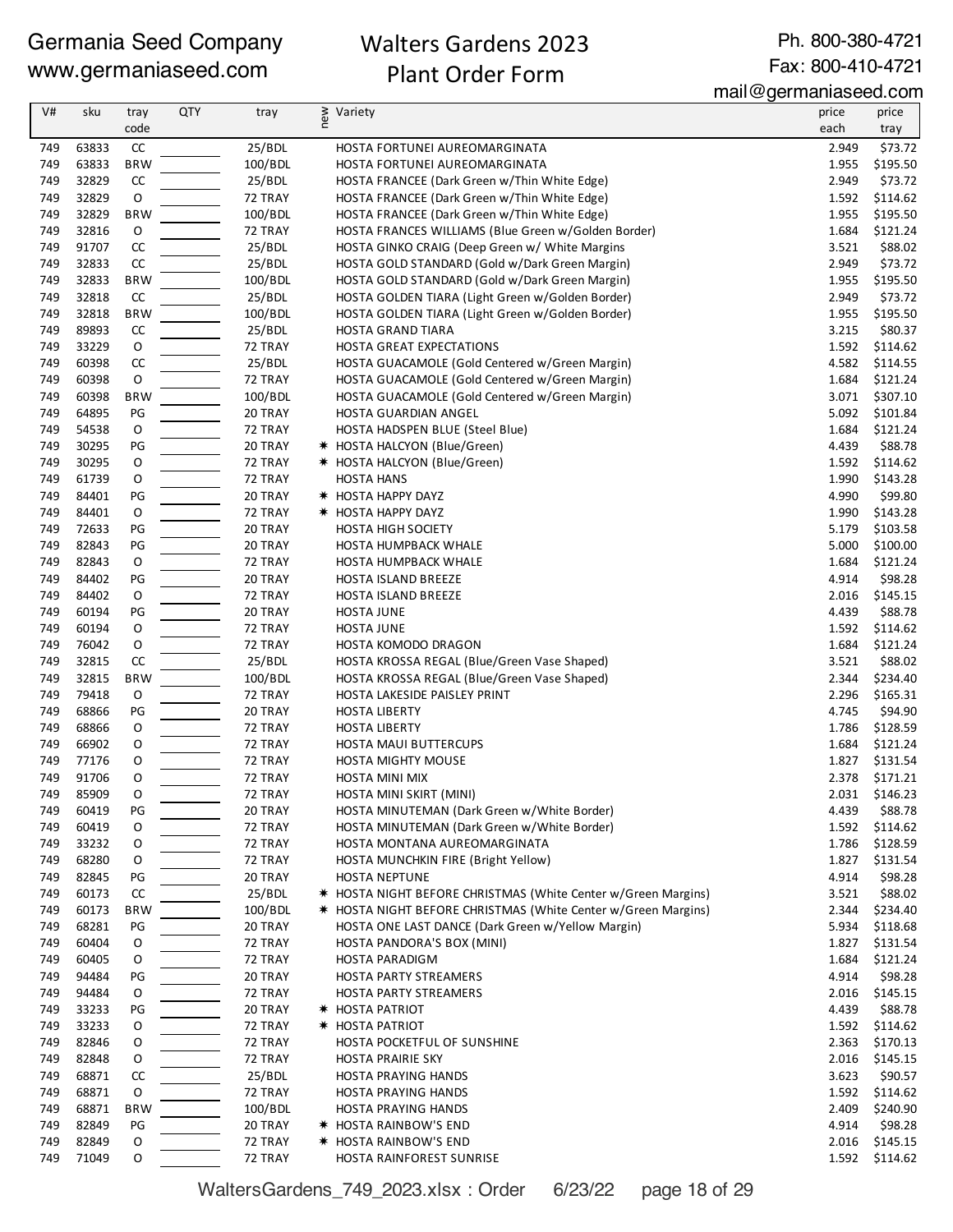Germania Seed Company
www.germaniaseed.com

# Walters Gardens 2023 Plant Order Form

Ph. 800-380-4721
Fax: 800-410-4721
mail@germaniaseed.com

| V# | sku | tray code | QTY | tray | new | Variety | price each | price tray |
|---|---|---|---|---|---|---|---|---|
| 749 | 63833 | CC | | 25/BDL | | HOSTA FORTUNEI AUREOMARGINATA | 2.949 | $73.72 |
| 749 | 63833 | BRW | | 100/BDL | | HOSTA FORTUNEI AUREOMARGINATA | 1.955 | $195.50 |
| 749 | 32829 | CC | | 25/BDL | | HOSTA FRANCEE (Dark Green w/Thin White Edge) | 2.949 | $73.72 |
| 749 | 32829 | O | | 72 TRAY | | HOSTA FRANCEE (Dark Green w/Thin White Edge) | 1.592 | $114.62 |
| 749 | 32829 | BRW | | 100/BDL | | HOSTA FRANCEE (Dark Green w/Thin White Edge) | 1.955 | $195.50 |
| 749 | 32816 | O | | 72 TRAY | | HOSTA FRANCES WILLIAMS (Blue Green w/Golden Border) | 1.684 | $121.24 |
| 749 | 91707 | CC | | 25/BDL | | HOSTA GINKO CRAIG (Deep Green w/ White Margins | 3.521 | $88.02 |
| 749 | 32833 | CC | | 25/BDL | | HOSTA GOLD STANDARD (Gold w/Dark Green Margin) | 2.949 | $73.72 |
| 749 | 32833 | BRW | | 100/BDL | | HOSTA GOLD STANDARD (Gold w/Dark Green Margin) | 1.955 | $195.50 |
| 749 | 32818 | CC | | 25/BDL | | HOSTA GOLDEN TIARA (Light Green w/Golden Border) | 2.949 | $73.72 |
| 749 | 32818 | BRW | | 100/BDL | | HOSTA GOLDEN TIARA (Light Green w/Golden Border) | 1.955 | $195.50 |
| 749 | 89893 | CC | | 25/BDL | | HOSTA GRAND TIARA | 3.215 | $80.37 |
| 749 | 33229 | O | | 72 TRAY | | HOSTA GREAT EXPECTATIONS | 1.592 | $114.62 |
| 749 | 60398 | CC | | 25/BDL | | HOSTA GUACAMOLE (Gold Centered w/Green Margin) | 4.582 | $114.55 |
| 749 | 60398 | O | | 72 TRAY | | HOSTA GUACAMOLE (Gold Centered w/Green Margin) | 1.684 | $121.24 |
| 749 | 60398 | BRW | | 100/BDL | | HOSTA GUACAMOLE (Gold Centered w/Green Margin) | 3.071 | $307.10 |
| 749 | 64895 | PG | | 20 TRAY | | HOSTA GUARDIAN ANGEL | 5.092 | $101.84 |
| 749 | 54538 | O | | 72 TRAY | | HOSTA HADSPEN BLUE (Steel Blue) | 1.684 | $121.24 |
| 749 | 30295 | PG | | 20 TRAY | ✶ | HOSTA HALCYON (Blue/Green) | 4.439 | $88.78 |
| 749 | 30295 | O | | 72 TRAY | ✶ | HOSTA HALCYON (Blue/Green) | 1.592 | $114.62 |
| 749 | 61739 | O | | 72 TRAY | | HOSTA HANS | 1.990 | $143.28 |
| 749 | 84401 | PG | | 20 TRAY | ✶ | HOSTA HAPPY DAYZ | 4.990 | $99.80 |
| 749 | 84401 | O | | 72 TRAY | ✶ | HOSTA HAPPY DAYZ | 1.990 | $143.28 |
| 749 | 72633 | PG | | 20 TRAY | | HOSTA HIGH SOCIETY | 5.179 | $103.58 |
| 749 | 82843 | PG | | 20 TRAY | | HOSTA HUMPBACK WHALE | 5.000 | $100.00 |
| 749 | 82843 | O | | 72 TRAY | | HOSTA HUMPBACK WHALE | 1.684 | $121.24 |
| 749 | 84402 | PG | | 20 TRAY | | HOSTA ISLAND BREEZE | 4.914 | $98.28 |
| 749 | 84402 | O | | 72 TRAY | | HOSTA ISLAND BREEZE | 2.016 | $145.15 |
| 749 | 60194 | PG | | 20 TRAY | | HOSTA JUNE | 4.439 | $88.78 |
| 749 | 60194 | O | | 72 TRAY | | HOSTA JUNE | 1.592 | $114.62 |
| 749 | 76042 | O | | 72 TRAY | | HOSTA KOMODO DRAGON | 1.684 | $121.24 |
| 749 | 32815 | CC | | 25/BDL | | HOSTA KROSSA REGAL (Blue/Green Vase Shaped) | 3.521 | $88.02 |
| 749 | 32815 | BRW | | 100/BDL | | HOSTA KROSSA REGAL (Blue/Green Vase Shaped) | 2.344 | $234.40 |
| 749 | 79418 | O | | 72 TRAY | | HOSTA LAKESIDE PAISLEY PRINT | 2.296 | $165.31 |
| 749 | 68866 | PG | | 20 TRAY | | HOSTA LIBERTY | 4.745 | $94.90 |
| 749 | 68866 | O | | 72 TRAY | | HOSTA LIBERTY | 1.786 | $128.59 |
| 749 | 66902 | O | | 72 TRAY | | HOSTA MAUI BUTTERCUPS | 1.684 | $121.24 |
| 749 | 77176 | O | | 72 TRAY | | HOSTA MIGHTY MOUSE | 1.827 | $131.54 |
| 749 | 91706 | O | | 72 TRAY | | HOSTA MINI MIX | 2.378 | $171.21 |
| 749 | 85909 | O | | 72 TRAY | | HOSTA MINI SKIRT (MINI) | 2.031 | $146.23 |
| 749 | 60419 | PG | | 20 TRAY | | HOSTA MINUTEMAN (Dark Green w/White Border) | 4.439 | $88.78 |
| 749 | 60419 | O | | 72 TRAY | | HOSTA MINUTEMAN (Dark Green w/White Border) | 1.592 | $114.62 |
| 749 | 33232 | O | | 72 TRAY | | HOSTA MONTANA AUREOMARGINATA | 1.786 | $128.59 |
| 749 | 68280 | O | | 72 TRAY | | HOSTA MUNCHKIN FIRE (Bright Yellow) | 1.827 | $131.54 |
| 749 | 82845 | PG | | 20 TRAY | | HOSTA NEPTUNE | 4.914 | $98.28 |
| 749 | 60173 | CC | | 25/BDL | ✶ | HOSTA NIGHT BEFORE CHRISTMAS (White Center w/Green Margins) | 3.521 | $88.02 |
| 749 | 60173 | BRW | | 100/BDL | ✶ | HOSTA NIGHT BEFORE CHRISTMAS (White Center w/Green Margins) | 2.344 | $234.40 |
| 749 | 68281 | PG | | 20 TRAY | | HOSTA ONE LAST DANCE (Dark Green w/Yellow Margin) | 5.934 | $118.68 |
| 749 | 60404 | O | | 72 TRAY | | HOSTA PANDORA'S BOX (MINI) | 1.827 | $131.54 |
| 749 | 60405 | O | | 72 TRAY | | HOSTA PARADIGM | 1.684 | $121.24 |
| 749 | 94484 | PG | | 20 TRAY | | HOSTA PARTY STREAMERS | 4.914 | $98.28 |
| 749 | 94484 | O | | 72 TRAY | | HOSTA PARTY STREAMERS | 2.016 | $145.15 |
| 749 | 33233 | PG | | 20 TRAY | ✶ | HOSTA PATRIOT | 4.439 | $88.78 |
| 749 | 33233 | O | | 72 TRAY | ✶ | HOSTA PATRIOT | 1.592 | $114.62 |
| 749 | 82846 | O | | 72 TRAY | | HOSTA POCKETFUL OF SUNSHINE | 2.363 | $170.13 |
| 749 | 82848 | O | | 72 TRAY | | HOSTA PRAIRIE SKY | 2.016 | $145.15 |
| 749 | 68871 | CC | | 25/BDL | | HOSTA PRAYING HANDS | 3.623 | $90.57 |
| 749 | 68871 | O | | 72 TRAY | | HOSTA PRAYING HANDS | 1.592 | $114.62 |
| 749 | 68871 | BRW | | 100/BDL | | HOSTA PRAYING HANDS | 2.409 | $240.90 |
| 749 | 82849 | PG | | 20 TRAY | ✶ | HOSTA RAINBOW'S END | 4.914 | $98.28 |
| 749 | 82849 | O | | 72 TRAY | ✶ | HOSTA RAINBOW'S END | 2.016 | $145.15 |
| 749 | 71049 | O | | 72 TRAY | | HOSTA RAINFOREST SUNRISE | 1.592 | $114.62 |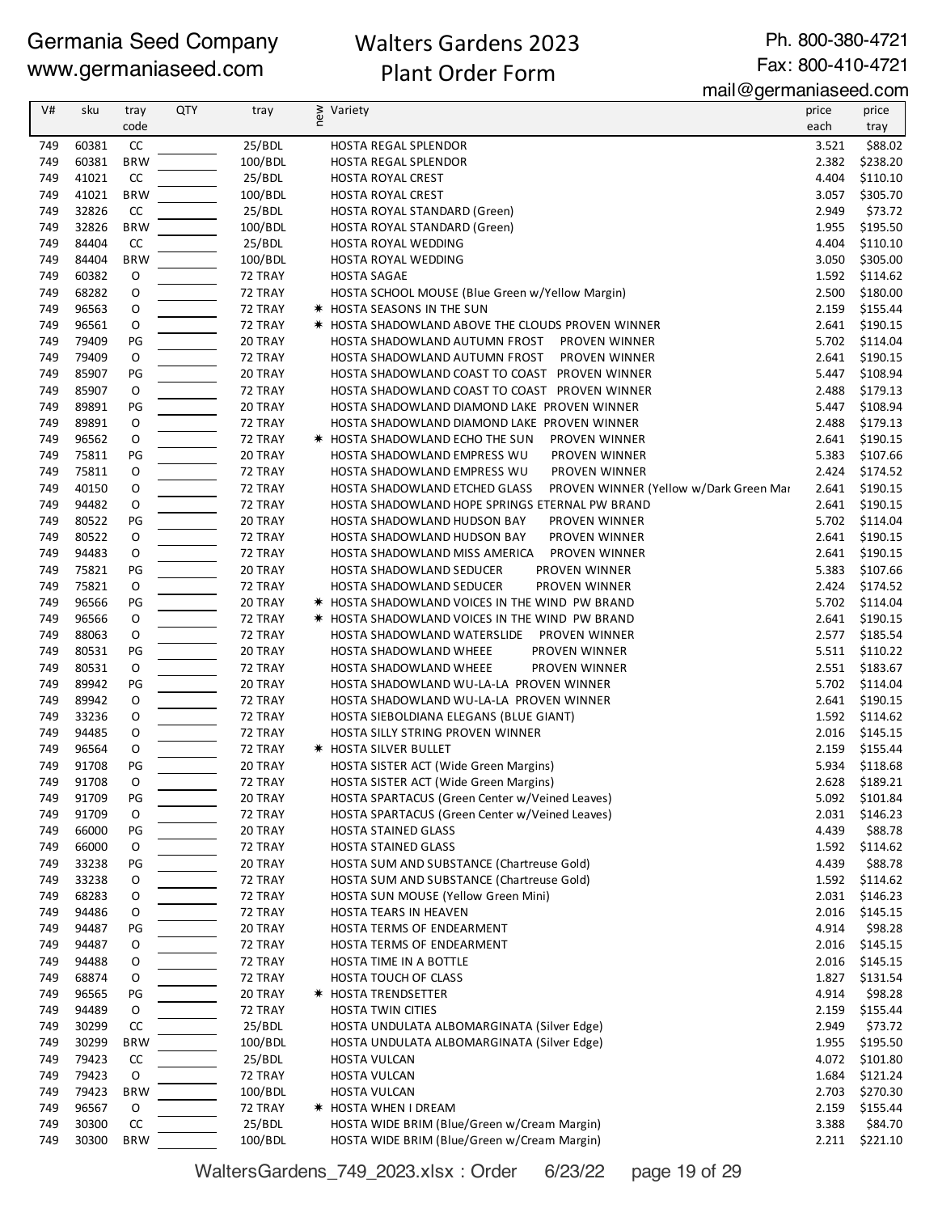Germania Seed Company
www.germaniaseed.com

# Walters Gardens 2023 Plant Order Form

Ph. 800-380-4721
Fax: 800-410-4721
mail@germaniaseed.com

| V# | sku | tray code | QTY | tray | new | Variety | price each | price tray |
|---|---|---|---|---|---|---|---|---|
| 749 | 60381 | CC | | 25/BDL | | HOSTA REGAL SPLENDOR | 3.521 | $88.02 |
| 749 | 60381 | BRW | | 100/BDL | | HOSTA REGAL SPLENDOR | 2.382 | $238.20 |
| 749 | 41021 | CC | | 25/BDL | | HOSTA ROYAL CREST | 4.404 | $110.10 |
| 749 | 41021 | BRW | | 100/BDL | | HOSTA ROYAL CREST | 3.057 | $305.70 |
| 749 | 32826 | CC | | 25/BDL | | HOSTA ROYAL STANDARD (Green) | 2.949 | $73.72 |
| 749 | 32826 | BRW | | 100/BDL | | HOSTA ROYAL STANDARD (Green) | 1.955 | $195.50 |
| 749 | 84404 | CC | | 25/BDL | | HOSTA ROYAL WEDDING | 4.404 | $110.10 |
| 749 | 84404 | BRW | | 100/BDL | | HOSTA ROYAL WEDDING | 3.050 | $305.00 |
| 749 | 60382 | O | | 72 TRAY | | HOSTA SAGAE | 1.592 | $114.62 |
| 749 | 68282 | O | | 72 TRAY | | HOSTA SCHOOL MOUSE (Blue Green w/Yellow Margin) | 2.500 | $180.00 |
| 749 | 96563 | O | | 72 TRAY | ✱ | HOSTA SEASONS IN THE SUN | 2.159 | $155.44 |
| 749 | 96561 | O | | 72 TRAY | ✱ | HOSTA SHADOWLAND ABOVE THE CLOUDS PROVEN WINNER | 2.641 | $190.15 |
| 749 | 79409 | PG | | 20 TRAY | | HOSTA SHADOWLAND AUTUMN FROST PROVEN WINNER | 5.702 | $114.04 |
| 749 | 79409 | O | | 72 TRAY | | HOSTA SHADOWLAND AUTUMN FROST PROVEN WINNER | 2.641 | $190.15 |
| 749 | 85907 | PG | | 20 TRAY | | HOSTA SHADOWLAND COAST TO COAST PROVEN WINNER | 5.447 | $108.94 |
| 749 | 85907 | O | | 72 TRAY | | HOSTA SHADOWLAND COAST TO COAST PROVEN WINNER | 2.488 | $179.13 |
| 749 | 89891 | PG | | 20 TRAY | | HOSTA SHADOWLAND DIAMOND LAKE PROVEN WINNER | 5.447 | $108.94 |
| 749 | 89891 | O | | 72 TRAY | | HOSTA SHADOWLAND DIAMOND LAKE PROVEN WINNER | 2.488 | $179.13 |
| 749 | 96562 | O | | 72 TRAY | ✱ | HOSTA SHADOWLAND ECHO THE SUN PROVEN WINNER | 2.641 | $190.15 |
| 749 | 75811 | PG | | 20 TRAY | | HOSTA SHADOWLAND EMPRESS WU PROVEN WINNER | 5.383 | $107.66 |
| 749 | 75811 | O | | 72 TRAY | | HOSTA SHADOWLAND EMPRESS WU PROVEN WINNER | 2.424 | $174.52 |
| 749 | 40150 | O | | 72 TRAY | | HOSTA SHADOWLAND ETCHED GLASS PROVEN WINNER (Yellow w/Dark Green Mar | 2.641 | $190.15 |
| 749 | 94482 | O | | 72 TRAY | | HOSTA SHADOWLAND HOPE SPRINGS ETERNAL PW BRAND | 2.641 | $190.15 |
| 749 | 80522 | PG | | 20 TRAY | | HOSTA SHADOWLAND HUDSON BAY PROVEN WINNER | 5.702 | $114.04 |
| 749 | 80522 | O | | 72 TRAY | | HOSTA SHADOWLAND HUDSON BAY PROVEN WINNER | 2.641 | $190.15 |
| 749 | 94483 | O | | 72 TRAY | | HOSTA SHADOWLAND MISS AMERICA PROVEN WINNER | 2.641 | $190.15 |
| 749 | 75821 | PG | | 20 TRAY | | HOSTA SHADOWLAND SEDUCER PROVEN WINNER | 5.383 | $107.66 |
| 749 | 75821 | O | | 72 TRAY | | HOSTA SHADOWLAND SEDUCER PROVEN WINNER | 2.424 | $174.52 |
| 749 | 96566 | PG | | 20 TRAY | ✱ | HOSTA SHADOWLAND VOICES IN THE WIND PW BRAND | 5.702 | $114.04 |
| 749 | 96566 | O | | 72 TRAY | ✱ | HOSTA SHADOWLAND VOICES IN THE WIND PW BRAND | 2.641 | $190.15 |
| 749 | 88063 | O | | 72 TRAY | | HOSTA SHADOWLAND WATERSLIDE PROVEN WINNER | 2.577 | $185.54 |
| 749 | 80531 | PG | | 20 TRAY | | HOSTA SHADOWLAND WHEEE PROVEN WINNER | 5.511 | $110.22 |
| 749 | 80531 | O | | 72 TRAY | | HOSTA SHADOWLAND WHEEE PROVEN WINNER | 2.551 | $183.67 |
| 749 | 89942 | PG | | 20 TRAY | | HOSTA SHADOWLAND WU-LA-LA PROVEN WINNER | 5.702 | $114.04 |
| 749 | 89942 | O | | 72 TRAY | | HOSTA SHADOWLAND WU-LA-LA PROVEN WINNER | 2.641 | $190.15 |
| 749 | 33236 | O | | 72 TRAY | | HOSTA SIEBOLDIANA ELEGANS (BLUE GIANT) | 1.592 | $114.62 |
| 749 | 94485 | O | | 72 TRAY | | HOSTA SILLY STRING PROVEN WINNER | 2.016 | $145.15 |
| 749 | 96564 | O | | 72 TRAY | ✱ | HOSTA SILVER BULLET | 2.159 | $155.44 |
| 749 | 91708 | PG | | 20 TRAY | | HOSTA SISTER ACT (Wide Green Margins) | 5.934 | $118.68 |
| 749 | 91708 | O | | 72 TRAY | | HOSTA SISTER ACT (Wide Green Margins) | 2.628 | $189.21 |
| 749 | 91709 | PG | | 20 TRAY | | HOSTA SPARTACUS (Green Center w/Veined Leaves) | 5.092 | $101.84 |
| 749 | 91709 | O | | 72 TRAY | | HOSTA SPARTACUS (Green Center w/Veined Leaves) | 2.031 | $146.23 |
| 749 | 66000 | PG | | 20 TRAY | | HOSTA STAINED GLASS | 4.439 | $88.78 |
| 749 | 66000 | O | | 72 TRAY | | HOSTA STAINED GLASS | 1.592 | $114.62 |
| 749 | 33238 | PG | | 20 TRAY | | HOSTA SUM AND SUBSTANCE (Chartreuse Gold) | 4.439 | $88.78 |
| 749 | 33238 | O | | 72 TRAY | | HOSTA SUM AND SUBSTANCE (Chartreuse Gold) | 1.592 | $114.62 |
| 749 | 68283 | O | | 72 TRAY | | HOSTA SUN MOUSE (Yellow Green Mini) | 2.031 | $146.23 |
| 749 | 94486 | O | | 72 TRAY | | HOSTA TEARS IN HEAVEN | 2.016 | $145.15 |
| 749 | 94487 | PG | | 20 TRAY | | HOSTA TERMS OF ENDEARMENT | 4.914 | $98.28 |
| 749 | 94487 | O | | 72 TRAY | | HOSTA TERMS OF ENDEARMENT | 2.016 | $145.15 |
| 749 | 94488 | O | | 72 TRAY | | HOSTA TIME IN A BOTTLE | 2.016 | $145.15 |
| 749 | 68874 | O | | 72 TRAY | | HOSTA TOUCH OF CLASS | 1.827 | $131.54 |
| 749 | 96565 | PG | | 20 TRAY | ✱ | HOSTA TRENDSETTER | 4.914 | $98.28 |
| 749 | 94489 | O | | 72 TRAY | | HOSTA TWIN CITIES | 2.159 | $155.44 |
| 749 | 30299 | CC | | 25/BDL | | HOSTA UNDULATA ALBOMARGINATA (Silver Edge) | 2.949 | $73.72 |
| 749 | 30299 | BRW | | 100/BDL | | HOSTA UNDULATA ALBOMARGINATA (Silver Edge) | 1.955 | $195.50 |
| 749 | 79423 | CC | | 25/BDL | | HOSTA VULCAN | 4.072 | $101.80 |
| 749 | 79423 | O | | 72 TRAY | | HOSTA VULCAN | 1.684 | $121.24 |
| 749 | 79423 | BRW | | 100/BDL | | HOSTA VULCAN | 2.703 | $270.30 |
| 749 | 96567 | O | | 72 TRAY | ✱ | HOSTA WHEN I DREAM | 2.159 | $155.44 |
| 749 | 30300 | CC | | 25/BDL | | HOSTA WIDE BRIM (Blue/Green w/Cream Margin) | 3.388 | $84.70 |
| 749 | 30300 | BRW | | 100/BDL | | HOSTA WIDE BRIM (Blue/Green w/Cream Margin) | 2.211 | $221.10 |

WaltersGardens_749_2023.xlsx : Order 6/23/22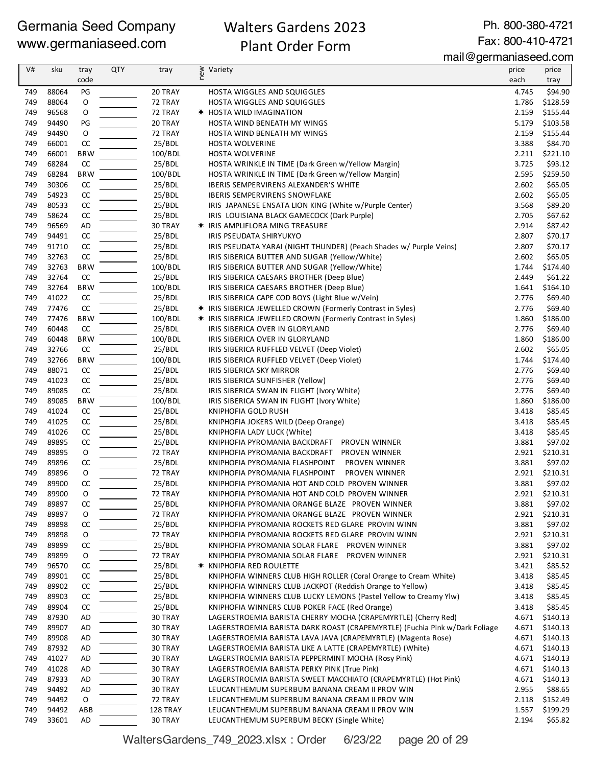Germania Seed Company
www.germaniaseed.com

Walters Gardens 2023
Plant Order Form

Ph. 800-380-4721
Fax: 800-410-4721
mail@germaniaseed.com

| V# | sku | tray code | QTY | tray | new | Variety | price each | price tray |
|---|---|---|---|---|---|---|---|---|
| 749 | 88064 | PG | | 20 TRAY | | HOSTA WIGGLES AND SQUIGGLES | 4.745 | $94.90 |
| 749 | 88064 | O | | 72 TRAY | | HOSTA WIGGLES AND SQUIGGLES | 1.786 | $128.59 |
| 749 | 96568 | O | | 72 TRAY | ✱ | HOSTA WILD IMAGINATION | 2.159 | $155.44 |
| 749 | 94490 | PG | | 20 TRAY | | HOSTA WIND BENEATH MY WINGS | 5.179 | $103.58 |
| 749 | 94490 | O | | 72 TRAY | | HOSTA WIND BENEATH MY WINGS | 2.159 | $155.44 |
| 749 | 66001 | CC | | 25/BDL | | HOSTA WOLVERINE | 3.388 | $84.70 |
| 749 | 66001 | BRW | | 100/BDL | | HOSTA WOLVERINE | 2.211 | $221.10 |
| 749 | 68284 | CC | | 25/BDL | | HOSTA WRINKLE IN TIME (Dark Green w/Yellow Margin) | 3.725 | $93.12 |
| 749 | 68284 | BRW | | 100/BDL | | HOSTA WRINKLE IN TIME (Dark Green w/Yellow Margin) | 2.595 | $259.50 |
| 749 | 30306 | CC | | 25/BDL | | IBERIS SEMPERVIRENS ALEXANDER'S WHITE | 2.602 | $65.05 |
| 749 | 54923 | CC | | 25/BDL | | IBERIS SEMPERVIRENS SNOWFLAKE | 2.602 | $65.05 |
| 749 | 80533 | CC | | 25/BDL | | IRIS JAPANESE ENSATA LION KING (White w/Purple Center) | 3.568 | $89.20 |
| 749 | 58624 | CC | | 25/BDL | | IRIS LOUISIANA BLACK GAMECOCK (Dark Purple) | 2.705 | $67.62 |
| 749 | 96569 | AD | | 30 TRAY | ✱ | IRIS AMPLIFLORA MING TREASURE | 2.914 | $87.42 |
| 749 | 94491 | CC | | 25/BDL | | IRIS PSEUDATA SHIRYUKYO | 2.807 | $70.17 |
| 749 | 91710 | CC | | 25/BDL | | IRIS PSEUDATA YARAI (NIGHT THUNDER) (Peach Shades w/ Purple Veins) | 2.807 | $70.17 |
| 749 | 32763 | CC | | 25/BDL | | IRIS SIBERICA BUTTER AND SUGAR (Yellow/White) | 2.602 | $65.05 |
| 749 | 32763 | BRW | | 100/BDL | | IRIS SIBERICA BUTTER AND SUGAR (Yellow/White) | 1.744 | $174.40 |
| 749 | 32764 | CC | | 25/BDL | | IRIS SIBERICA CAESARS BROTHER (Deep Blue) | 2.449 | $61.22 |
| 749 | 32764 | BRW | | 100/BDL | | IRIS SIBERICA CAESARS BROTHER (Deep Blue) | 1.641 | $164.10 |
| 749 | 41022 | CC | | 25/BDL | | IRIS SIBERICA CAPE COD BOYS (Light Blue w/Vein) | 2.776 | $69.40 |
| 749 | 77476 | CC | | 25/BDL | ✱ | IRIS SIBERICA JEWELLED CROWN (Formerly Contrast in Syles) | 2.776 | $69.40 |
| 749 | 77476 | BRW | | 100/BDL | ✱ | IRIS SIBERICA JEWELLED CROWN (Formerly Contrast in Syles) | 1.860 | $186.00 |
| 749 | 60448 | CC | | 25/BDL | | IRIS SIBERICA OVER IN GLORYLAND | 2.776 | $69.40 |
| 749 | 60448 | BRW | | 100/BDL | | IRIS SIBERICA OVER IN GLORYLAND | 1.860 | $186.00 |
| 749 | 32766 | CC | | 25/BDL | | IRIS SIBERICA RUFFLED VELVET (Deep Violet) | 2.602 | $65.05 |
| 749 | 32766 | BRW | | 100/BDL | | IRIS SIBERICA RUFFLED VELVET (Deep Violet) | 1.744 | $174.40 |
| 749 | 88071 | CC | | 25/BDL | | IRIS SIBERICA SKY MIRROR | 2.776 | $69.40 |
| 749 | 41023 | CC | | 25/BDL | | IRIS SIBERICA SUNFISHER (Yellow) | 2.776 | $69.40 |
| 749 | 89085 | CC | | 25/BDL | | IRIS SIBERICA SWAN IN FLIGHT (Ivory White) | 2.776 | $69.40 |
| 749 | 89085 | BRW | | 100/BDL | | IRIS SIBERICA SWAN IN FLIGHT (Ivory White) | 1.860 | $186.00 |
| 749 | 41024 | CC | | 25/BDL | | KNIPHOFIA GOLD RUSH | 3.418 | $85.45 |
| 749 | 41025 | CC | | 25/BDL | | KNIPHOFIA JOKERS WILD (Deep Orange) | 3.418 | $85.45 |
| 749 | 41026 | CC | | 25/BDL | | KNIPHOFIA LADY LUCK (White) | 3.418 | $85.45 |
| 749 | 89895 | CC | | 25/BDL | | KNIPHOFIA PYROMANIA BACKDRAFT PROVEN WINNER | 3.881 | $97.02 |
| 749 | 89895 | O | | 72 TRAY | | KNIPHOFIA PYROMANIA BACKDRAFT PROVEN WINNER | 2.921 | $210.31 |
| 749 | 89896 | CC | | 25/BDL | | KNIPHOFIA PYROMANIA FLASHPOINT PROVEN WINNER | 3.881 | $97.02 |
| 749 | 89896 | O | | 72 TRAY | | KNIPHOFIA PYROMANIA FLASHPOINT PROVEN WINNER | 2.921 | $210.31 |
| 749 | 89900 | CC | | 25/BDL | | KNIPHOFIA PYROMANIA HOT AND COLD PROVEN WINNER | 3.881 | $97.02 |
| 749 | 89900 | O | | 72 TRAY | | KNIPHOFIA PYROMANIA HOT AND COLD PROVEN WINNER | 2.921 | $210.31 |
| 749 | 89897 | CC | | 25/BDL | | KNIPHOFIA PYROMANIA ORANGE BLAZE PROVEN WINNER | 3.881 | $97.02 |
| 749 | 89897 | O | | 72 TRAY | | KNIPHOFIA PYROMANIA ORANGE BLAZE PROVEN WINNER | 2.921 | $210.31 |
| 749 | 89898 | CC | | 25/BDL | | KNIPHOFIA PYROMANIA ROCKETS RED GLARE PROVIN WINN | 3.881 | $97.02 |
| 749 | 89898 | O | | 72 TRAY | | KNIPHOFIA PYROMANIA ROCKETS RED GLARE PROVIN WINN | 2.921 | $210.31 |
| 749 | 89899 | CC | | 25/BDL | | KNIPHOFIA PYROMANIA SOLAR FLARE PROVEN WINNER | 3.881 | $97.02 |
| 749 | 89899 | O | | 72 TRAY | | KNIPHOFIA PYROMANIA SOLAR FLARE PROVEN WINNER | 2.921 | $210.31 |
| 749 | 96570 | CC | | 25/BDL | ✱ | KNIPHOFIA RED ROULETTE | 3.421 | $85.52 |
| 749 | 89901 | CC | | 25/BDL | | KNIPHOFIA WINNERS CLUB HIGH ROLLER (Coral Orange to Cream White) | 3.418 | $85.45 |
| 749 | 89902 | CC | | 25/BDL | | KNIPHOFIA WINNERS CLUB JACKPOT (Reddish Orange to Yellow) | 3.418 | $85.45 |
| 749 | 89903 | CC | | 25/BDL | | KNIPHOFIA WINNERS CLUB LUCKY LEMONS (Pastel Yellow to Creamy Ylw) | 3.418 | $85.45 |
| 749 | 89904 | CC | | 25/BDL | | KNIPHOFIA WINNERS CLUB POKER FACE (Red Orange) | 3.418 | $85.45 |
| 749 | 87930 | AD | | 30 TRAY | | LAGERSTROEMIA BARISTA CHERRY MOCHA (CRAPEMYRTLE) (Cherry Red) | 4.671 | $140.13 |
| 749 | 89907 | AD | | 30 TRAY | | LAGERSTROEMIA BARISTA DARK ROAST (CRAPEMYRTLE) (Fuchia Pink w/Dark Foliage | 4.671 | $140.13 |
| 749 | 89908 | AD | | 30 TRAY | | LAGERSTROEMIA BARISTA LAVA JAVA (CRAPEMYRTLE) (Magenta Rose) | 4.671 | $140.13 |
| 749 | 87932 | AD | | 30 TRAY | | LAGERSTROEMIA BARISTA LIKE A LATTE (CRAPEMYRTLE) (White) | 4.671 | $140.13 |
| 749 | 41027 | AD | | 30 TRAY | | LAGERSTROEMIA BARISTA PEPPERMINT MOCHA (Rosy Pink) | 4.671 | $140.13 |
| 749 | 41028 | AD | | 30 TRAY | | LAGERSTROEMIA BARISTA PERKY PINK (True Pink) | 4.671 | $140.13 |
| 749 | 87933 | AD | | 30 TRAY | | LAGERSTROEMIA BARISTA SWEET MACCHIATO (CRAPEMYRTLE) (Hot Pink) | 4.671 | $140.13 |
| 749 | 94492 | AD | | 30 TRAY | | LEUCANTHEMUM SUPERBUM BANANA CREAM II PROV WIN | 2.955 | $88.65 |
| 749 | 94492 | O | | 72 TRAY | | LEUCANTHEMUM SUPERBUM BANANA CREAM II PROV WIN | 2.118 | $152.49 |
| 749 | 94492 | ABB | | 128 TRAY | | LEUCANTHEMUM SUPERBUM BANANA CREAM II PROV WIN | 1.557 | $199.29 |
| 749 | 33601 | AD | | 30 TRAY | | LEUCANTHEMUM SUPERBUM BECKY (Single White) | 2.194 | $65.82 |

WaltersGardens_749_2023.xlsx : Order 6/23/22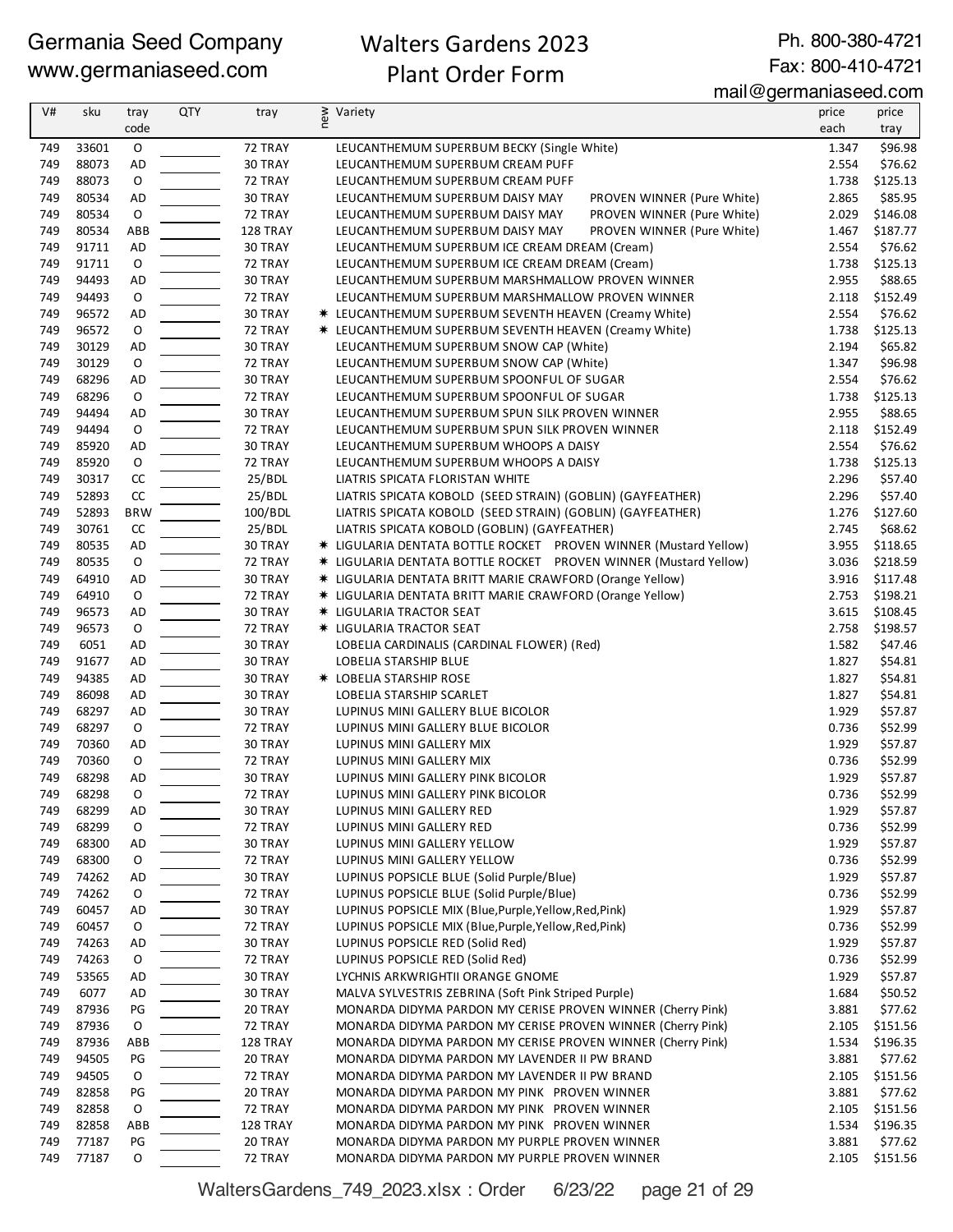| V# | sku | tray code | QTY | tray | new | Variety | price each | price tray |
|---|---|---|---|---|---|---|---|---|
| 749 | 33601 | O | | 72 TRAY | | LEUCANTHEMUM SUPERBUM BECKY (Single White) | 1.347 | $96.98 |
| 749 | 88073 | AD | | 30 TRAY | | LEUCANTHEMUM SUPERBUM CREAM PUFF | 2.554 | $76.62 |
| 749 | 88073 | O | | 72 TRAY | | LEUCANTHEMUM SUPERBUM CREAM PUFF | 1.738 | $125.13 |
| 749 | 80534 | AD | | 30 TRAY | | LEUCANTHEMUM SUPERBUM DAISY MAY PROVEN WINNER (Pure White) | 2.865 | $85.95 |
| 749 | 80534 | O | | 72 TRAY | | LEUCANTHEMUM SUPERBUM DAISY MAY PROVEN WINNER (Pure White) | 2.029 | $146.08 |
| 749 | 80534 | ABB | | 128 TRAY | | LEUCANTHEMUM SUPERBUM DAISY MAY PROVEN WINNER (Pure White) | 1.467 | $187.77 |
| 749 | 91711 | AD | | 30 TRAY | | LEUCANTHEMUM SUPERBUM ICE CREAM DREAM (Cream) | 2.554 | $76.62 |
| 749 | 91711 | O | | 72 TRAY | | LEUCANTHEMUM SUPERBUM ICE CREAM DREAM (Cream) | 1.738 | $125.13 |
| 749 | 94493 | AD | | 30 TRAY | | LEUCANTHEMUM SUPERBUM MARSHMALLOW PROVEN WINNER | 2.955 | $88.65 |
| 749 | 94493 | O | | 72 TRAY | | LEUCANTHEMUM SUPERBUM MARSHMALLOW PROVEN WINNER | 2.118 | $152.49 |
| 749 | 96572 | AD | | 30 TRAY | * | LEUCANTHEMUM SUPERBUM SEVENTH HEAVEN (Creamy White) | 2.554 | $76.62 |
| 749 | 96572 | O | | 72 TRAY | * | LEUCANTHEMUM SUPERBUM SEVENTH HEAVEN (Creamy White) | 1.738 | $125.13 |
| 749 | 30129 | AD | | 30 TRAY | | LEUCANTHEMUM SUPERBUM SNOW CAP (White) | 2.194 | $65.82 |
| 749 | 30129 | O | | 72 TRAY | | LEUCANTHEMUM SUPERBUM SNOW CAP (White) | 1.347 | $96.98 |
| 749 | 68296 | AD | | 30 TRAY | | LEUCANTHEMUM SUPERBUM SPOONFUL OF SUGAR | 2.554 | $76.62 |
| 749 | 68296 | O | | 72 TRAY | | LEUCANTHEMUM SUPERBUM SPOONFUL OF SUGAR | 1.738 | $125.13 |
| 749 | 94494 | AD | | 30 TRAY | | LEUCANTHEMUM SUPERBUM SPUN SILK PROVEN WINNER | 2.955 | $88.65 |
| 749 | 94494 | O | | 72 TRAY | | LEUCANTHEMUM SUPERBUM SPUN SILK PROVEN WINNER | 2.118 | $152.49 |
| 749 | 85920 | AD | | 30 TRAY | | LEUCANTHEMUM SUPERBUM WHOOPS A DAISY | 2.554 | $76.62 |
| 749 | 85920 | O | | 72 TRAY | | LEUCANTHEMUM SUPERBUM WHOOPS A DAISY | 1.738 | $125.13 |
| 749 | 30317 | CC | | 25/BDL | | LIATRIS SPICATA FLORISTAN WHITE | 2.296 | $57.40 |
| 749 | 52893 | CC | | 25/BDL | | LIATRIS SPICATA KOBOLD (SEED STRAIN) (GOBLIN) (GAYFEATHER) | 2.296 | $57.40 |
| 749 | 52893 | BRW | | 100/BDL | | LIATRIS SPICATA KOBOLD (SEED STRAIN) (GOBLIN) (GAYFEATHER) | 1.276 | $127.60 |
| 749 | 30761 | CC | | 25/BDL | | LIATRIS SPICATA KOBOLD (GOBLIN) (GAYFEATHER) | 2.745 | $68.62 |
| 749 | 80535 | AD | | 30 TRAY | * | LIGULARIA DENTATA BOTTLE ROCKET PROVEN WINNER (Mustard Yellow) | 3.955 | $118.65 |
| 749 | 80535 | O | | 72 TRAY | * | LIGULARIA DENTATA BOTTLE ROCKET PROVEN WINNER (Mustard Yellow) | 3.036 | $218.59 |
| 749 | 64910 | AD | | 30 TRAY | * | LIGULARIA DENTATA BRITT MARIE CRAWFORD (Orange Yellow) | 3.916 | $117.48 |
| 749 | 64910 | O | | 72 TRAY | * | LIGULARIA DENTATA BRITT MARIE CRAWFORD (Orange Yellow) | 2.753 | $198.21 |
| 749 | 96573 | AD | | 30 TRAY | * | LIGULARIA TRACTOR SEAT | 3.615 | $108.45 |
| 749 | 96573 | O | | 72 TRAY | * | LIGULARIA TRACTOR SEAT | 2.758 | $198.57 |
| 749 | 6051 | AD | | 30 TRAY | | LOBELIA CARDINALIS (CARDINAL FLOWER) (Red) | 1.582 | $47.46 |
| 749 | 91677 | AD | | 30 TRAY | | LOBELIA STARSHIP BLUE | 1.827 | $54.81 |
| 749 | 94385 | AD | | 30 TRAY | * | LOBELIA STARSHIP ROSE | 1.827 | $54.81 |
| 749 | 86098 | AD | | 30 TRAY | | LOBELIA STARSHIP SCARLET | 1.827 | $54.81 |
| 749 | 68297 | AD | | 30 TRAY | | LUPINUS MINI GALLERY BLUE BICOLOR | 1.929 | $57.87 |
| 749 | 68297 | O | | 72 TRAY | | LUPINUS MINI GALLERY BLUE BICOLOR | 0.736 | $52.99 |
| 749 | 70360 | AD | | 30 TRAY | | LUPINUS MINI GALLERY MIX | 1.929 | $57.87 |
| 749 | 70360 | O | | 72 TRAY | | LUPINUS MINI GALLERY MIX | 0.736 | $52.99 |
| 749 | 68298 | AD | | 30 TRAY | | LUPINUS MINI GALLERY PINK BICOLOR | 1.929 | $57.87 |
| 749 | 68298 | O | | 72 TRAY | | LUPINUS MINI GALLERY PINK BICOLOR | 0.736 | $52.99 |
| 749 | 68299 | AD | | 30 TRAY | | LUPINUS MINI GALLERY RED | 1.929 | $57.87 |
| 749 | 68299 | O | | 72 TRAY | | LUPINUS MINI GALLERY RED | 0.736 | $52.99 |
| 749 | 68300 | AD | | 30 TRAY | | LUPINUS MINI GALLERY YELLOW | 1.929 | $57.87 |
| 749 | 68300 | O | | 72 TRAY | | LUPINUS MINI GALLERY YELLOW | 0.736 | $52.99 |
| 749 | 74262 | AD | | 30 TRAY | | LUPINUS POPSICLE BLUE (Solid Purple/Blue) | 1.929 | $57.87 |
| 749 | 74262 | O | | 72 TRAY | | LUPINUS POPSICLE BLUE (Solid Purple/Blue) | 0.736 | $52.99 |
| 749 | 60457 | AD | | 30 TRAY | | LUPINUS POPSICLE MIX (Blue,Purple,Yellow,Red,Pink) | 1.929 | $57.87 |
| 749 | 60457 | O | | 72 TRAY | | LUPINUS POPSICLE MIX (Blue,Purple,Yellow,Red,Pink) | 0.736 | $52.99 |
| 749 | 74263 | AD | | 30 TRAY | | LUPINUS POPSICLE RED (Solid Red) | 1.929 | $57.87 |
| 749 | 74263 | O | | 72 TRAY | | LUPINUS POPSICLE RED (Solid Red) | 0.736 | $52.99 |
| 749 | 53565 | AD | | 30 TRAY | | LYCHNIS ARKWRIGHTII ORANGE GNOME | 1.929 | $57.87 |
| 749 | 6077 | AD | | 30 TRAY | | MALVA SYLVESTRIS ZEBRINA (Soft Pink Striped Purple) | 1.684 | $50.52 |
| 749 | 87936 | PG | | 20 TRAY | | MONARDA DIDYMA PARDON MY CERISE PROVEN WINNER (Cherry Pink) | 3.881 | $77.62 |
| 749 | 87936 | O | | 72 TRAY | | MONARDA DIDYMA PARDON MY CERISE PROVEN WINNER (Cherry Pink) | 2.105 | $151.56 |
| 749 | 87936 | ABB | | 128 TRAY | | MONARDA DIDYMA PARDON MY CERISE PROVEN WINNER (Cherry Pink) | 1.534 | $196.35 |
| 749 | 94505 | PG | | 20 TRAY | | MONARDA DIDYMA PARDON MY LAVENDER II PW BRAND | 3.881 | $77.62 |
| 749 | 94505 | O | | 72 TRAY | | MONARDA DIDYMA PARDON MY LAVENDER II PW BRAND | 2.105 | $151.56 |
| 749 | 82858 | PG | | 20 TRAY | | MONARDA DIDYMA PARDON MY PINK PROVEN WINNER | 3.881 | $77.62 |
| 749 | 82858 | O | | 72 TRAY | | MONARDA DIDYMA PARDON MY PINK PROVEN WINNER | 2.105 | $151.56 |
| 749 | 82858 | ABB | | 128 TRAY | | MONARDA DIDYMA PARDON MY PINK PROVEN WINNER | 1.534 | $196.35 |
| 749 | 77187 | PG | | 20 TRAY | | MONARDA DIDYMA PARDON MY PURPLE PROVEN WINNER | 3.881 | $77.62 |
| 749 | 77187 | O | | 72 TRAY | | MONARDA DIDYMA PARDON MY PURPLE PROVEN WINNER | 2.105 | $151.56 |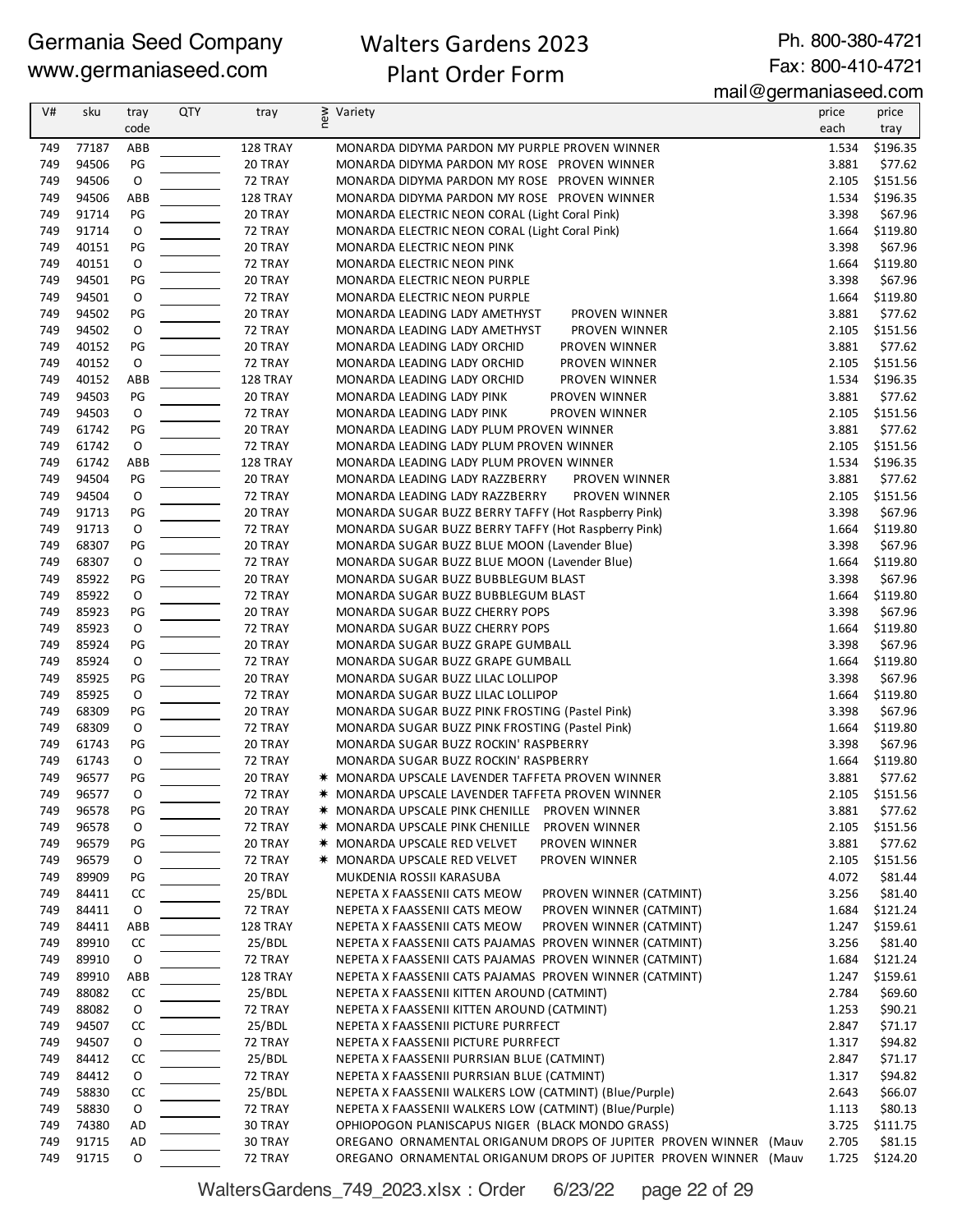Germania Seed Company
www.germaniaseed.com

# Walters Gardens 2023 Plant Order Form

Ph. 800-380-4721
Fax: 800-410-4721
mail@germaniaseed.com

| V# | sku | tray code | QTY | tray | new | Variety | price each | price tray |
|---|---|---|---|---|---|---|---|---|
| 749 | 77187 | ABB | | 128 TRAY | | MONARDA DIDYMA PARDON MY PURPLE PROVEN WINNER | 1.534 | $196.35 |
| 749 | 94506 | PG | | 20 TRAY | | MONARDA DIDYMA PARDON MY ROSE PROVEN WINNER | 3.881 | $77.62 |
| 749 | 94506 | O | | 72 TRAY | | MONARDA DIDYMA PARDON MY ROSE PROVEN WINNER | 2.105 | $151.56 |
| 749 | 94506 | ABB | | 128 TRAY | | MONARDA DIDYMA PARDON MY ROSE PROVEN WINNER | 1.534 | $196.35 |
| 749 | 91714 | PG | | 20 TRAY | | MONARDA ELECTRIC NEON CORAL (Light Coral Pink) | 3.398 | $67.96 |
| 749 | 91714 | O | | 72 TRAY | | MONARDA ELECTRIC NEON CORAL (Light Coral Pink) | 1.664 | $119.80 |
| 749 | 40151 | PG | | 20 TRAY | | MONARDA ELECTRIC NEON PINK | 3.398 | $67.96 |
| 749 | 40151 | O | | 72 TRAY | | MONARDA ELECTRIC NEON PINK | 1.664 | $119.80 |
| 749 | 94501 | PG | | 20 TRAY | | MONARDA ELECTRIC NEON PURPLE | 3.398 | $67.96 |
| 749 | 94501 | O | | 72 TRAY | | MONARDA ELECTRIC NEON PURPLE | 1.664 | $119.80 |
| 749 | 94502 | PG | | 20 TRAY | | MONARDA LEADING LADY AMETHYST PROVEN WINNER | 3.881 | $77.62 |
| 749 | 94502 | O | | 72 TRAY | | MONARDA LEADING LADY AMETHYST PROVEN WINNER | 2.105 | $151.56 |
| 749 | 40152 | PG | | 20 TRAY | | MONARDA LEADING LADY ORCHID PROVEN WINNER | 3.881 | $77.62 |
| 749 | 40152 | O | | 72 TRAY | | MONARDA LEADING LADY ORCHID PROVEN WINNER | 2.105 | $151.56 |
| 749 | 40152 | ABB | | 128 TRAY | | MONARDA LEADING LADY ORCHID PROVEN WINNER | 1.534 | $196.35 |
| 749 | 94503 | PG | | 20 TRAY | | MONARDA LEADING LADY PINK PROVEN WINNER | 3.881 | $77.62 |
| 749 | 94503 | O | | 72 TRAY | | MONARDA LEADING LADY PINK PROVEN WINNER | 2.105 | $151.56 |
| 749 | 61742 | PG | | 20 TRAY | | MONARDA LEADING LADY PLUM PROVEN WINNER | 3.881 | $77.62 |
| 749 | 61742 | O | | 72 TRAY | | MONARDA LEADING LADY PLUM PROVEN WINNER | 2.105 | $151.56 |
| 749 | 61742 | ABB | | 128 TRAY | | MONARDA LEADING LADY PLUM PROVEN WINNER | 1.534 | $196.35 |
| 749 | 94504 | PG | | 20 TRAY | | MONARDA LEADING LADY RAZZBERRY PROVEN WINNER | 3.881 | $77.62 |
| 749 | 94504 | O | | 72 TRAY | | MONARDA LEADING LADY RAZZBERRY PROVEN WINNER | 2.105 | $151.56 |
| 749 | 91713 | PG | | 20 TRAY | | MONARDA SUGAR BUZZ BERRY TAFFY (Hot Raspberry Pink) | 3.398 | $67.96 |
| 749 | 91713 | O | | 72 TRAY | | MONARDA SUGAR BUZZ BERRY TAFFY (Hot Raspberry Pink) | 1.664 | $119.80 |
| 749 | 68307 | PG | | 20 TRAY | | MONARDA SUGAR BUZZ BLUE MOON (Lavender Blue) | 3.398 | $67.96 |
| 749 | 68307 | O | | 72 TRAY | | MONARDA SUGAR BUZZ BLUE MOON (Lavender Blue) | 1.664 | $119.80 |
| 749 | 85922 | PG | | 20 TRAY | | MONARDA SUGAR BUZZ BUBBLEGUM BLAST | 3.398 | $67.96 |
| 749 | 85922 | O | | 72 TRAY | | MONARDA SUGAR BUZZ BUBBLEGUM BLAST | 1.664 | $119.80 |
| 749 | 85923 | PG | | 20 TRAY | | MONARDA SUGAR BUZZ CHERRY POPS | 3.398 | $67.96 |
| 749 | 85923 | O | | 72 TRAY | | MONARDA SUGAR BUZZ CHERRY POPS | 1.664 | $119.80 |
| 749 | 85924 | PG | | 20 TRAY | | MONARDA SUGAR BUZZ GRAPE GUMBALL | 3.398 | $67.96 |
| 749 | 85924 | O | | 72 TRAY | | MONARDA SUGAR BUZZ GRAPE GUMBALL | 1.664 | $119.80 |
| 749 | 85925 | PG | | 20 TRAY | | MONARDA SUGAR BUZZ LILAC LOLLIPOP | 3.398 | $67.96 |
| 749 | 85925 | O | | 72 TRAY | | MONARDA SUGAR BUZZ LILAC LOLLIPOP | 1.664 | $119.80 |
| 749 | 68309 | PG | | 20 TRAY | | MONARDA SUGAR BUZZ PINK FROSTING (Pastel Pink) | 3.398 | $67.96 |
| 749 | 68309 | O | | 72 TRAY | | MONARDA SUGAR BUZZ PINK FROSTING (Pastel Pink) | 1.664 | $119.80 |
| 749 | 61743 | PG | | 20 TRAY | | MONARDA SUGAR BUZZ ROCKIN' RASPBERRY | 3.398 | $67.96 |
| 749 | 61743 | O | | 72 TRAY | | MONARDA SUGAR BUZZ ROCKIN' RASPBERRY | 1.664 | $119.80 |
| 749 | 96577 | PG | | 20 TRAY | * | MONARDA UPSCALE LAVENDER TAFFETA PROVEN WINNER | 3.881 | $77.62 |
| 749 | 96577 | O | | 72 TRAY | * | MONARDA UPSCALE LAVENDER TAFFETA PROVEN WINNER | 2.105 | $151.56 |
| 749 | 96578 | PG | | 20 TRAY | * | MONARDA UPSCALE PINK CHENILLE PROVEN WINNER | 3.881 | $77.62 |
| 749 | 96578 | O | | 72 TRAY | * | MONARDA UPSCALE PINK CHENILLE PROVEN WINNER | 2.105 | $151.56 |
| 749 | 96579 | PG | | 20 TRAY | * | MONARDA UPSCALE RED VELVET PROVEN WINNER | 3.881 | $77.62 |
| 749 | 96579 | O | | 72 TRAY | * | MONARDA UPSCALE RED VELVET PROVEN WINNER | 2.105 | $151.56 |
| 749 | 89909 | PG | | 20 TRAY | | MUKDENIA ROSSII KARASUBA | 4.072 | $81.44 |
| 749 | 84411 | CC | | 25/BDL | | NEPETA X FAASSENII CATS MEOW PROVEN WINNER (CATMINT) | 3.256 | $81.40 |
| 749 | 84411 | O | | 72 TRAY | | NEPETA X FAASSENII CATS MEOW PROVEN WINNER (CATMINT) | 1.684 | $121.24 |
| 749 | 84411 | ABB | | 128 TRAY | | NEPETA X FAASSENII CATS MEOW PROVEN WINNER (CATMINT) | 1.247 | $159.61 |
| 749 | 89910 | CC | | 25/BDL | | NEPETA X FAASSENII CATS PAJAMAS PROVEN WINNER (CATMINT) | 3.256 | $81.40 |
| 749 | 89910 | O | | 72 TRAY | | NEPETA X FAASSENII CATS PAJAMAS PROVEN WINNER (CATMINT) | 1.684 | $121.24 |
| 749 | 89910 | ABB | | 128 TRAY | | NEPETA X FAASSENII CATS PAJAMAS PROVEN WINNER (CATMINT) | 1.247 | $159.61 |
| 749 | 88082 | CC | | 25/BDL | | NEPETA X FAASSENII KITTEN AROUND (CATMINT) | 2.784 | $69.60 |
| 749 | 88082 | O | | 72 TRAY | | NEPETA X FAASSENII KITTEN AROUND (CATMINT) | 1.253 | $90.21 |
| 749 | 94507 | CC | | 25/BDL | | NEPETA X FAASSENII PICTURE PURRFECT | 2.847 | $71.17 |
| 749 | 94507 | O | | 72 TRAY | | NEPETA X FAASSENII PICTURE PURRFECT | 1.317 | $94.82 |
| 749 | 84412 | CC | | 25/BDL | | NEPETA X FAASSENII PURRSIAN BLUE (CATMINT) | 2.847 | $71.17 |
| 749 | 84412 | O | | 72 TRAY | | NEPETA X FAASSENII PURRSIAN BLUE (CATMINT) | 1.317 | $94.82 |
| 749 | 58830 | CC | | 25/BDL | | NEPETA X FAASSENII WALKERS LOW (CATMINT) (Blue/Purple) | 2.643 | $66.07 |
| 749 | 58830 | O | | 72 TRAY | | NEPETA X FAASSENII WALKERS LOW (CATMINT) (Blue/Purple) | 1.113 | $80.13 |
| 749 | 74380 | AD | | 30 TRAY | | OPHIOPOGON PLANISCAPUS NIGER (BLACK MONDO GRASS) | 3.725 | $111.75 |
| 749 | 91715 | AD | | 30 TRAY | | OREGANO ORNAMENTAL ORIGANUM DROPS OF JUPITER PROVEN WINNER (Mauv | 2.705 | $81.15 |
| 749 | 91715 | O | | 72 TRAY | | OREGANO ORNAMENTAL ORIGANUM DROPS OF JUPITER PROVEN WINNER (Mauv | 1.725 | $124.20 |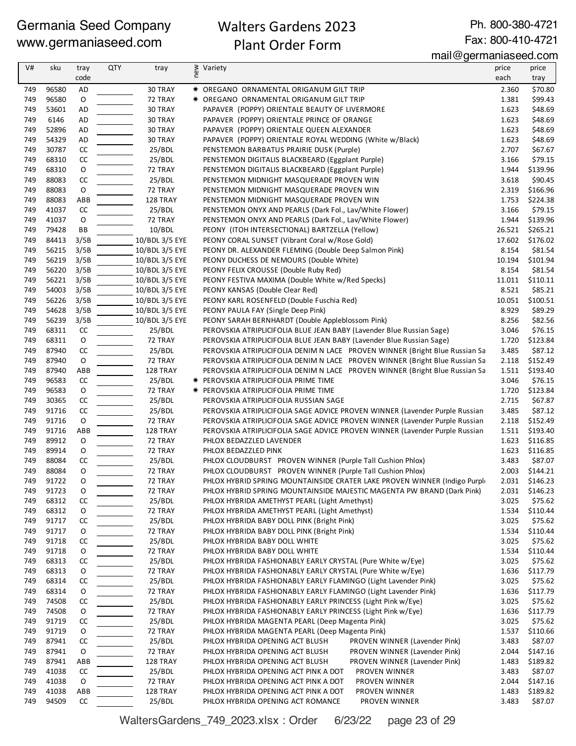Germania Seed Company
www.germaniaseed.com

Walters Gardens 2023
Plant Order Form

Ph. 800-380-4721
Fax: 800-410-4721
mail@germaniaseed.com

| V# | sku | tray code | QTY | tray | new | Variety | price each | price tray |
|---|---|---|---|---|---|---|---|---|
| 749 | 96580 | AD | | 30 TRAY | * | OREGANO ORNAMENTAL ORIGANUM GILT TRIP | 2.360 | $70.80 |
| 749 | 96580 | O | | 72 TRAY | * | OREGANO ORNAMENTAL ORIGANUM GILT TRIP | 1.381 | $99.43 |
| 749 | 53601 | AD | | 30 TRAY | | PAPAVER (POPPY) ORIENTALE BEAUTY OF LIVERMORE | 1.623 | $48.69 |
| 749 | 6146 | AD | | 30 TRAY | | PAPAVER (POPPY) ORIENTALE PRINCE OF ORANGE | 1.623 | $48.69 |
| 749 | 52896 | AD | | 30 TRAY | | PAPAVER (POPPY) ORIENTALE QUEEN ALEXANDER | 1.623 | $48.69 |
| 749 | 54329 | AD | | 30 TRAY | | PAPAVER (POPPY) ORIENTALE ROYAL WEDDING (White w/Black) | 1.623 | $48.69 |
| 749 | 30787 | CC | | 25/BDL | | PENSTEMON BARBATUS PRAIRIE DUSK (Purple) | 2.707 | $67.67 |
| 749 | 68310 | CC | | 25/BDL | | PENSTEMON DIGITALIS BLACKBEARD (Eggplant Purple) | 3.166 | $79.15 |
| 749 | 68310 | O | | 72 TRAY | | PENSTEMON DIGITALIS BLACKBEARD (Eggplant Purple) | 1.944 | $139.96 |
| 749 | 88083 | CC | | 25/BDL | | PENSTEMON MIDNIGHT MASQUERADE PROVEN WIN | 3.618 | $90.45 |
| 749 | 88083 | O | | 72 TRAY | | PENSTEMON MIDNIGHT MASQUERADE PROVEN WIN | 2.319 | $166.96 |
| 749 | 88083 | ABB | | 128 TRAY | | PENSTEMON MIDNIGHT MASQUERADE PROVEN WIN | 1.753 | $224.38 |
| 749 | 41037 | CC | | 25/BDL | | PENSTEMON ONYX AND PEARLS (Dark Fol., Lav/White Flower) | 3.166 | $79.15 |
| 749 | 41037 | O | | 72 TRAY | | PENSTEMON ONYX AND PEARLS (Dark Fol., Lav/White Flower) | 1.944 | $139.96 |
| 749 | 79428 | BB | | 10/BDL | | PEONY (ITOH INTERSECTIONAL) BARTZELLA (Yellow) | 26.521 | $265.21 |
| 749 | 84413 | 3/5B | | 10/BDL 3/5 EYE | | PEONY CORAL SUNSET (Vibrant Coral w/Rose Gold) | 17.602 | $176.02 |
| 749 | 56215 | 3/5B | | 10/BDL 3/5 EYE | | PEONY DR. ALEXANDER FLEMING (Double Deep Salmon Pink) | 8.154 | $81.54 |
| 749 | 56219 | 3/5B | | 10/BDL 3/5 EYE | | PEONY DUCHESS DE NEMOURS (Double White) | 10.194 | $101.94 |
| 749 | 56220 | 3/5B | | 10/BDL 3/5 EYE | | PEONY FELIX CROUSSE (Double Ruby Red) | 8.154 | $81.54 |
| 749 | 56221 | 3/5B | | 10/BDL 3/5 EYE | | PEONY FESTIVA MAXIMA (Double White w/Red Specks) | 11.011 | $110.11 |
| 749 | 54003 | 3/5B | | 10/BDL 3/5 EYE | | PEONY KANSAS (Double Clear Red) | 8.521 | $85.21 |
| 749 | 56226 | 3/5B | | 10/BDL 3/5 EYE | | PEONY KARL ROSENFELD (Double Fuschia Red) | 10.051 | $100.51 |
| 749 | 54628 | 3/5B | | 10/BDL 3/5 EYE | | PEONY PAULA FAY (Single Deep Pink) | 8.929 | $89.29 |
| 749 | 56239 | 3/5B | | 10/BDL 3/5 EYE | | PEONY SARAH BERNHARDT (Double Appleblossom Pink) | 8.256 | $82.56 |
| 749 | 68311 | CC | | 25/BDL | | PEROVSKIA ATRIPLICIFOLIA BLUE JEAN BABY (Lavender Blue Russian Sage) | 3.046 | $76.15 |
| 749 | 68311 | O | | 72 TRAY | | PEROVSKIA ATRIPLICIFOLIA BLUE JEAN BABY (Lavender Blue Russian Sage) | 1.720 | $123.84 |
| 749 | 87940 | CC | | 25/BDL | | PEROVSKIA ATRIPLICIFOLIA DENIM N LACE PROVEN WINNER (Bright Blue Russian Sa | 3.485 | $87.12 |
| 749 | 87940 | O | | 72 TRAY | | PEROVSKIA ATRIPLICIFOLIA DENIM N LACE PROVEN WINNER (Bright Blue Russian Sa | 2.118 | $152.49 |
| 749 | 87940 | ABB | | 128 TRAY | | PEROVSKIA ATRIPLICIFOLIA DENIM N LACE PROVEN WINNER (Bright Blue Russian Sa | 1.511 | $193.40 |
| 749 | 96583 | CC | | 25/BDL | * | PEROVSKIA ATRIPLICIFOLIA PRIME TIME | 3.046 | $76.15 |
| 749 | 96583 | O | | 72 TRAY | * | PEROVSKIA ATRIPLICIFOLIA PRIME TIME | 1.720 | $123.84 |
| 749 | 30365 | CC | | 25/BDL | | PEROVSKIA ATRIPLICIFOLIA RUSSIAN SAGE | 2.715 | $67.87 |
| 749 | 91716 | CC | | 25/BDL | | PEROVSKIA ATRIPLICIFOLIA SAGE ADVICE PROVEN WINNER (Lavender Purple Russian | 3.485 | $87.12 |
| 749 | 91716 | O | | 72 TRAY | | PEROVSKIA ATRIPLICIFOLIA SAGE ADVICE PROVEN WINNER (Lavender Purple Russian | 2.118 | $152.49 |
| 749 | 91716 | ABB | | 128 TRAY | | PEROVSKIA ATRIPLICIFOLIA SAGE ADVICE PROVEN WINNER (Lavender Purple Russian | 1.511 | $193.40 |
| 749 | 89912 | O | | 72 TRAY | | PHLOX BEDAZZLED LAVENDER | 1.623 | $116.85 |
| 749 | 89914 | O | | 72 TRAY | | PHLOX BEDAZZLED PINK | 1.623 | $116.85 |
| 749 | 88084 | CC | | 25/BDL | | PHLOX CLOUDBURST PROVEN WINNER (Purple Tall Cushion Phlox) | 3.483 | $87.07 |
| 749 | 88084 | O | | 72 TRAY | | PHLOX CLOUDBURST PROVEN WINNER (Purple Tall Cushion Phlox) | 2.003 | $144.21 |
| 749 | 91722 | O | | 72 TRAY | | PHLOX HYBRID SPRING MOUNTAINSIDE CRATER LAKE PROVEN WINNER (Indigo Purpl | 2.031 | $146.23 |
| 749 | 91723 | O | | 72 TRAY | | PHLOX HYBRID SPRING MOUNTAINSIDE MAJESTIC MAGENTA PW BRAND (Dark Pink) | 2.031 | $146.23 |
| 749 | 68312 | CC | | 25/BDL | | PHLOX HYBRIDA AMETHYST PEARL (Light Amethyst) | 3.025 | $75.62 |
| 749 | 68312 | O | | 72 TRAY | | PHLOX HYBRIDA AMETHYST PEARL (Light Amethyst) | 1.534 | $110.44 |
| 749 | 91717 | CC | | 25/BDL | | PHLOX HYBRIDA BABY DOLL PINK (Bright Pink) | 3.025 | $75.62 |
| 749 | 91717 | O | | 72 TRAY | | PHLOX HYBRIDA BABY DOLL PINK (Bright Pink) | 1.534 | $110.44 |
| 749 | 91718 | CC | | 25/BDL | | PHLOX HYBRIDA BABY DOLL WHITE | 3.025 | $75.62 |
| 749 | 91718 | O | | 72 TRAY | | PHLOX HYBRIDA BABY DOLL WHITE | 1.534 | $110.44 |
| 749 | 68313 | CC | | 25/BDL | | PHLOX HYBRIDA FASHIONABLY EARLY CRYSTAL (Pure White w/Eye) | 3.025 | $75.62 |
| 749 | 68313 | O | | 72 TRAY | | PHLOX HYBRIDA FASHIONABLY EARLY CRYSTAL (Pure White w/Eye) | 1.636 | $117.79 |
| 749 | 68314 | CC | | 25/BDL | | PHLOX HYBRIDA FASHIONABLY EARLY FLAMINGO (Light Lavender Pink) | 3.025 | $75.62 |
| 749 | 68314 | O | | 72 TRAY | | PHLOX HYBRIDA FASHIONABLY EARLY FLAMINGO (Light Lavender Pink) | 1.636 | $117.79 |
| 749 | 74508 | CC | | 25/BDL | | PHLOX HYBRIDA FASHIONABLY EARLY PRINCESS (Light Pink w/Eye) | 3.025 | $75.62 |
| 749 | 74508 | O | | 72 TRAY | | PHLOX HYBRIDA FASHIONABLY EARLY PRINCESS (Light Pink w/Eye) | 1.636 | $117.79 |
| 749 | 91719 | CC | | 25/BDL | | PHLOX HYBRIDA MAGENTA PEARL (Deep Magenta Pink) | 3.025 | $75.62 |
| 749 | 91719 | O | | 72 TRAY | | PHLOX HYBRIDA MAGENTA PEARL (Deep Magenta Pink) | 1.537 | $110.66 |
| 749 | 87941 | CC | | 25/BDL | | PHLOX HYBRIDA OPENING ACT BLUSH PROVEN WINNER (Lavender Pink) | 3.483 | $87.07 |
| 749 | 87941 | O | | 72 TRAY | | PHLOX HYBRIDA OPENING ACT BLUSH PROVEN WINNER (Lavender Pink) | 2.044 | $147.16 |
| 749 | 87941 | ABB | | 128 TRAY | | PHLOX HYBRIDA OPENING ACT BLUSH PROVEN WINNER (Lavender Pink) | 1.483 | $189.82 |
| 749 | 41038 | CC | | 25/BDL | | PHLOX HYBRIDA OPENING ACT PINK A DOT PROVEN WINNER | 3.483 | $87.07 |
| 749 | 41038 | O | | 72 TRAY | | PHLOX HYBRIDA OPENING ACT PINK A DOT PROVEN WINNER | 2.044 | $147.16 |
| 749 | 41038 | ABB | | 128 TRAY | | PHLOX HYBRIDA OPENING ACT PINK A DOT PROVEN WINNER | 1.483 | $189.82 |
| 749 | 94509 | CC | | 25/BDL | | PHLOX HYBRIDA OPENING ACT ROMANCE PROVEN WINNER | 3.483 | $87.07 |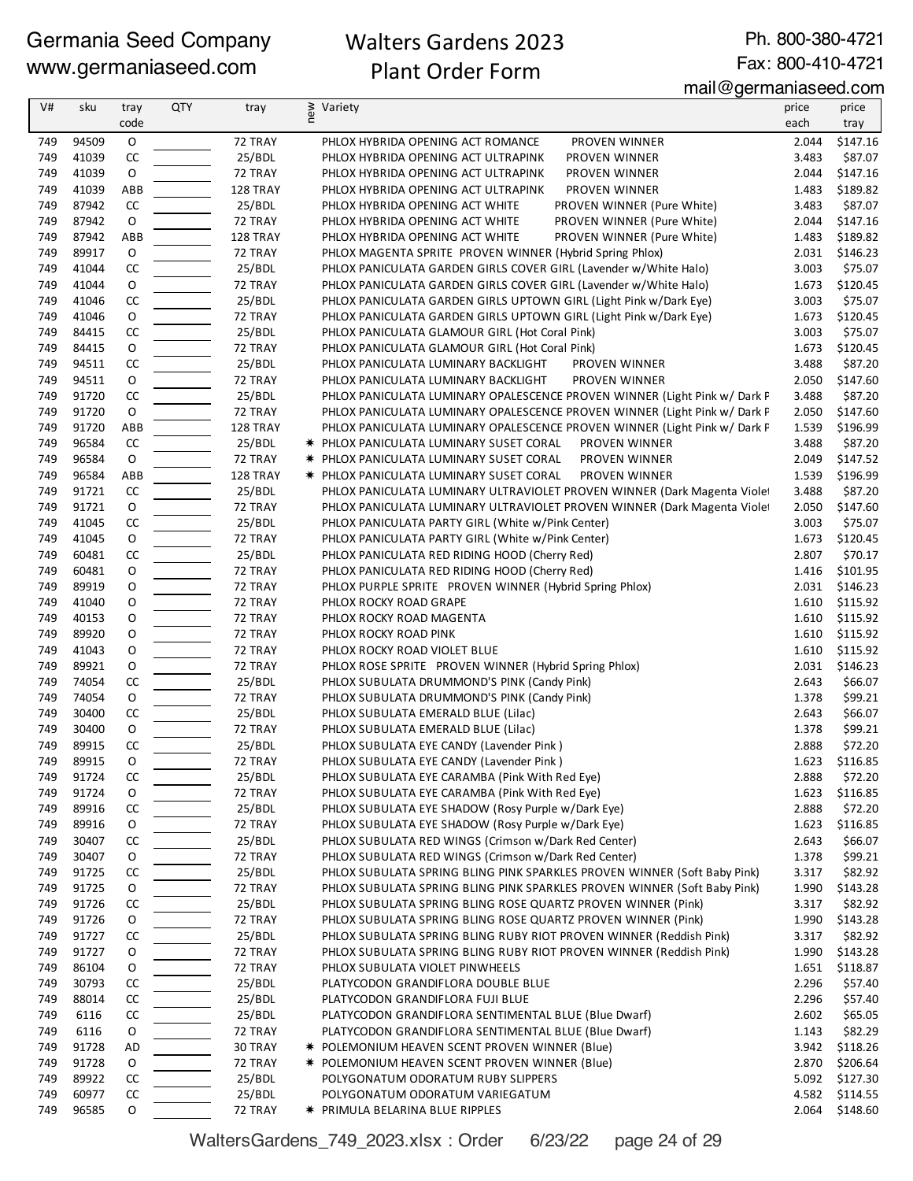Germania Seed Company
www.germaniaseed.com

# Walters Gardens 2023 Plant Order Form

Ph. 800-380-4721
Fax: 800-410-4721
mail@germaniaseed.com

| V# | sku | tray code | QTY | tray | new | Variety | price each | price tray |
|---|---|---|---|---|---|---|---|---|
| 749 | 94509 | O | | 72 TRAY | | PHLOX HYBRIDA OPENING ACT ROMANCE PROVEN WINNER | 2.044 | $147.16 |
| 749 | 41039 | CC | | 25/BDL | | PHLOX HYBRIDA OPENING ACT ULTRAPINK PROVEN WINNER | 3.483 | $87.07 |
| 749 | 41039 | O | | 72 TRAY | | PHLOX HYBRIDA OPENING ACT ULTRAPINK PROVEN WINNER | 2.044 | $147.16 |
| 749 | 41039 | ABB | | 128 TRAY | | PHLOX HYBRIDA OPENING ACT ULTRAPINK PROVEN WINNER | 1.483 | $189.82 |
| 749 | 87942 | CC | | 25/BDL | | PHLOX HYBRIDA OPENING ACT WHITE PROVEN WINNER (Pure White) | 3.483 | $87.07 |
| 749 | 87942 | O | | 72 TRAY | | PHLOX HYBRIDA OPENING ACT WHITE PROVEN WINNER (Pure White) | 2.044 | $147.16 |
| 749 | 87942 | ABB | | 128 TRAY | | PHLOX HYBRIDA OPENING ACT WHITE PROVEN WINNER (Pure White) | 1.483 | $189.82 |
| 749 | 89917 | O | | 72 TRAY | | PHLOX MAGENTA SPRITE PROVEN WINNER (Hybrid Spring Phlox) | 2.031 | $146.23 |
| 749 | 41044 | CC | | 25/BDL | | PHLOX PANICULATA GARDEN GIRLS COVER GIRL (Lavender w/White Halo) | 3.003 | $75.07 |
| 749 | 41044 | O | | 72 TRAY | | PHLOX PANICULATA GARDEN GIRLS COVER GIRL (Lavender w/White Halo) | 1.673 | $120.45 |
| 749 | 41046 | CC | | 25/BDL | | PHLOX PANICULATA GARDEN GIRLS UPTOWN GIRL (Light Pink w/Dark Eye) | 3.003 | $75.07 |
| 749 | 41046 | O | | 72 TRAY | | PHLOX PANICULATA GARDEN GIRLS UPTOWN GIRL (Light Pink w/Dark Eye) | 1.673 | $120.45 |
| 749 | 84415 | CC | | 25/BDL | | PHLOX PANICULATA GLAMOUR GIRL (Hot Coral Pink) | 3.003 | $75.07 |
| 749 | 84415 | O | | 72 TRAY | | PHLOX PANICULATA GLAMOUR GIRL (Hot Coral Pink) | 1.673 | $120.45 |
| 749 | 94511 | CC | | 25/BDL | | PHLOX PANICULATA LUMINARY BACKLIGHT PROVEN WINNER | 3.488 | $87.20 |
| 749 | 94511 | O | | 72 TRAY | | PHLOX PANICULATA LUMINARY BACKLIGHT PROVEN WINNER | 2.050 | $147.60 |
| 749 | 91720 | CC | | 25/BDL | | PHLOX PANICULATA LUMINARY OPALESCENCE PROVEN WINNER (Light Pink w/ Dark P | 3.488 | $87.20 |
| 749 | 91720 | O | | 72 TRAY | | PHLOX PANICULATA LUMINARY OPALESCENCE PROVEN WINNER (Light Pink w/ Dark P | 2.050 | $147.60 |
| 749 | 91720 | ABB | | 128 TRAY | | PHLOX PANICULATA LUMINARY OPALESCENCE PROVEN WINNER (Light Pink w/ Dark P | 1.539 | $196.99 |
| 749 | 96584 | CC | | 25/BDL | ✷ | PHLOX PANICULATA LUMINARY SUSET CORAL PROVEN WINNER | 3.488 | $87.20 |
| 749 | 96584 | O | | 72 TRAY | ✷ | PHLOX PANICULATA LUMINARY SUSET CORAL PROVEN WINNER | 2.049 | $147.52 |
| 749 | 96584 | ABB | | 128 TRAY | ✷ | PHLOX PANICULATA LUMINARY SUSET CORAL PROVEN WINNER | 1.539 | $196.99 |
| 749 | 91721 | CC | | 25/BDL | | PHLOX PANICULATA LUMINARY ULTRAVIOLET PROVEN WINNER (Dark Magenta Violet | 3.488 | $87.20 |
| 749 | 91721 | O | | 72 TRAY | | PHLOX PANICULATA LUMINARY ULTRAVIOLET PROVEN WINNER (Dark Magenta Violet | 2.050 | $147.60 |
| 749 | 41045 | CC | | 25/BDL | | PHLOX PANICULATA PARTY GIRL (White w/Pink Center) | 3.003 | $75.07 |
| 749 | 41045 | O | | 72 TRAY | | PHLOX PANICULATA PARTY GIRL (White w/Pink Center) | 1.673 | $120.45 |
| 749 | 60481 | CC | | 25/BDL | | PHLOX PANICULATA RED RIDING HOOD (Cherry Red) | 2.807 | $70.17 |
| 749 | 60481 | O | | 72 TRAY | | PHLOX PANICULATA RED RIDING HOOD (Cherry Red) | 1.416 | $101.95 |
| 749 | 89919 | O | | 72 TRAY | | PHLOX PURPLE SPRITE PROVEN WINNER (Hybrid Spring Phlox) | 2.031 | $146.23 |
| 749 | 41040 | O | | 72 TRAY | | PHLOX ROCKY ROAD GRAPE | 1.610 | $115.92 |
| 749 | 40153 | O | | 72 TRAY | | PHLOX ROCKY ROAD MAGENTA | 1.610 | $115.92 |
| 749 | 89920 | O | | 72 TRAY | | PHLOX ROCKY ROAD PINK | 1.610 | $115.92 |
| 749 | 41043 | O | | 72 TRAY | | PHLOX ROCKY ROAD VIOLET BLUE | 1.610 | $115.92 |
| 749 | 89921 | O | | 72 TRAY | | PHLOX ROSE SPRITE PROVEN WINNER (Hybrid Spring Phlox) | 2.031 | $146.23 |
| 749 | 74054 | CC | | 25/BDL | | PHLOX SUBULATA DRUMMOND'S PINK (Candy Pink) | 2.643 | $66.07 |
| 749 | 74054 | O | | 72 TRAY | | PHLOX SUBULATA DRUMMOND'S PINK (Candy Pink) | 1.378 | $99.21 |
| 749 | 30400 | CC | | 25/BDL | | PHLOX SUBULATA EMERALD BLUE (Lilac) | 2.643 | $66.07 |
| 749 | 30400 | O | | 72 TRAY | | PHLOX SUBULATA EMERALD BLUE (Lilac) | 1.378 | $99.21 |
| 749 | 89915 | CC | | 25/BDL | | PHLOX SUBULATA EYE CANDY (Lavender Pink ) | 2.888 | $72.20 |
| 749 | 89915 | O | | 72 TRAY | | PHLOX SUBULATA EYE CANDY (Lavender Pink ) | 1.623 | $116.85 |
| 749 | 91724 | CC | | 25/BDL | | PHLOX SUBULATA EYE CARAMBA (Pink With Red Eye) | 2.888 | $72.20 |
| 749 | 91724 | O | | 72 TRAY | | PHLOX SUBULATA EYE CARAMBA (Pink With Red Eye) | 1.623 | $116.85 |
| 749 | 89916 | CC | | 25/BDL | | PHLOX SUBULATA EYE SHADOW (Rosy Purple w/Dark Eye) | 2.888 | $72.20 |
| 749 | 89916 | O | | 72 TRAY | | PHLOX SUBULATA EYE SHADOW (Rosy Purple w/Dark Eye) | 1.623 | $116.85 |
| 749 | 30407 | CC | | 25/BDL | | PHLOX SUBULATA RED WINGS (Crimson w/Dark Red Center) | 2.643 | $66.07 |
| 749 | 30407 | O | | 72 TRAY | | PHLOX SUBULATA RED WINGS (Crimson w/Dark Red Center) | 1.378 | $99.21 |
| 749 | 91725 | CC | | 25/BDL | | PHLOX SUBULATA SPRING BLING PINK SPARKLES PROVEN WINNER (Soft Baby Pink) | 3.317 | $82.92 |
| 749 | 91725 | O | | 72 TRAY | | PHLOX SUBULATA SPRING BLING PINK SPARKLES PROVEN WINNER (Soft Baby Pink) | 1.990 | $143.28 |
| 749 | 91726 | CC | | 25/BDL | | PHLOX SUBULATA SPRING BLING ROSE QUARTZ PROVEN WINNER (Pink) | 3.317 | $82.92 |
| 749 | 91726 | O | | 72 TRAY | | PHLOX SUBULATA SPRING BLING ROSE QUARTZ PROVEN WINNER (Pink) | 1.990 | $143.28 |
| 749 | 91727 | CC | | 25/BDL | | PHLOX SUBULATA SPRING BLING RUBY RIOT PROVEN WINNER (Reddish Pink) | 3.317 | $82.92 |
| 749 | 91727 | O | | 72 TRAY | | PHLOX SUBULATA SPRING BLING RUBY RIOT PROVEN WINNER (Reddish Pink) | 1.990 | $143.28 |
| 749 | 86104 | O | | 72 TRAY | | PHLOX SUBULATA VIOLET PINWHEELS | 1.651 | $118.87 |
| 749 | 30793 | CC | | 25/BDL | | PLATYCODON GRANDIFLORA DOUBLE BLUE | 2.296 | $57.40 |
| 749 | 88014 | CC | | 25/BDL | | PLATYCODON GRANDIFLORA FUJI BLUE | 2.296 | $57.40 |
| 749 | 6116 | CC | | 25/BDL | | PLATYCODON GRANDIFLORA SENTIMENTAL BLUE (Blue Dwarf) | 2.602 | $65.05 |
| 749 | 6116 | O | | 72 TRAY | | PLATYCODON GRANDIFLORA SENTIMENTAL BLUE (Blue Dwarf) | 1.143 | $82.29 |
| 749 | 91728 | AD | | 30 TRAY | ✷ | POLEMONIUM HEAVEN SCENT PROVEN WINNER (Blue) | 3.942 | $118.26 |
| 749 | 91728 | O | | 72 TRAY | ✷ | POLEMONIUM HEAVEN SCENT PROVEN WINNER (Blue) | 2.870 | $206.64 |
| 749 | 89922 | CC | | 25/BDL | | POLYGONATUM ODORATUM RUBY SLIPPERS | 5.092 | $127.30 |
| 749 | 60977 | CC | | 25/BDL | | POLYGONATUM ODORATUM VARIEGATUM | 4.582 | $114.55 |
| 749 | 96585 | O | | 72 TRAY | ✷ | PRIMULA BELARINA BLUE RIPPLES | 2.064 | $148.60 |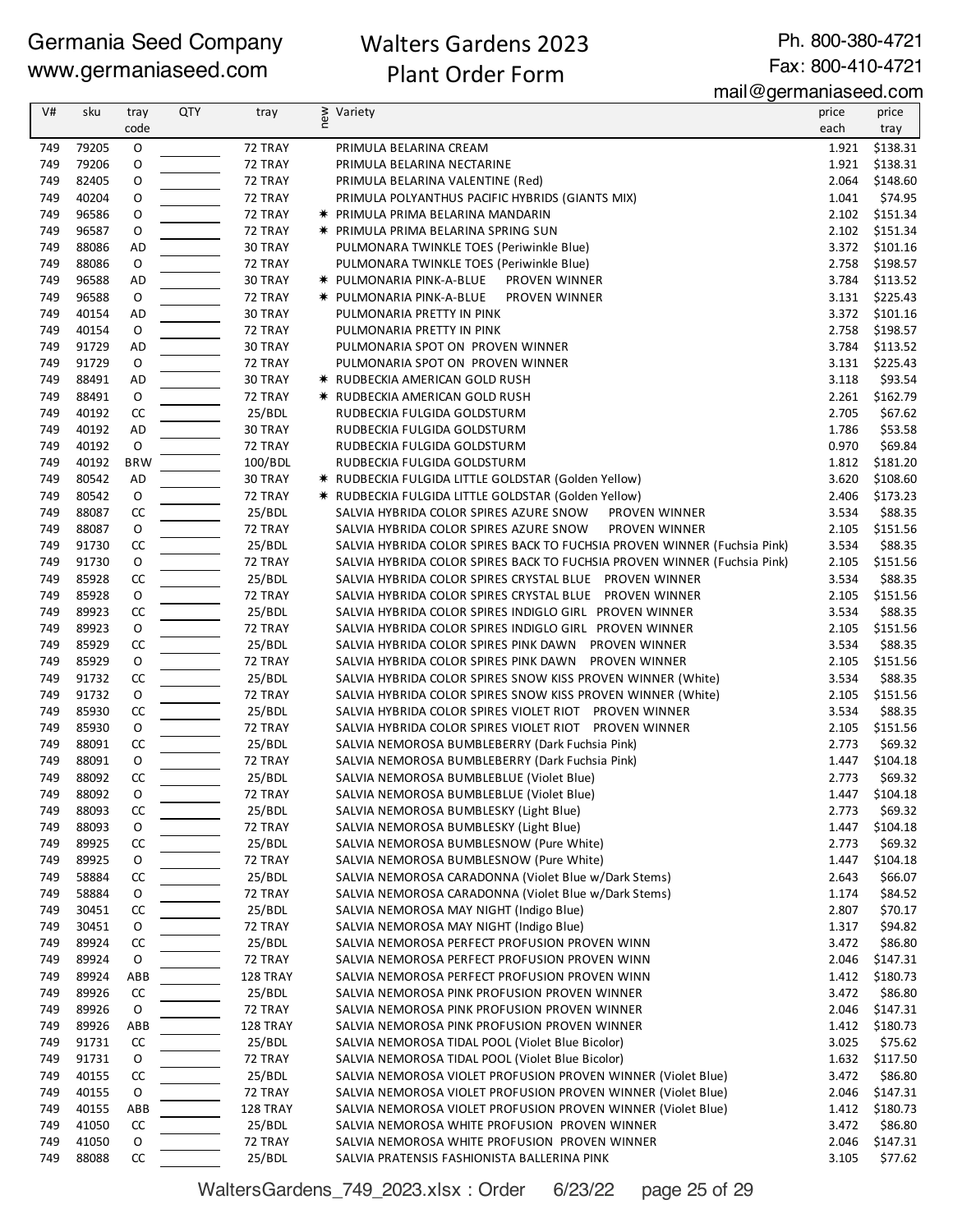Germania Seed Company
www.germaniaseed.com

# Walters Gardens 2023
# Plant Order Form

Ph. 800-380-4721
Fax: 800-410-4721
mail@germaniaseed.com

| V# | sku | tray code | QTY | tray | new | Variety | price each | price tray |
|---|---|---|---|---|---|---|---|---|
| 749 | 79205 | O | | 72 TRAY | | PRIMULA BELARINA CREAM | 1.921 | $138.31 |
| 749 | 79206 | O | | 72 TRAY | | PRIMULA BELARINA NECTARINE | 1.921 | $138.31 |
| 749 | 82405 | O | | 72 TRAY | | PRIMULA BELARINA VALENTINE (Red) | 2.064 | $148.60 |
| 749 | 40204 | O | | 72 TRAY | | PRIMULA POLYANTHUS PACIFIC HYBRIDS (GIANTS MIX) | 1.041 | $74.95 |
| 749 | 96586 | O | | 72 TRAY | * | PRIMULA PRIMA BELARINA MANDARIN | 2.102 | $151.34 |
| 749 | 96587 | O | | 72 TRAY | * | PRIMULA PRIMA BELARINA SPRING SUN | 2.102 | $151.34 |
| 749 | 88086 | AD | | 30 TRAY | | PULMONARA TWINKLE TOES (Periwinkle Blue) | 3.372 | $101.16 |
| 749 | 88086 | O | | 72 TRAY | | PULMONARA TWINKLE TOES (Periwinkle Blue) | 2.758 | $198.57 |
| 749 | 96588 | AD | | 30 TRAY | * | PULMONARIA PINK-A-BLUE PROVEN WINNER | 3.784 | $113.52 |
| 749 | 96588 | O | | 72 TRAY | * | PULMONARIA PINK-A-BLUE PROVEN WINNER | 3.131 | $225.43 |
| 749 | 40154 | AD | | 30 TRAY | | PULMONARIA PRETTY IN PINK | 3.372 | $101.16 |
| 749 | 40154 | O | | 72 TRAY | | PULMONARIA PRETTY IN PINK | 2.758 | $198.57 |
| 749 | 91729 | AD | | 30 TRAY | | PULMONARIA SPOT ON PROVEN WINNER | 3.784 | $113.52 |
| 749 | 91729 | O | | 72 TRAY | | PULMONARIA SPOT ON PROVEN WINNER | 3.131 | $225.43 |
| 749 | 88491 | AD | | 30 TRAY | * | RUDBECKIA AMERICAN GOLD RUSH | 3.118 | $93.54 |
| 749 | 88491 | O | | 72 TRAY | * | RUDBECKIA AMERICAN GOLD RUSH | 2.261 | $162.79 |
| 749 | 40192 | CC | | 25/BDL | | RUDBECKIA FULGIDA GOLDSTURM | 2.705 | $67.62 |
| 749 | 40192 | AD | | 30 TRAY | | RUDBECKIA FULGIDA GOLDSTURM | 1.786 | $53.58 |
| 749 | 40192 | O | | 72 TRAY | | RUDBECKIA FULGIDA GOLDSTURM | 0.970 | $69.84 |
| 749 | 40192 | BRW | | 100/BDL | | RUDBECKIA FULGIDA GOLDSTURM | 1.812 | $181.20 |
| 749 | 80542 | AD | | 30 TRAY | * | RUDBECKIA FULGIDA LITTLE GOLDSTAR (Golden Yellow) | 3.620 | $108.60 |
| 749 | 80542 | O | | 72 TRAY | * | RUDBECKIA FULGIDA LITTLE GOLDSTAR (Golden Yellow) | 2.406 | $173.23 |
| 749 | 88087 | CC | | 25/BDL | | SALVIA HYBRIDA COLOR SPIRES AZURE SNOW PROVEN WINNER | 3.534 | $88.35 |
| 749 | 88087 | O | | 72 TRAY | | SALVIA HYBRIDA COLOR SPIRES AZURE SNOW PROVEN WINNER | 2.105 | $151.56 |
| 749 | 91730 | CC | | 25/BDL | | SALVIA HYBRIDA COLOR SPIRES BACK TO FUCHSIA PROVEN WINNER (Fuchsia Pink) | 3.534 | $88.35 |
| 749 | 91730 | O | | 72 TRAY | | SALVIA HYBRIDA COLOR SPIRES BACK TO FUCHSIA PROVEN WINNER (Fuchsia Pink) | 2.105 | $151.56 |
| 749 | 85928 | CC | | 25/BDL | | SALVIA HYBRIDA COLOR SPIRES CRYSTAL BLUE PROVEN WINNER | 3.534 | $88.35 |
| 749 | 85928 | O | | 72 TRAY | | SALVIA HYBRIDA COLOR SPIRES CRYSTAL BLUE PROVEN WINNER | 2.105 | $151.56 |
| 749 | 89923 | CC | | 25/BDL | | SALVIA HYBRIDA COLOR SPIRES INDIGLO GIRL PROVEN WINNER | 3.534 | $88.35 |
| 749 | 89923 | O | | 72 TRAY | | SALVIA HYBRIDA COLOR SPIRES INDIGLO GIRL PROVEN WINNER | 2.105 | $151.56 |
| 749 | 85929 | CC | | 25/BDL | | SALVIA HYBRIDA COLOR SPIRES PINK DAWN PROVEN WINNER | 3.534 | $88.35 |
| 749 | 85929 | O | | 72 TRAY | | SALVIA HYBRIDA COLOR SPIRES PINK DAWN PROVEN WINNER | 2.105 | $151.56 |
| 749 | 91732 | CC | | 25/BDL | | SALVIA HYBRIDA COLOR SPIRES SNOW KISS PROVEN WINNER (White) | 3.534 | $88.35 |
| 749 | 91732 | O | | 72 TRAY | | SALVIA HYBRIDA COLOR SPIRES SNOW KISS PROVEN WINNER (White) | 2.105 | $151.56 |
| 749 | 85930 | CC | | 25/BDL | | SALVIA HYBRIDA COLOR SPIRES VIOLET RIOT PROVEN WINNER | 3.534 | $88.35 |
| 749 | 85930 | O | | 72 TRAY | | SALVIA HYBRIDA COLOR SPIRES VIOLET RIOT PROVEN WINNER | 2.105 | $151.56 |
| 749 | 88091 | CC | | 25/BDL | | SALVIA NEMOROSA BUMBLEBERRY (Dark Fuchsia Pink) | 2.773 | $69.32 |
| 749 | 88091 | O | | 72 TRAY | | SALVIA NEMOROSA BUMBLEBERRY (Dark Fuchsia Pink) | 1.447 | $104.18 |
| 749 | 88092 | CC | | 25/BDL | | SALVIA NEMOROSA BUMBLEBLUE (Violet Blue) | 2.773 | $69.32 |
| 749 | 88092 | O | | 72 TRAY | | SALVIA NEMOROSA BUMBLEBLUE (Violet Blue) | 1.447 | $104.18 |
| 749 | 88093 | CC | | 25/BDL | | SALVIA NEMOROSA BUMBLESKY (Light Blue) | 2.773 | $69.32 |
| 749 | 88093 | O | | 72 TRAY | | SALVIA NEMOROSA BUMBLESKY (Light Blue) | 1.447 | $104.18 |
| 749 | 89925 | CC | | 25/BDL | | SALVIA NEMOROSA BUMBLESNOW (Pure White) | 2.773 | $69.32 |
| 749 | 89925 | O | | 72 TRAY | | SALVIA NEMOROSA BUMBLESNOW (Pure White) | 1.447 | $104.18 |
| 749 | 58884 | CC | | 25/BDL | | SALVIA NEMOROSA CARADONNA (Violet Blue w/Dark Stems) | 2.643 | $66.07 |
| 749 | 58884 | O | | 72 TRAY | | SALVIA NEMOROSA CARADONNA (Violet Blue w/Dark Stems) | 1.174 | $84.52 |
| 749 | 30451 | CC | | 25/BDL | | SALVIA NEMOROSA MAY NIGHT (Indigo Blue) | 2.807 | $70.17 |
| 749 | 30451 | O | | 72 TRAY | | SALVIA NEMOROSA MAY NIGHT (Indigo Blue) | 1.317 | $94.82 |
| 749 | 89924 | CC | | 25/BDL | | SALVIA NEMOROSA PERFECT PROFUSION PROVEN WINN | 3.472 | $86.80 |
| 749 | 89924 | O | | 72 TRAY | | SALVIA NEMOROSA PERFECT PROFUSION PROVEN WINN | 2.046 | $147.31 |
| 749 | 89924 | ABB | | 128 TRAY | | SALVIA NEMOROSA PERFECT PROFUSION PROVEN WINN | 1.412 | $180.73 |
| 749 | 89926 | CC | | 25/BDL | | SALVIA NEMOROSA PINK PROFUSION PROVEN WINNER | 3.472 | $86.80 |
| 749 | 89926 | O | | 72 TRAY | | SALVIA NEMOROSA PINK PROFUSION PROVEN WINNER | 2.046 | $147.31 |
| 749 | 89926 | ABB | | 128 TRAY | | SALVIA NEMOROSA PINK PROFUSION PROVEN WINNER | 1.412 | $180.73 |
| 749 | 91731 | CC | | 25/BDL | | SALVIA NEMOROSA TIDAL POOL (Violet Blue Bicolor) | 3.025 | $75.62 |
| 749 | 91731 | O | | 72 TRAY | | SALVIA NEMOROSA TIDAL POOL (Violet Blue Bicolor) | 1.632 | $117.50 |
| 749 | 40155 | CC | | 25/BDL | | SALVIA NEMOROSA VIOLET PROFUSION PROVEN WINNER (Violet Blue) | 3.472 | $86.80 |
| 749 | 40155 | O | | 72 TRAY | | SALVIA NEMOROSA VIOLET PROFUSION PROVEN WINNER (Violet Blue) | 2.046 | $147.31 |
| 749 | 40155 | ABB | | 128 TRAY | | SALVIA NEMOROSA VIOLET PROFUSION PROVEN WINNER (Violet Blue) | 1.412 | $180.73 |
| 749 | 41050 | CC | | 25/BDL | | SALVIA NEMOROSA WHITE PROFUSION PROVEN WINNER | 3.472 | $86.80 |
| 749 | 41050 | O | | 72 TRAY | | SALVIA NEMOROSA WHITE PROFUSION PROVEN WINNER | 2.046 | $147.31 |
| 749 | 88088 | CC | | 25/BDL | | SALVIA PRATENSIS FASHIONISTA BALLERINA PINK | 3.105 | $77.62 |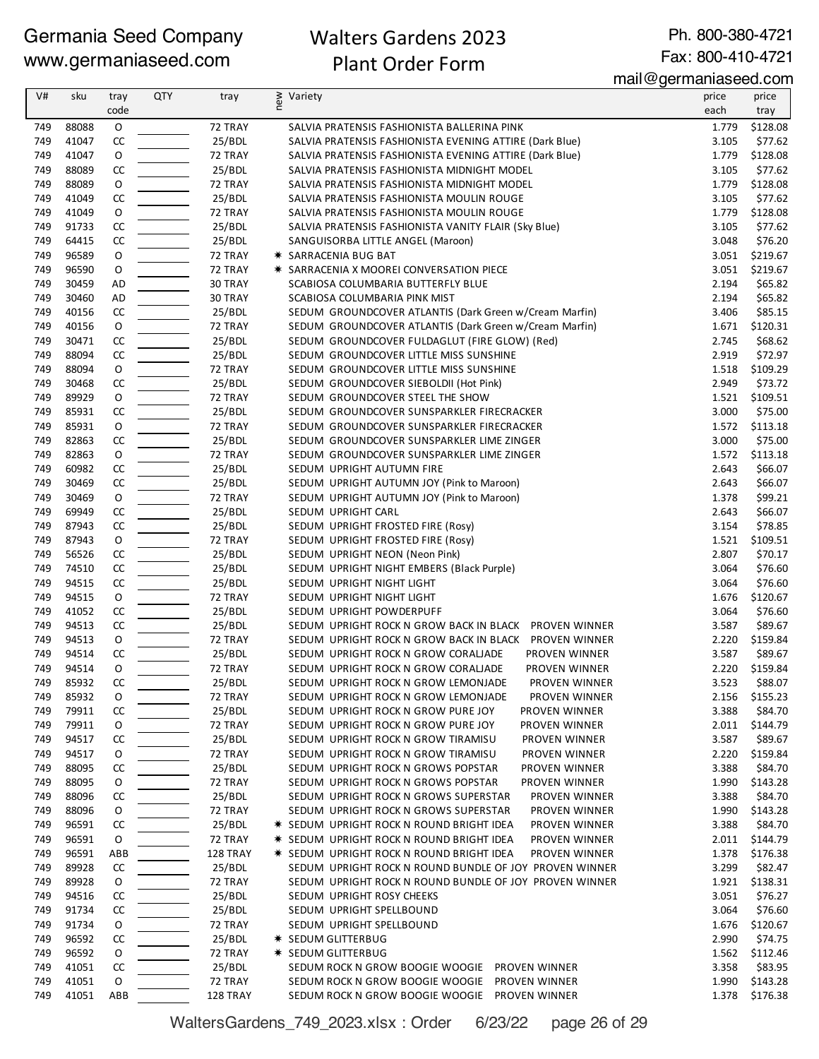Germania Seed Company
www.germaniaseed.com

# Walters Gardens 2023 Plant Order Form

Ph. 800-380-4721
Fax: 800-410-4721
mail@germaniaseed.com

| V# | sku | tray code | QTY | tray | new | Variety | price each | price tray |
|---|---|---|---|---|---|---|---|---|
| 749 | 88088 | O | | 72 TRAY | | SALVIA PRATENSIS FASHIONISTA BALLERINA PINK | 1.779 | $128.08 |
| 749 | 41047 | CC | | 25/BDL | | SALVIA PRATENSIS FASHIONISTA EVENING ATTIRE (Dark Blue) | 3.105 | $77.62 |
| 749 | 41047 | O | | 72 TRAY | | SALVIA PRATENSIS FASHIONISTA EVENING ATTIRE (Dark Blue) | 1.779 | $128.08 |
| 749 | 88089 | CC | | 25/BDL | | SALVIA PRATENSIS FASHIONISTA MIDNIGHT MODEL | 3.105 | $77.62 |
| 749 | 88089 | O | | 72 TRAY | | SALVIA PRATENSIS FASHIONISTA MIDNIGHT MODEL | 1.779 | $128.08 |
| 749 | 41049 | CC | | 25/BDL | | SALVIA PRATENSIS FASHIONISTA MOULIN ROUGE | 3.105 | $77.62 |
| 749 | 41049 | O | | 72 TRAY | | SALVIA PRATENSIS FASHIONISTA MOULIN ROUGE | 1.779 | $128.08 |
| 749 | 91733 | CC | | 25/BDL | | SALVIA PRATENSIS FASHIONISTA VANITY FLAIR (Sky Blue) | 3.105 | $77.62 |
| 749 | 64415 | CC | | 25/BDL | | SANGUISORBA LITTLE ANGEL (Maroon) | 3.048 | $76.20 |
| 749 | 96589 | O | | 72 TRAY | ✷ | SARRACENIA BUG BAT | 3.051 | $219.67 |
| 749 | 96590 | O | | 72 TRAY | ✷ | SARRACENIA X MOOREI CONVERSATION PIECE | 3.051 | $219.67 |
| 749 | 30459 | AD | | 30 TRAY | | SCABIOSA COLUMBARIA BUTTERFLY BLUE | 2.194 | $65.82 |
| 749 | 30460 | AD | | 30 TRAY | | SCABIOSA COLUMBARIA PINK MIST | 2.194 | $65.82 |
| 749 | 40156 | CC | | 25/BDL | | SEDUM GROUNDCOVER ATLANTIS (Dark Green w/Cream Marfin) | 3.406 | $85.15 |
| 749 | 40156 | O | | 72 TRAY | | SEDUM GROUNDCOVER ATLANTIS (Dark Green w/Cream Marfin) | 1.671 | $120.31 |
| 749 | 30471 | CC | | 25/BDL | | SEDUM GROUNDCOVER FULDAGLUT (FIRE GLOW) (Red) | 2.745 | $68.62 |
| 749 | 88094 | CC | | 25/BDL | | SEDUM GROUNDCOVER LITTLE MISS SUNSHINE | 2.919 | $72.97 |
| 749 | 88094 | O | | 72 TRAY | | SEDUM GROUNDCOVER LITTLE MISS SUNSHINE | 1.518 | $109.29 |
| 749 | 30468 | CC | | 25/BDL | | SEDUM GROUNDCOVER SIEBOLDII (Hot Pink) | 2.949 | $73.72 |
| 749 | 89929 | O | | 72 TRAY | | SEDUM GROUNDCOVER STEEL THE SHOW | 1.521 | $109.51 |
| 749 | 85931 | CC | | 25/BDL | | SEDUM GROUNDCOVER SUNSPARKLER FIRECRACKER | 3.000 | $75.00 |
| 749 | 85931 | O | | 72 TRAY | | SEDUM GROUNDCOVER SUNSPARKLER FIRECRACKER | 1.572 | $113.18 |
| 749 | 82863 | CC | | 25/BDL | | SEDUM GROUNDCOVER SUNSPARKLER LIME ZINGER | 3.000 | $75.00 |
| 749 | 82863 | O | | 72 TRAY | | SEDUM GROUNDCOVER SUNSPARKLER LIME ZINGER | 1.572 | $113.18 |
| 749 | 60982 | CC | | 25/BDL | | SEDUM UPRIGHT AUTUMN FIRE | 2.643 | $66.07 |
| 749 | 30469 | CC | | 25/BDL | | SEDUM UPRIGHT AUTUMN JOY (Pink to Maroon) | 2.643 | $66.07 |
| 749 | 30469 | O | | 72 TRAY | | SEDUM UPRIGHT AUTUMN JOY (Pink to Maroon) | 1.378 | $99.21 |
| 749 | 69949 | CC | | 25/BDL | | SEDUM UPRIGHT CARL | 2.643 | $66.07 |
| 749 | 87943 | CC | | 25/BDL | | SEDUM UPRIGHT FROSTED FIRE (Rosy) | 3.154 | $78.85 |
| 749 | 87943 | O | | 72 TRAY | | SEDUM UPRIGHT FROSTED FIRE (Rosy) | 1.521 | $109.51 |
| 749 | 56526 | CC | | 25/BDL | | SEDUM UPRIGHT NEON (Neon Pink) | 2.807 | $70.17 |
| 749 | 74510 | CC | | 25/BDL | | SEDUM UPRIGHT NIGHT EMBERS (Black Purple) | 3.064 | $76.60 |
| 749 | 94515 | CC | | 25/BDL | | SEDUM UPRIGHT NIGHT LIGHT | 3.064 | $76.60 |
| 749 | 94515 | O | | 72 TRAY | | SEDUM UPRIGHT NIGHT LIGHT | 1.676 | $120.67 |
| 749 | 41052 | CC | | 25/BDL | | SEDUM UPRIGHT POWDERPUFF | 3.064 | $76.60 |
| 749 | 94513 | CC | | 25/BDL | | SEDUM UPRIGHT ROCK N GROW BACK IN BLACK PROVEN WINNER | 3.587 | $89.67 |
| 749 | 94513 | O | | 72 TRAY | | SEDUM UPRIGHT ROCK N GROW BACK IN BLACK PROVEN WINNER | 2.220 | $159.84 |
| 749 | 94514 | CC | | 25/BDL | | SEDUM UPRIGHT ROCK N GROW CORALJADE PROVEN WINNER | 3.587 | $89.67 |
| 749 | 94514 | O | | 72 TRAY | | SEDUM UPRIGHT ROCK N GROW CORALJADE PROVEN WINNER | 2.220 | $159.84 |
| 749 | 85932 | CC | | 25/BDL | | SEDUM UPRIGHT ROCK N GROW LEMONJADE PROVEN WINNER | 3.523 | $88.07 |
| 749 | 85932 | O | | 72 TRAY | | SEDUM UPRIGHT ROCK N GROW LEMONJADE PROVEN WINNER | 2.156 | $155.23 |
| 749 | 79911 | CC | | 25/BDL | | SEDUM UPRIGHT ROCK N GROW PURE JOY PROVEN WINNER | 3.388 | $84.70 |
| 749 | 79911 | O | | 72 TRAY | | SEDUM UPRIGHT ROCK N GROW PURE JOY PROVEN WINNER | 2.011 | $144.79 |
| 749 | 94517 | CC | | 25/BDL | | SEDUM UPRIGHT ROCK N GROW TIRAMISU PROVEN WINNER | 3.587 | $89.67 |
| 749 | 94517 | O | | 72 TRAY | | SEDUM UPRIGHT ROCK N GROW TIRAMISU PROVEN WINNER | 2.220 | $159.84 |
| 749 | 88095 | CC | | 25/BDL | | SEDUM UPRIGHT ROCK N GROWS POPSTAR PROVEN WINNER | 3.388 | $84.70 |
| 749 | 88095 | O | | 72 TRAY | | SEDUM UPRIGHT ROCK N GROWS POPSTAR PROVEN WINNER | 1.990 | $143.28 |
| 749 | 88096 | CC | | 25/BDL | | SEDUM UPRIGHT ROCK N GROWS SUPERSTAR PROVEN WINNER | 3.388 | $84.70 |
| 749 | 88096 | O | | 72 TRAY | | SEDUM UPRIGHT ROCK N GROWS SUPERSTAR PROVEN WINNER | 1.990 | $143.28 |
| 749 | 96591 | CC | | 25/BDL | ✷ | SEDUM UPRIGHT ROCK N ROUND BRIGHT IDEA PROVEN WINNER | 3.388 | $84.70 |
| 749 | 96591 | O | | 72 TRAY | ✷ | SEDUM UPRIGHT ROCK N ROUND BRIGHT IDEA PROVEN WINNER | 2.011 | $144.79 |
| 749 | 96591 | ABB | | 128 TRAY | ✷ | SEDUM UPRIGHT ROCK N ROUND BRIGHT IDEA PROVEN WINNER | 1.378 | $176.38 |
| 749 | 89928 | CC | | 25/BDL | | SEDUM UPRIGHT ROCK N ROUND BUNDLE OF JOY PROVEN WINNER | 3.299 | $82.47 |
| 749 | 89928 | O | | 72 TRAY | | SEDUM UPRIGHT ROCK N ROUND BUNDLE OF JOY PROVEN WINNER | 1.921 | $138.31 |
| 749 | 94516 | CC | | 25/BDL | | SEDUM UPRIGHT ROSY CHEEKS | 3.051 | $76.27 |
| 749 | 91734 | CC | | 25/BDL | | SEDUM UPRIGHT SPELLBOUND | 3.064 | $76.60 |
| 749 | 91734 | O | | 72 TRAY | | SEDUM UPRIGHT SPELLBOUND | 1.676 | $120.67 |
| 749 | 96592 | CC | | 25/BDL | ✷ | SEDUM GLITTERBUG | 2.990 | $74.75 |
| 749 | 96592 | O | | 72 TRAY | ✷ | SEDUM GLITTERBUG | 1.562 | $112.46 |
| 749 | 41051 | CC | | 25/BDL | | SEDUM ROCK N GROW BOOGIE WOOGIE PROVEN WINNER | 3.358 | $83.95 |
| 749 | 41051 | O | | 72 TRAY | | SEDUM ROCK N GROW BOOGIE WOOGIE PROVEN WINNER | 1.990 | $143.28 |
| 749 | 41051 | ABB | | 128 TRAY | | SEDUM ROCK N GROW BOOGIE WOOGIE PROVEN WINNER | 1.378 | $176.38 |

WaltersGardens_749_2023.xlsx : Order 6/23/22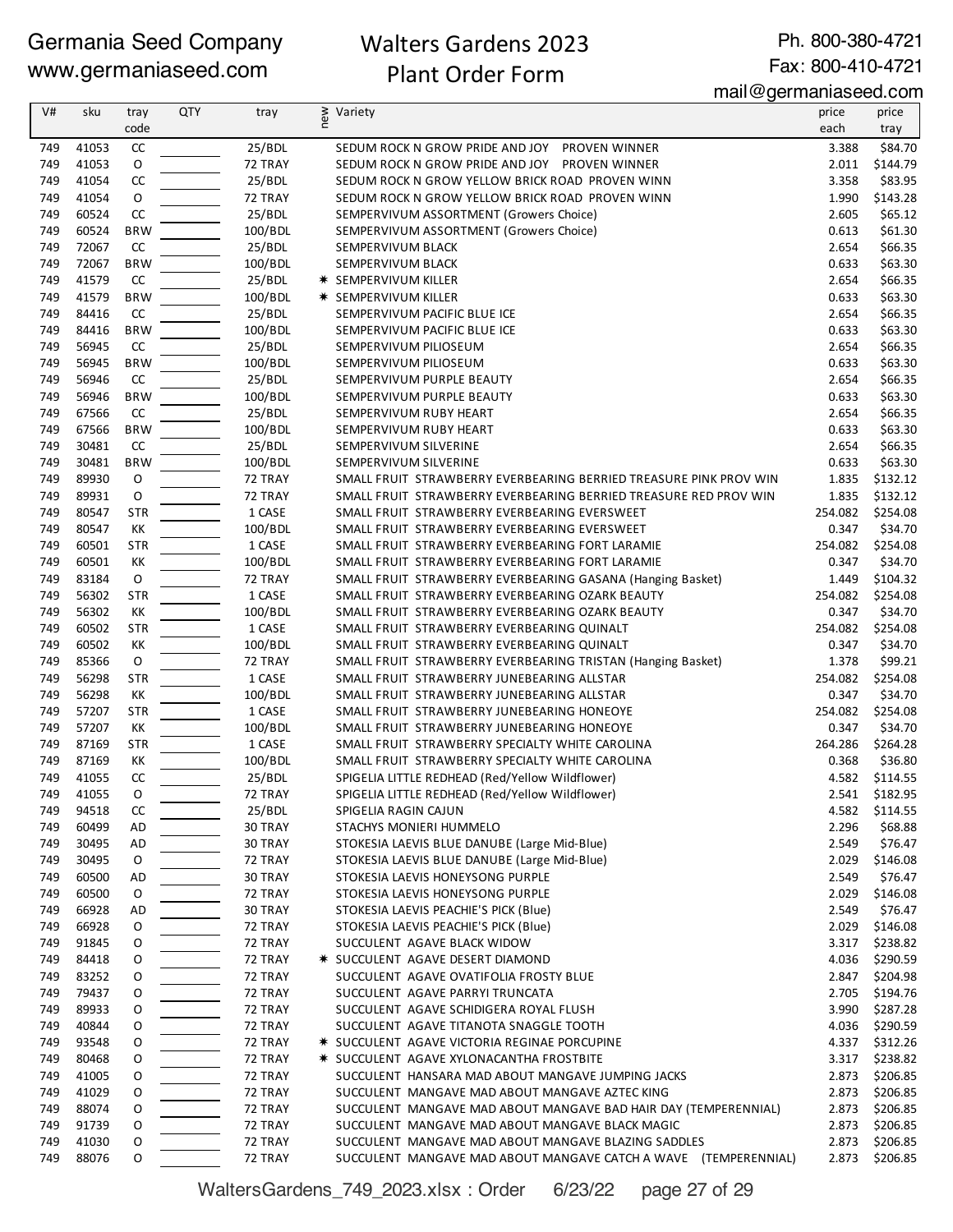Germania Seed Company
www.germaniaseed.com

Walters Gardens 2023
Plant Order Form

Ph. 800-380-4721
Fax: 800-410-4721
mail@germaniaseed.com

| V# | sku | tray code | QTY | tray | new | Variety | price each | price tray |
|---|---|---|---|---|---|---|---|---|
| 749 | 41053 | CC | | 25/BDL | | SEDUM ROCK N GROW PRIDE AND JOY PROVEN WINNER | 3.388 | $84.70 |
| 749 | 41053 | O | | 72 TRAY | | SEDUM ROCK N GROW PRIDE AND JOY PROVEN WINNER | 2.011 | $144.79 |
| 749 | 41054 | CC | | 25/BDL | | SEDUM ROCK N GROW YELLOW BRICK ROAD PROVEN WINN | 3.358 | $83.95 |
| 749 | 41054 | O | | 72 TRAY | | SEDUM ROCK N GROW YELLOW BRICK ROAD PROVEN WINN | 1.990 | $143.28 |
| 749 | 60524 | CC | | 25/BDL | | SEMPERVIVUM ASSORTMENT (Growers Choice) | 2.605 | $65.12 |
| 749 | 60524 | BRW | | 100/BDL | | SEMPERVIVUM ASSORTMENT (Growers Choice) | 0.613 | $61.30 |
| 749 | 72067 | CC | | 25/BDL | | SEMPERVIVUM BLACK | 2.654 | $66.35 |
| 749 | 72067 | BRW | | 100/BDL | | SEMPERVIVUM BLACK | 0.633 | $63.30 |
| 749 | 41579 | CC | | 25/BDL | ✷ | SEMPERVIVUM KILLER | 2.654 | $66.35 |
| 749 | 41579 | BRW | | 100/BDL | ✷ | SEMPERVIVUM KILLER | 0.633 | $63.30 |
| 749 | 84416 | CC | | 25/BDL | | SEMPERVIVUM PACIFIC BLUE ICE | 2.654 | $66.35 |
| 749 | 84416 | BRW | | 100/BDL | | SEMPERVIVUM PACIFIC BLUE ICE | 0.633 | $63.30 |
| 749 | 56945 | CC | | 25/BDL | | SEMPERVIVUM PILIOSEUM | 2.654 | $66.35 |
| 749 | 56945 | BRW | | 100/BDL | | SEMPERVIVUM PILIOSEUM | 0.633 | $63.30 |
| 749 | 56946 | CC | | 25/BDL | | SEMPERVIVUM PURPLE BEAUTY | 2.654 | $66.35 |
| 749 | 56946 | BRW | | 100/BDL | | SEMPERVIVUM PURPLE BEAUTY | 0.633 | $63.30 |
| 749 | 67566 | CC | | 25/BDL | | SEMPERVIVUM RUBY HEART | 2.654 | $66.35 |
| 749 | 67566 | BRW | | 100/BDL | | SEMPERVIVUM RUBY HEART | 0.633 | $63.30 |
| 749 | 30481 | CC | | 25/BDL | | SEMPERVIVUM SILVERINE | 2.654 | $66.35 |
| 749 | 30481 | BRW | | 100/BDL | | SEMPERVIVUM SILVERINE | 0.633 | $63.30 |
| 749 | 89930 | O | | 72 TRAY | | SMALL FRUIT STRAWBERRY EVERBEARING BERRIED TREASURE PINK PROV WIN | 1.835 | $132.12 |
| 749 | 89931 | O | | 72 TRAY | | SMALL FRUIT STRAWBERRY EVERBEARING BERRIED TREASURE RED PROV WIN | 1.835 | $132.12 |
| 749 | 80547 | STR | | 1 CASE | | SMALL FRUIT STRAWBERRY EVERBEARING EVERSWEET | 254.082 | $254.08 |
| 749 | 80547 | KK | | 100/BDL | | SMALL FRUIT STRAWBERRY EVERBEARING EVERSWEET | 0.347 | $34.70 |
| 749 | 60501 | STR | | 1 CASE | | SMALL FRUIT STRAWBERRY EVERBEARING FORT LARAMIE | 254.082 | $254.08 |
| 749 | 60501 | KK | | 100/BDL | | SMALL FRUIT STRAWBERRY EVERBEARING FORT LARAMIE | 0.347 | $34.70 |
| 749 | 83184 | O | | 72 TRAY | | SMALL FRUIT STRAWBERRY EVERBEARING GASANA (Hanging Basket) | 1.449 | $104.32 |
| 749 | 56302 | STR | | 1 CASE | | SMALL FRUIT STRAWBERRY EVERBEARING OZARK BEAUTY | 254.082 | $254.08 |
| 749 | 56302 | KK | | 100/BDL | | SMALL FRUIT STRAWBERRY EVERBEARING OZARK BEAUTY | 0.347 | $34.70 |
| 749 | 60502 | STR | | 1 CASE | | SMALL FRUIT STRAWBERRY EVERBEARING QUINALT | 254.082 | $254.08 |
| 749 | 60502 | KK | | 100/BDL | | SMALL FRUIT STRAWBERRY EVERBEARING QUINALT | 0.347 | $34.70 |
| 749 | 85366 | O | | 72 TRAY | | SMALL FRUIT STRAWBERRY EVERBEARING TRISTAN (Hanging Basket) | 1.378 | $99.21 |
| 749 | 56298 | STR | | 1 CASE | | SMALL FRUIT STRAWBERRY JUNEBEARING ALLSTAR | 254.082 | $254.08 |
| 749 | 56298 | KK | | 100/BDL | | SMALL FRUIT STRAWBERRY JUNEBEARING ALLSTAR | 0.347 | $34.70 |
| 749 | 57207 | STR | | 1 CASE | | SMALL FRUIT STRAWBERRY JUNEBEARING HONEOYE | 254.082 | $254.08 |
| 749 | 57207 | KK | | 100/BDL | | SMALL FRUIT STRAWBERRY JUNEBEARING HONEOYE | 0.347 | $34.70 |
| 749 | 87169 | STR | | 1 CASE | | SMALL FRUIT STRAWBERRY SPECIALTY WHITE CAROLINA | 264.286 | $264.28 |
| 749 | 87169 | KK | | 100/BDL | | SMALL FRUIT STRAWBERRY SPECIALTY WHITE CAROLINA | 0.368 | $36.80 |
| 749 | 41055 | CC | | 25/BDL | | SPIGELIA LITTLE REDHEAD (Red/Yellow Wildflower) | 4.582 | $114.55 |
| 749 | 41055 | O | | 72 TRAY | | SPIGELIA LITTLE REDHEAD (Red/Yellow Wildflower) | 2.541 | $182.95 |
| 749 | 94518 | CC | | 25/BDL | | SPIGELIA RAGIN CAJUN | 4.582 | $114.55 |
| 749 | 60499 | AD | | 30 TRAY | | STACHYS MONIERI HUMMELO | 2.296 | $68.88 |
| 749 | 30495 | AD | | 30 TRAY | | STOKESIA LAEVIS BLUE DANUBE (Large Mid-Blue) | 2.549 | $76.47 |
| 749 | 30495 | O | | 72 TRAY | | STOKESIA LAEVIS BLUE DANUBE (Large Mid-Blue) | 2.029 | $146.08 |
| 749 | 60500 | AD | | 30 TRAY | | STOKESIA LAEVIS HONEYSONG PURPLE | 2.549 | $76.47 |
| 749 | 60500 | O | | 72 TRAY | | STOKESIA LAEVIS HONEYSONG PURPLE | 2.029 | $146.08 |
| 749 | 66928 | AD | | 30 TRAY | | STOKESIA LAEVIS PEACHIE'S PICK (Blue) | 2.549 | $76.47 |
| 749 | 66928 | O | | 72 TRAY | | STOKESIA LAEVIS PEACHIE'S PICK (Blue) | 2.029 | $146.08 |
| 749 | 91845 | O | | 72 TRAY | | SUCCULENT AGAVE BLACK WIDOW | 3.317 | $238.82 |
| 749 | 84418 | O | | 72 TRAY | ✷ | SUCCULENT AGAVE DESERT DIAMOND | 4.036 | $290.59 |
| 749 | 83252 | O | | 72 TRAY | | SUCCULENT AGAVE OVATIFOLIA FROSTY BLUE | 2.847 | $204.98 |
| 749 | 79437 | O | | 72 TRAY | | SUCCULENT AGAVE PARRYI TRUNCATA | 2.705 | $194.76 |
| 749 | 89933 | O | | 72 TRAY | | SUCCULENT AGAVE SCHIDIGERA ROYAL FLUSH | 3.990 | $287.28 |
| 749 | 40844 | O | | 72 TRAY | | SUCCULENT AGAVE TITANOTA SNAGGLE TOOTH | 4.036 | $290.59 |
| 749 | 93548 | O | | 72 TRAY | ✷ | SUCCULENT AGAVE VICTORIA REGINAE PORCUPINE | 4.337 | $312.26 |
| 749 | 80468 | O | | 72 TRAY | ✷ | SUCCULENT AGAVE XYLONACANTHA FROSTBITE | 3.317 | $238.82 |
| 749 | 41005 | O | | 72 TRAY | | SUCCULENT HANSARA MAD ABOUT MANGAVE JUMPING JACKS | 2.873 | $206.85 |
| 749 | 41029 | O | | 72 TRAY | | SUCCULENT MANGAVE MAD ABOUT MANGAVE AZTEC KING | 2.873 | $206.85 |
| 749 | 88074 | O | | 72 TRAY | | SUCCULENT MANGAVE MAD ABOUT MANGAVE BAD HAIR DAY (TEMPERENNIAL) | 2.873 | $206.85 |
| 749 | 91739 | O | | 72 TRAY | | SUCCULENT MANGAVE MAD ABOUT MANGAVE BLACK MAGIC | 2.873 | $206.85 |
| 749 | 41030 | O | | 72 TRAY | | SUCCULENT MANGAVE MAD ABOUT MANGAVE BLAZING SADDLES | 2.873 | $206.85 |
| 749 | 88076 | O | | 72 TRAY | | SUCCULENT MANGAVE MAD ABOUT MANGAVE CATCH A WAVE (TEMPERENNIAL) | 2.873 | $206.85 |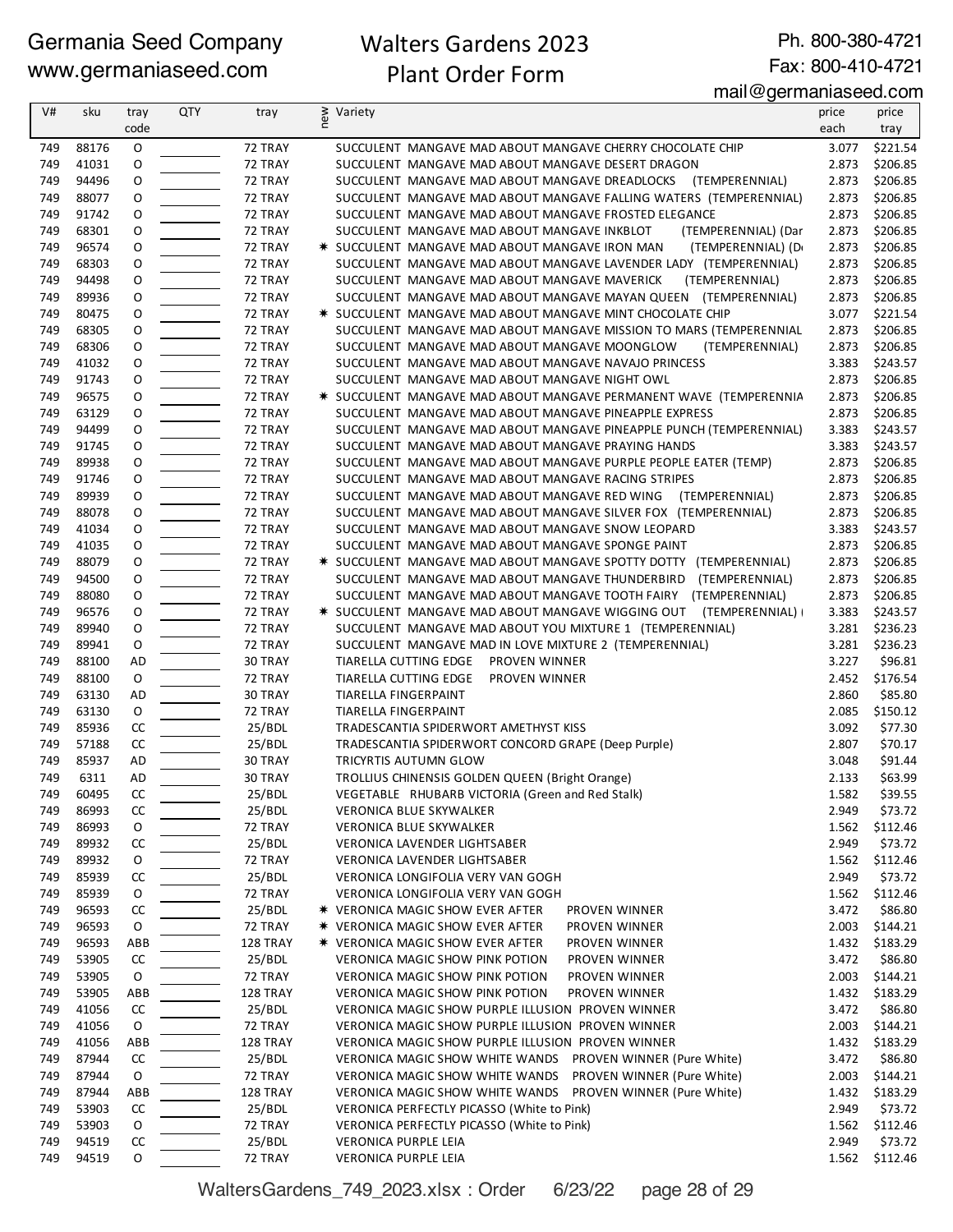# Germania Seed Company

www.germaniaseed.com

## Walters Gardens 2023 Plant Order Form

Ph. 800-380-4721
Fax: 800-410-4721
mail@germaniaseed.com

| V# | sku | tray code | QTY | tray | new | Variety | price each | price tray |
|---|---|---|---|---|---|---|---|---|
| 749 | 88176 | O | | 72 TRAY | | SUCCULENT MANGAVE MAD ABOUT MANGAVE CHERRY CHOCOLATE CHIP | 3.077 | $221.54 |
| 749 | 41031 | O | | 72 TRAY | | SUCCULENT MANGAVE MAD ABOUT MANGAVE DESERT DRAGON | 2.873 | $206.85 |
| 749 | 94496 | O | | 72 TRAY | | SUCCULENT MANGAVE MAD ABOUT MANGAVE DREADLOCKS (TEMPERENNIAL) | 2.873 | $206.85 |
| 749 | 88077 | O | | 72 TRAY | | SUCCULENT MANGAVE MAD ABOUT MANGAVE FALLING WATERS (TEMPERENNIAL) | 2.873 | $206.85 |
| 749 | 91742 | O | | 72 TRAY | | SUCCULENT MANGAVE MAD ABOUT MANGAVE FROSTED ELEGANCE | 2.873 | $206.85 |
| 749 | 68301 | O | | 72 TRAY | | SUCCULENT MANGAVE MAD ABOUT MANGAVE INKBLOT (TEMPERENNIAL) (Dar | 2.873 | $206.85 |
| 749 | 96574 | O | | 72 TRAY | * | SUCCULENT MANGAVE MAD ABOUT MANGAVE IRON MAN (TEMPERENNIAL) (D | 2.873 | $206.85 |
| 749 | 68303 | O | | 72 TRAY | | SUCCULENT MANGAVE MAD ABOUT MANGAVE LAVENDER LADY (TEMPERENNIAL) | 2.873 | $206.85 |
| 749 | 94498 | O | | 72 TRAY | | SUCCULENT MANGAVE MAD ABOUT MANGAVE MAVERICK (TEMPERENNIAL) | 2.873 | $206.85 |
| 749 | 89936 | O | | 72 TRAY | | SUCCULENT MANGAVE MAD ABOUT MANGAVE MAYAN QUEEN (TEMPERENNIAL) | 2.873 | $206.85 |
| 749 | 80475 | O | | 72 TRAY | * | SUCCULENT MANGAVE MAD ABOUT MANGAVE MINT CHOCOLATE CHIP | 3.077 | $221.54 |
| 749 | 68305 | O | | 72 TRAY | | SUCCULENT MANGAVE MAD ABOUT MANGAVE MISSION TO MARS (TEMPERENNIAL | 2.873 | $206.85 |
| 749 | 68306 | O | | 72 TRAY | | SUCCULENT MANGAVE MAD ABOUT MANGAVE MOONGLOW (TEMPERENNIAL) | 2.873 | $206.85 |
| 749 | 41032 | O | | 72 TRAY | | SUCCULENT MANGAVE MAD ABOUT MANGAVE NAVAJO PRINCESS | 3.383 | $243.57 |
| 749 | 91743 | O | | 72 TRAY | | SUCCULENT MANGAVE MAD ABOUT MANGAVE NIGHT OWL | 2.873 | $206.85 |
| 749 | 96575 | O | | 72 TRAY | * | SUCCULENT MANGAVE MAD ABOUT MANGAVE PERMANENT WAVE (TEMPERENNIA | 2.873 | $206.85 |
| 749 | 63129 | O | | 72 TRAY | | SUCCULENT MANGAVE MAD ABOUT MANGAVE PINEAPPLE EXPRESS | 2.873 | $206.85 |
| 749 | 94499 | O | | 72 TRAY | | SUCCULENT MANGAVE MAD ABOUT MANGAVE PINEAPPLE PUNCH (TEMPERENNIAL) | 3.383 | $243.57 |
| 749 | 91745 | O | | 72 TRAY | | SUCCULENT MANGAVE MAD ABOUT MANGAVE PRAYING HANDS | 3.383 | $243.57 |
| 749 | 89938 | O | | 72 TRAY | | SUCCULENT MANGAVE MAD ABOUT MANGAVE PURPLE PEOPLE EATER (TEMP) | 2.873 | $206.85 |
| 749 | 91746 | O | | 72 TRAY | | SUCCULENT MANGAVE MAD ABOUT MANGAVE RACING STRIPES | 2.873 | $206.85 |
| 749 | 89939 | O | | 72 TRAY | | SUCCULENT MANGAVE MAD ABOUT MANGAVE RED WING (TEMPERENNIAL) | 2.873 | $206.85 |
| 749 | 88078 | O | | 72 TRAY | | SUCCULENT MANGAVE MAD ABOUT MANGAVE SILVER FOX (TEMPERENNIAL) | 2.873 | $206.85 |
| 749 | 41034 | O | | 72 TRAY | | SUCCULENT MANGAVE MAD ABOUT MANGAVE SNOW LEOPARD | 3.383 | $243.57 |
| 749 | 41035 | O | | 72 TRAY | | SUCCULENT MANGAVE MAD ABOUT MANGAVE SPONGE PAINT | 2.873 | $206.85 |
| 749 | 88079 | O | | 72 TRAY | * | SUCCULENT MANGAVE MAD ABOUT MANGAVE SPOTTY DOTTY (TEMPERENNIAL) | 2.873 | $206.85 |
| 749 | 94500 | O | | 72 TRAY | | SUCCULENT MANGAVE MAD ABOUT MANGAVE THUNDERBIRD (TEMPERENNIAL) | 2.873 | $206.85 |
| 749 | 88080 | O | | 72 TRAY | | SUCCULENT MANGAVE MAD ABOUT MANGAVE TOOTH FAIRY (TEMPERENNIAL) | 2.873 | $206.85 |
| 749 | 96576 | O | | 72 TRAY | * | SUCCULENT MANGAVE MAD ABOUT MANGAVE WIGGING OUT (TEMPERENNIAL) ( | 3.383 | $243.57 |
| 749 | 89940 | O | | 72 TRAY | | SUCCULENT MANGAVE MAD ABOUT YOU MIXTURE 1 (TEMPERENNIAL) | 3.281 | $236.23 |
| 749 | 89941 | O | | 72 TRAY | | SUCCULENT MANGAVE MAD IN LOVE MIXTURE 2 (TEMPERENNIAL) | 3.281 | $236.23 |
| 749 | 88100 | AD | | 30 TRAY | | TIARELLA CUTTING EDGE PROVEN WINNER | 3.227 | $96.81 |
| 749 | 88100 | O | | 72 TRAY | | TIARELLA CUTTING EDGE PROVEN WINNER | 2.452 | $176.54 |
| 749 | 63130 | AD | | 30 TRAY | | TIARELLA FINGERPAINT | 2.860 | $85.80 |
| 749 | 63130 | O | | 72 TRAY | | TIARELLA FINGERPAINT | 2.085 | $150.12 |
| 749 | 85936 | CC | | 25/BDL | | TRADESCANTIA SPIDERWORT AMETHYST KISS | 3.092 | $77.30 |
| 749 | 57188 | CC | | 25/BDL | | TRADESCANTIA SPIDERWORT CONCORD GRAPE (Deep Purple) | 2.807 | $70.17 |
| 749 | 85937 | AD | | 30 TRAY | | TRICYRTIS AUTUMN GLOW | 3.048 | $91.44 |
| 749 | 6311 | AD | | 30 TRAY | | TROLLIUS CHINENSIS GOLDEN QUEEN (Bright Orange) | 2.133 | $63.99 |
| 749 | 60495 | CC | | 25/BDL | | VEGETABLE RHUBARB VICTORIA (Green and Red Stalk) | 1.582 | $39.55 |
| 749 | 86993 | CC | | 25/BDL | | VERONICA BLUE SKYWALKER | 2.949 | $73.72 |
| 749 | 86993 | O | | 72 TRAY | | VERONICA BLUE SKYWALKER | 1.562 | $112.46 |
| 749 | 89932 | CC | | 25/BDL | | VERONICA LAVENDER LIGHTSABER | 2.949 | $73.72 |
| 749 | 89932 | O | | 72 TRAY | | VERONICA LAVENDER LIGHTSABER | 1.562 | $112.46 |
| 749 | 85939 | CC | | 25/BDL | | VERONICA LONGIFOLIA VERY VAN GOGH | 2.949 | $73.72 |
| 749 | 85939 | O | | 72 TRAY | | VERONICA LONGIFOLIA VERY VAN GOGH | 1.562 | $112.46 |
| 749 | 96593 | CC | | 25/BDL | * | VERONICA MAGIC SHOW EVER AFTER PROVEN WINNER | 3.472 | $86.80 |
| 749 | 96593 | O | | 72 TRAY | * | VERONICA MAGIC SHOW EVER AFTER PROVEN WINNER | 2.003 | $144.21 |
| 749 | 96593 | ABB | | 128 TRAY | * | VERONICA MAGIC SHOW EVER AFTER PROVEN WINNER | 1.432 | $183.29 |
| 749 | 53905 | CC | | 25/BDL | | VERONICA MAGIC SHOW PINK POTION PROVEN WINNER | 3.472 | $86.80 |
| 749 | 53905 | O | | 72 TRAY | | VERONICA MAGIC SHOW PINK POTION PROVEN WINNER | 2.003 | $144.21 |
| 749 | 53905 | ABB | | 128 TRAY | | VERONICA MAGIC SHOW PINK POTION PROVEN WINNER | 1.432 | $183.29 |
| 749 | 41056 | CC | | 25/BDL | | VERONICA MAGIC SHOW PURPLE ILLUSION PROVEN WINNER | 3.472 | $86.80 |
| 749 | 41056 | O | | 72 TRAY | | VERONICA MAGIC SHOW PURPLE ILLUSION PROVEN WINNER | 2.003 | $144.21 |
| 749 | 41056 | ABB | | 128 TRAY | | VERONICA MAGIC SHOW PURPLE ILLUSION PROVEN WINNER | 1.432 | $183.29 |
| 749 | 87944 | CC | | 25/BDL | | VERONICA MAGIC SHOW WHITE WANDS PROVEN WINNER (Pure White) | 3.472 | $86.80 |
| 749 | 87944 | O | | 72 TRAY | | VERONICA MAGIC SHOW WHITE WANDS PROVEN WINNER (Pure White) | 2.003 | $144.21 |
| 749 | 87944 | ABB | | 128 TRAY | | VERONICA MAGIC SHOW WHITE WANDS PROVEN WINNER (Pure White) | 1.432 | $183.29 |
| 749 | 53903 | CC | | 25/BDL | | VERONICA PERFECTLY PICASSO (White to Pink) | 2.949 | $73.72 |
| 749 | 53903 | O | | 72 TRAY | | VERONICA PERFECTLY PICASSO (White to Pink) | 1.562 | $112.46 |
| 749 | 94519 | CC | | 25/BDL | | VERONICA PURPLE LEIA | 2.949 | $73.72 |
| 749 | 94519 | O | | 72 TRAY | | VERONICA PURPLE LEIA | 1.562 | $112.46 |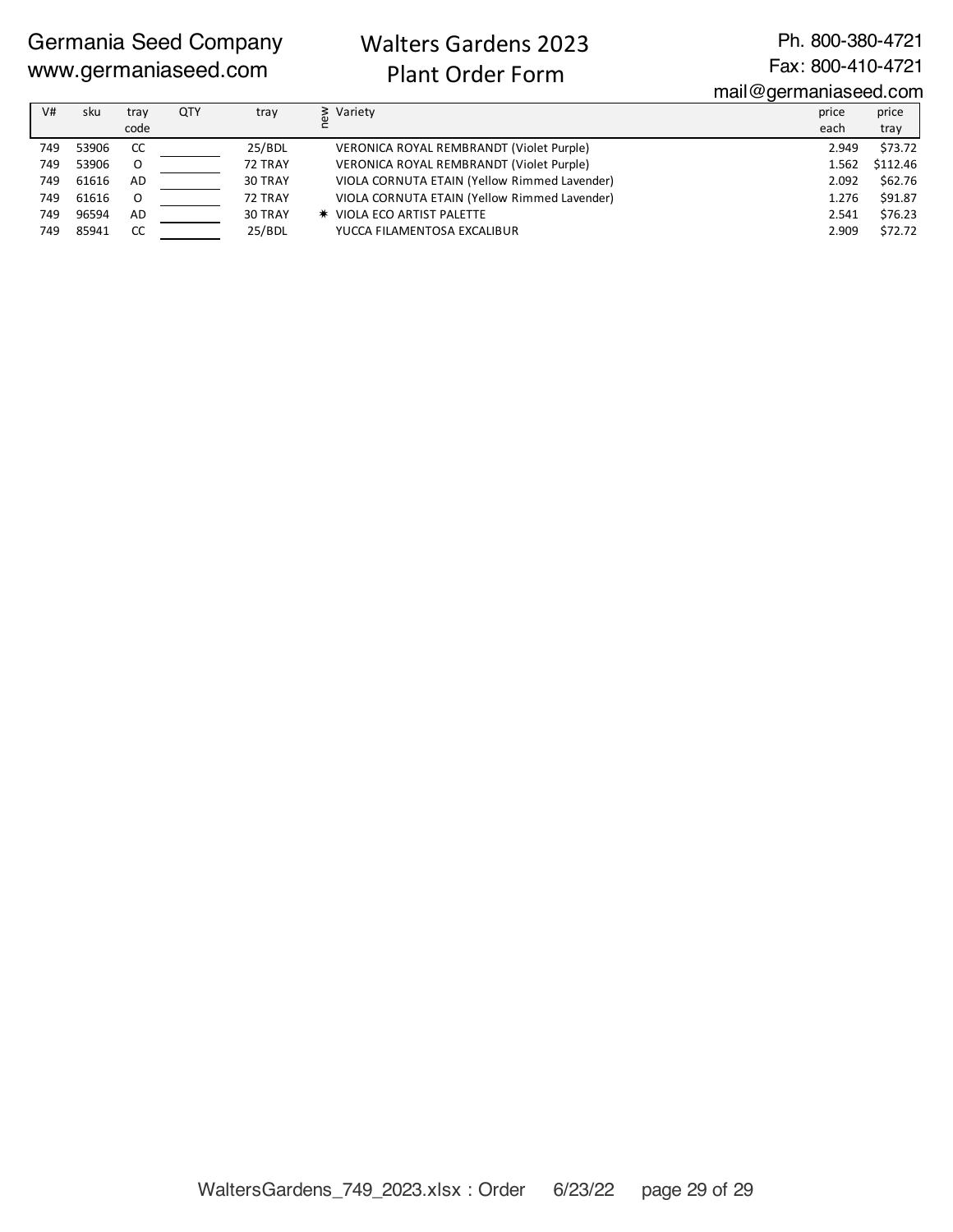Germania Seed Company
www.germaniaseed.com

# Walters Gardens 2023
# Plant Order Form

Ph. 800-380-4721
Fax: 800-410-4721
mail@germaniaseed.com

| V# | sku | tray code | QTY | tray | new | Variety | price each | price tray |
|---|---|---|---|---|---|---|---|---|
| 749 | 53906 | CC | | 25/BDL | | VERONICA ROYAL REMBRANDT (Violet Purple) | 2.949 | $73.72 |
| 749 | 53906 | O | | 72 TRAY | | VERONICA ROYAL REMBRANDT (Violet Purple) | 1.562 | $112.46 |
| 749 | 61616 | AD | | 30 TRAY | | VIOLA CORNUTA ETAIN (Yellow Rimmed Lavender) | 2.092 | $62.76 |
| 749 | 61616 | O | | 72 TRAY | | VIOLA CORNUTA ETAIN (Yellow Rimmed Lavender) | 1.276 | $91.87 |
| 749 | 96594 | AD | | 30 TRAY | ✷ | VIOLA ECO ARTIST PALETTE | 2.541 | $76.23 |
| 749 | 85941 | CC | | 25/BDL | | YUCCA FILAMENTOSA EXCALIBUR | 2.909 | $72.72 |